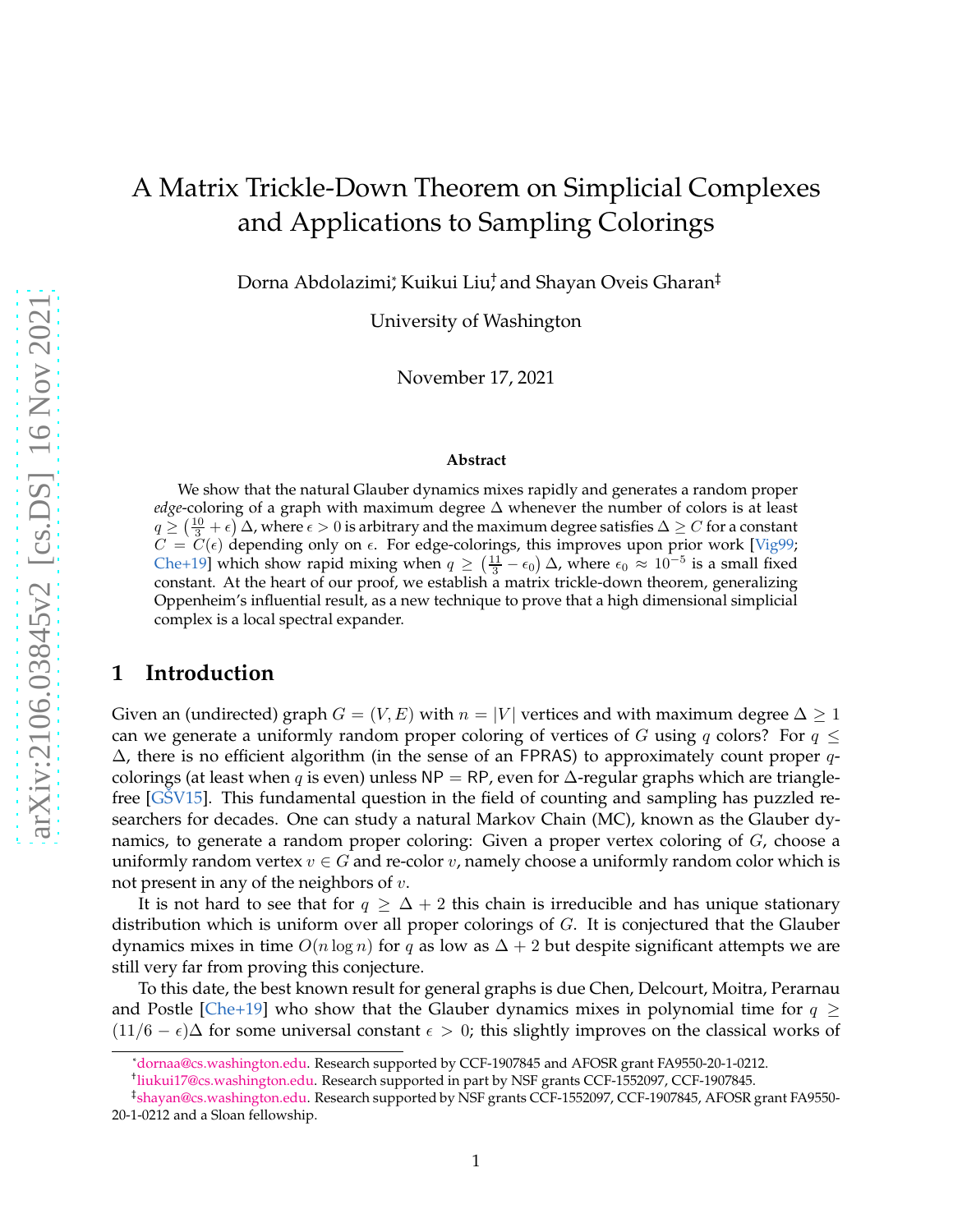# A Matrix Trickle-Down Theorem on Simplicial Complexes and Applications to Sampling Colorings

Dorna Abdolazimi*, Kuikui Liu†, and Shayan Oveis Gharan‡

University of Washington

November 17, 2021

### Abstract

We show that the natural Glauber dynamics mixes rapidly and generates a random proper *edge*-coloring of a graph with maximum degree $\Delta$ whenever the number of colors is at least $q \geq \left(\frac{10}{3} + \epsilon\right)\Delta$, where $\epsilon > 0$ is arbitrary and the maximum degree satisfies $\Delta \geq C$ for a constant $C = C(\epsilon)$ depending only on $\epsilon$. For edge-colorings, this improves upon prior work [Vig99; Che+19] which show rapid mixing when $q \geq \left(\frac{11}{3} - \epsilon_0\right)\Delta$, where $\epsilon_0 \approx 10^{-5}$ is a small fixed constant. At the heart of our proof, we establish a matrix trickle-down theorem, generalizing Oppenheim's influential result, as a new technique to prove that a high dimensional simplicial complex is a local spectral expander.

## 1 Introduction

Given an (undirected) graph $G = (V, E)$ with $n = |V|$ vertices and with maximum degree $\Delta \geq 1$ can we generate a uniformly random proper coloring of vertices of $G$ using $q$ colors? For $q \leq \Delta$, there is no efficient algorithm (in the sense of an FPRAS) to approximately count proper $q$-colorings (at least when $q$ is even) unless NP = RP, even for $\Delta$-regular graphs which are triangle-free [GŠV15]. This fundamental question in the field of counting and sampling has puzzled researchers for decades. One can study a natural Markov Chain (MC), known as the Glauber dynamics, to generate a random proper coloring: Given a proper vertex coloring of $G$, choose a uniformly random vertex $v \in G$ and re-color $v$, namely choose a uniformly random color which is not present in any of the neighbors of $v$.

It is not hard to see that for $q \geq \Delta + 2$ this chain is irreducible and has unique stationary distribution which is uniform over all proper colorings of $G$. It is conjectured that the Glauber dynamics mixes in time $O(n \log n)$ for $q$ as low as $\Delta + 2$ but despite significant attempts we are still very far from proving this conjecture.

To this date, the best known result for general graphs is due Chen, Delcourt, Moitra, Perarnau and Postle [Che+19] who show that the Glauber dynamics mixes in polynomial time for $q \geq (11/6 - \epsilon)\Delta$ for some universal constant $\epsilon > 0$; this slightly improves on the classical works of

*dornaa@cs.washington.edu. Research supported by CCF-1907845 and AFOSR grant FA9550-20-1-0212.

†liukui17@cs.washington.edu. Research supported in part by NSF grants CCF-1552097, CCF-1907845.

‡shayan@cs.washington.edu. Research supported by NSF grants CCF-1552097, CCF-1907845, AFOSR grant FA9550-20-1-0212 and a Sloan fellowship.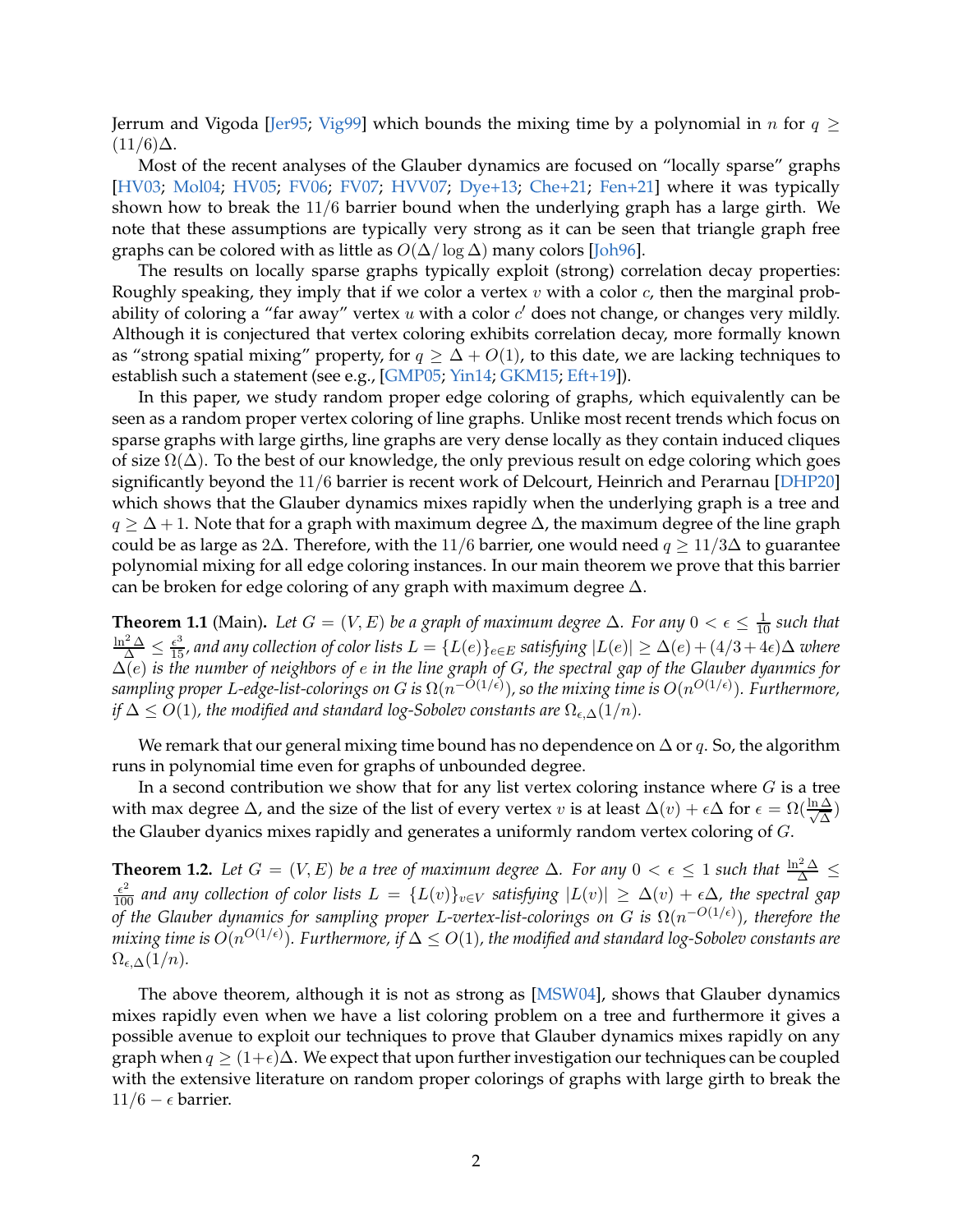Jerrum and Vigoda [Jer95; Vig99] which bounds the mixing time by a polynomial in $n$ for $q \geq (11/6)\Delta$.

Most of the recent analyses of the Glauber dynamics are focused on "locally sparse" graphs [HV03; Mol04; HV05; FV06; FV07; HVV07; Dye+13; Che+21; Fen+21] where it was typically shown how to break the $11/6$ barrier bound when the underlying graph has a large girth. We note that these assumptions are typically very strong as it can be seen that triangle graph free graphs can be colored with as little as $O(\Delta/\log\Delta)$ many colors [Joh96].

The results on locally sparse graphs typically exploit (strong) correlation decay properties: Roughly speaking, they imply that if we color a vertex $v$ with a color $c$, then the marginal probability of coloring a "far away" vertex $u$ with a color $c'$ does not change, or changes very mildly. Although it is conjectured that vertex coloring exhibits correlation decay, more formally known as "strong spatial mixing" property, for $q \geq \Delta + O(1)$, to this date, we are lacking techniques to establish such a statement (see e.g., [GMP05; Yin14; GKM15; Eft+19]).

In this paper, we study random proper edge coloring of graphs, which equivalently can be seen as a random proper vertex coloring of line graphs. Unlike most recent trends which focus on sparse graphs with large girths, line graphs are very dense locally as they contain induced cliques of size $\Omega(\Delta)$. To the best of our knowledge, the only previous result on edge coloring which goes significantly beyond the $11/6$ barrier is recent work of Delcourt, Heinrich and Perarnau [DHP20] which shows that the Glauber dynamics mixes rapidly when the underlying graph is a tree and $q \geq \Delta + 1$. Note that for a graph with maximum degree $\Delta$, the maximum degree of the line graph could be as large as $2\Delta$. Therefore, with the $11/6$ barrier, one would need $q \geq 11/3\Delta$ to guarantee polynomial mixing for all edge coloring instances. In our main theorem we prove that this barrier can be broken for edge coloring of any graph with maximum degree $\Delta$.

**Theorem 1.1** (Main). *Let $G = (V, E)$ be a graph of maximum degree $\Delta$. For any $0 < \epsilon \leq \frac{1}{10}$ such that $\frac{\ln^2 \Delta}{\Delta} \leq \frac{\epsilon^3}{15}$, and any collection of color lists $L = \{L(e)\}_{e \in E}$ satisfying $|L(e)| \geq \Delta(e) + (4/3 + 4\epsilon)\Delta$ where $\Delta(e)$ is the number of neighbors of $e$ in the line graph of $G$, the spectral gap of the Glauber dynamics for sampling proper $L$-edge-list-colorings on $G$ is $\Omega(n^{-O(1/\epsilon)})$, so the mixing time is $O(n^{O(1/\epsilon)})$. Furthermore, if $\Delta \leq O(1)$, the modified and standard log-Sobolev constants are $\Omega_{\epsilon,\Delta}(1/n)$.*

We remark that our general mixing time bound has no dependence on $\Delta$ or $q$. So, the algorithm runs in polynomial time even for graphs of unbounded degree.

In a second contribution we show that for any list vertex coloring instance where $G$ is a tree with max degree $\Delta$, and the size of the list of every vertex $v$ is at least $\Delta(v) + \epsilon\Delta$ for $\epsilon = \Omega(\frac{\ln \Delta}{\sqrt{\Delta}})$ the Glauber dyanics mixes rapidly and generates a uniformly random vertex coloring of $G$.

**Theorem 1.2.** *Let $G = (V, E)$ be a tree of maximum degree $\Delta$. For any $0 < \epsilon \leq 1$ such that $\frac{\ln^2 \Delta}{\Delta} \leq \frac{\epsilon^2}{100}$ and any collection of color lists $L = \{L(v)\}_{v \in V}$ satisfying $|L(v)| \geq \Delta(v) + \epsilon\Delta$, the spectral gap of the Glauber dynamics for sampling proper $L$-vertex-list-colorings on $G$ is $\Omega(n^{-O(1/\epsilon)})$, therefore the mixing time is $O(n^{O(1/\epsilon)})$. Furthermore, if $\Delta \leq O(1)$, the modified and standard log-Sobolev constants are $\Omega_{\epsilon,\Delta}(1/n)$.*

The above theorem, although it is not as strong as [MSW04], shows that Glauber dynamics mixes rapidly even when we have a list coloring problem on a tree and furthermore it gives a possible avenue to exploit our techniques to prove that Glauber dynamics mixes rapidly on any graph when $q \geq (1+\epsilon)\Delta$. We expect that upon further investigation our techniques can be coupled with the extensive literature on random proper colorings of graphs with large girth to break the $11/6 - \epsilon$ barrier.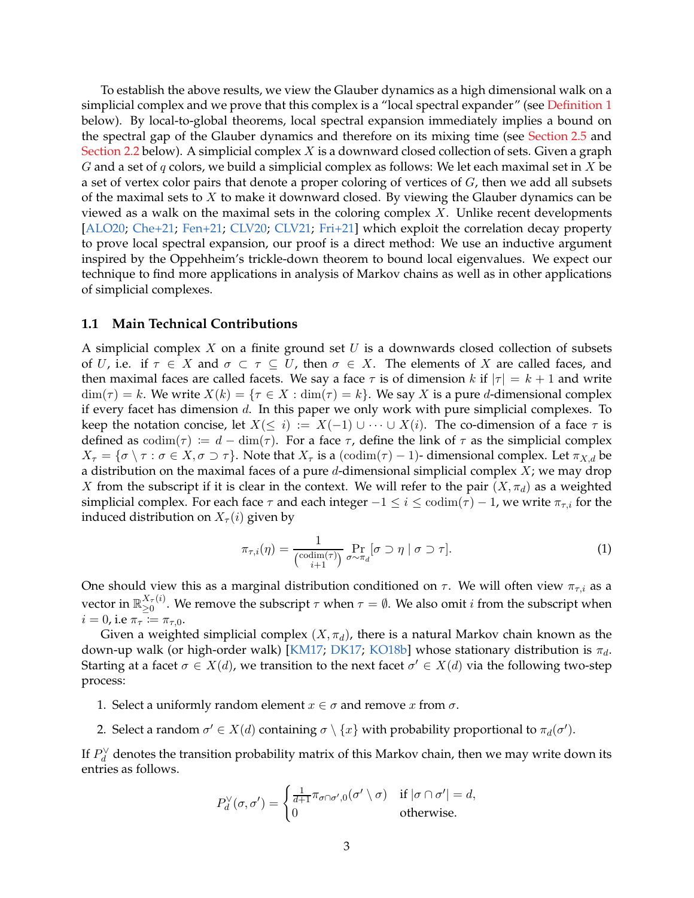To establish the above results, we view the Glauber dynamics as a high dimensional walk on a simplicial complex and we prove that this complex is a "local spectral expander" (see Definition 1 below). By local-to-global theorems, local spectral expansion immediately implies a bound on the spectral gap of the Glauber dynamics and therefore on its mixing time (see Section 2.5 and Section 2.2 below). A simplicial complex $X$ is a downward closed collection of sets. Given a graph $G$ and a set of $q$ colors, we build a simplicial complex as follows: We let each maximal set in $X$ be a set of vertex color pairs that denote a proper coloring of vertices of $G$, then we add all subsets of the maximal sets to $X$ to make it downward closed. By viewing the Glauber dynamics can be viewed as a walk on the maximal sets in the coloring complex $X$. Unlike recent developments [ALO20; Che+21; Fen+21; CLV20; CLV21; Fri+21] which exploit the correlation decay property to prove local spectral expansion, our proof is a direct method: We use an inductive argument inspired by the Oppehheim's trickle-down theorem to bound local eigenvalues. We expect our technique to find more applications in analysis of Markov chains as well as in other applications of simplicial complexes.

### 1.1 Main Technical Contributions

A simplicial complex $X$ on a finite ground set $U$ is a downwards closed collection of subsets of $U$, i.e. if $\tau \in X$ and $\sigma \subset \tau \subseteq U$, then $\sigma \in X$. The elements of $X$ are called faces, and then maximal faces are called facets. We say a face $\tau$ is of dimension $k$ if $|\tau| = k+1$ and write $\dim(\tau) = k$. We write $X(k) = \{\tau \in X : \dim(\tau) = k\}$. We say $X$ is a pure $d$-dimensional complex if every facet has dimension $d$. In this paper we only work with pure simplicial complexes. To keep the notation concise, let $X(\leq i) := X(-1) \cup \cdots \cup X(i)$. The co-dimension of a face $\tau$ is defined as $\mathrm{codim}(\tau) := d - \dim(\tau)$. For a face $\tau$, define the link of $\tau$ as the simplicial complex $X_\tau = \{\sigma \setminus \tau : \sigma \in X, \sigma \supset \tau\}$. Note that $X_\tau$ is a $(\mathrm{codim}(\tau)-1)$- dimensional complex. Let $\pi_{X,d}$ be a distribution on the maximal faces of a pure $d$-dimensional simplicial complex $X$; we may drop $X$ from the subscript if it is clear in the context. We will refer to the pair $(X, \pi_d)$ as a weighted simplicial complex. For each face $\tau$ and each integer $-1 \leq i \leq \mathrm{codim}(\tau) - 1$, we write $\pi_{\tau,i}$ for the induced distribution on $X_\tau(i)$ given by

$$\pi_{\tau,i}(\eta) = \frac{1}{\binom{\mathrm{codim}(\tau)}{i+1}} \Pr_{\sigma \sim \pi_d}[\sigma \supset \eta \mid \sigma \supset \tau]. \tag{1}$$

One should view this as a marginal distribution conditioned on $\tau$. We will often view $\pi_{\tau,i}$ as a vector in $\mathbb{R}^{X_\tau(i)}_{\geq 0}$. We remove the subscript $\tau$ when $\tau = \emptyset$. We also omit $i$ from the subscript when $i = 0$, i.e $\pi_\tau := \pi_{\tau,0}$.

Given a weighted simplicial complex $(X, \pi_d)$, there is a natural Markov chain known as the down-up walk (or high-order walk) [KM17; DK17; KO18b] whose stationary distribution is $\pi_d$. Starting at a facet $\sigma \in X(d)$, we transition to the next facet $\sigma' \in X(d)$ via the following two-step process:

1. Select a uniformly random element $x \in \sigma$ and remove $x$ from $\sigma$.
2. Select a random $\sigma' \in X(d)$ containing $\sigma \setminus \{x\}$ with probability proportional to $\pi_d(\sigma')$.

If $P_d^\vee$ denotes the transition probability matrix of this Markov chain, then we may write down its entries as follows.

$$P_d^\vee(\sigma, \sigma') = \begin{cases} \frac{1}{d+1}\pi_{\sigma\cap\sigma',0}(\sigma' \setminus \sigma) & \text{if } |\sigma \cap \sigma'| = d, \\ 0 & \text{otherwise.} \end{cases}$$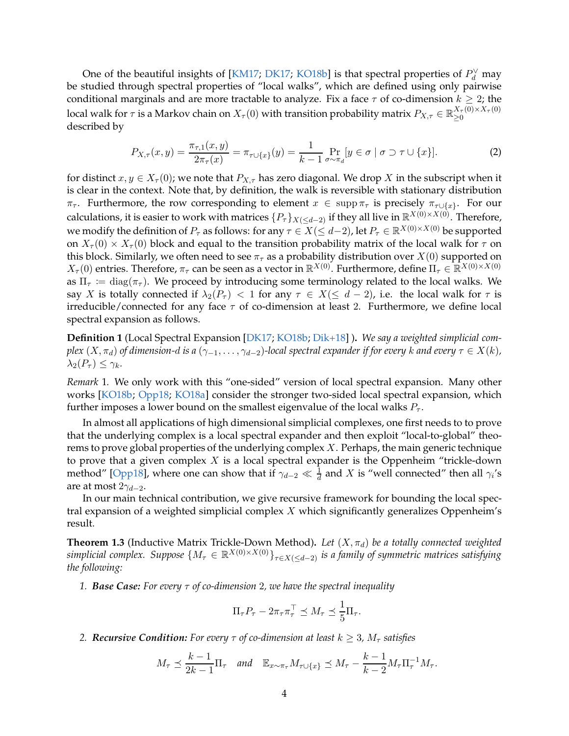One of the beautiful insights of [KM17; DK17; KO18b] is that spectral properties of $P_d^\vee$ may be studied through spectral properties of "local walks", which are defined using only pairwise conditional marginals and are more tractable to analyze. Fix a face $\tau$ of co-dimension $k \geq 2$; the local walk for $\tau$ is a Markov chain on $X_\tau(0)$ with transition probability matrix $P_{X,\tau} \in \mathbb{R}_{\geq 0}^{X_\tau(0)\times X_\tau(0)}$ described by

$$P_{X,\tau}(x,y) = \frac{\pi_{\tau,1}(x,y)}{2\pi_\tau(x)} = \pi_{\tau\cup\{x\}}(y) = \frac{1}{k-1}\Pr_{\sigma\sim\pi_d}[y \in \sigma \mid \sigma \supset \tau \cup \{x\}]. \tag{2}$$

for distinct $x, y \in X_\tau(0)$; we note that $P_{X,\tau}$ has zero diagonal. We drop $X$ in the subscript when it is clear in the context. Note that, by definition, the walk is reversible with stationary distribution $\pi_\tau$. Furthermore, the row corresponding to element $x \in \operatorname{supp} \pi_\tau$ is precisely $\pi_{\tau\cup\{x\}}$. For our calculations, it is easier to work with matrices $\{P_\tau\}_{X(\leq d-2)}$ if they all live in $\mathbb{R}^{X(0)\times X(0)}$. Therefore, we modify the definition of $P_\tau$ as follows: for any $\tau \in X(\leq d-2)$, let $P_\tau \in \mathbb{R}^{X(0)\times X(0)}$ be supported on $X_\tau(0) \times X_\tau(0)$ block and equal to the transition probability matrix of the local walk for $\tau$ on this block. Similarly, we often need to see $\pi_\tau$ as a probability distribution over $X(0)$ supported on $X_\tau(0)$ entries. Therefore, $\pi_\tau$ can be seen as a vector in $\mathbb{R}^{X(0)}$. Furthermore, define $\Pi_\tau \in \mathbb{R}^{X(0)\times X(0)}$ as $\Pi_\tau := \operatorname{diag}(\pi_\tau)$. We proceed by introducing some terminology related to the local walks. We say $X$ is totally connected if $\lambda_2(P_\tau) < 1$ for any $\tau \in X(\leq d-2)$, i.e. the local walk for $\tau$ is irreducible/connected for any face $\tau$ of co-dimension at least 2. Furthermore, we define local spectral expansion as follows.

**Definition 1** (Local Spectral Expansion [DK17; KO18b; Dik+18] )**.** *We say a weighted simplicial complex $(X, \pi_d)$ of dimension-$d$ is a $(\gamma_{-1}, \ldots, \gamma_{d-2})$-local spectral expander if for every $k$ and every $\tau \in X(k)$, $\lambda_2(P_\tau) \leq \gamma_k$.*

*Remark* 1*.* We only work with this "one-sided" version of local spectral expansion. Many other works [KO18b; Opp18; KO18a] consider the stronger two-sided local spectral expansion, which further imposes a lower bound on the smallest eigenvalue of the local walks $P_\tau$.

In almost all applications of high dimensional simplicial complexes, one first needs to to prove that the underlying complex is a local spectral expander and then exploit "local-to-global" theorems to prove global properties of the underlying complex $X$. Perhaps, the main generic technique to prove that a given complex $X$ is a local spectral expander is the Oppenheim "trickle-down method" [Opp18], where one can show that if $\gamma_{d-2} \ll \frac{1}{d}$ and $X$ is "well connected" then all $\gamma_i$'s are at most $2\gamma_{d-2}$.

In our main technical contribution, we give recursive framework for bounding the local spectral expansion of a weighted simplicial complex $X$ which significantly generalizes Oppenheim's result.

**Theorem 1.3** (Inductive Matrix Trickle-Down Method)**.** *Let $(X, \pi_d)$ be a totally connected weighted simplicial complex. Suppose $\{M_\tau \in \mathbb{R}^{X(0)\times X(0)}\}_{\tau\in X(\leq d-2)}$ is a family of symmetric matrices satisfying the following:*

1. ***Base Case:*** *For every $\tau$ of co-dimension 2, we have the spectral inequality*

$$\Pi_\tau P_\tau - 2\pi_\tau\pi_\tau^\top \preceq M_\tau \preceq \frac{1}{5}\Pi_\tau.$$

2. ***Recursive Condition:*** *For every $\tau$ of co-dimension at least $k \geq 3$, $M_\tau$ satisfies*

$$M_\tau \preceq \frac{k-1}{2k-1}\Pi_\tau \quad \text{and} \quad \mathbb{E}_{x\sim\pi_\tau} M_{\tau\cup\{x\}} \preceq M_\tau - \frac{k-1}{k-2} M_\tau \Pi_\tau^{-1} M_\tau.$$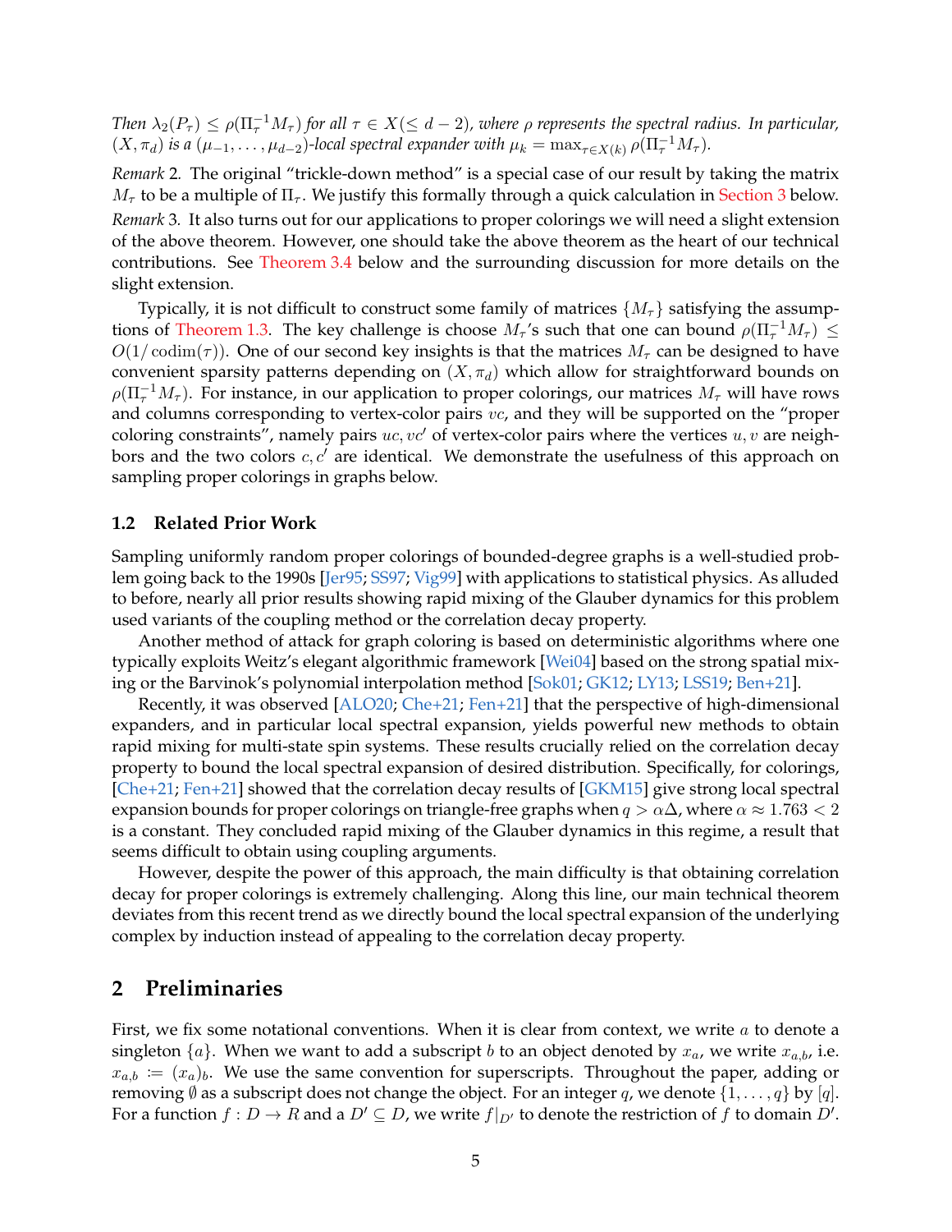*Then $\lambda_2(P_\tau) \le \rho(\Pi_\tau^{-1} M_\tau)$ for all $\tau \in X(\le d-2)$, where $\rho$ represents the spectral radius. In particular, $(X, \pi_d)$ is a $(\mu_{-1}, \ldots, \mu_{d-2})$-local spectral expander with $\mu_k = \max_{\tau \in X(k)} \rho(\Pi_\tau^{-1} M_\tau)$.*

*Remark* 2. The original "trickle-down method" is a special case of our result by taking the matrix $M_\tau$ to be a multiple of $\Pi_\tau$. We justify this formally through a quick calculation in Section 3 below.

*Remark* 3. It also turns out for our applications to proper colorings we will need a slight extension of the above theorem. However, one should take the above theorem as the heart of our technical contributions. See Theorem 3.4 below and the surrounding discussion for more details on the slight extension.

Typically, it is not difficult to construct some family of matrices $\{M_\tau\}$ satisfying the assumptions of Theorem 1.3. The key challenge is choose $M_\tau$'s such that one can bound $\rho(\Pi_\tau^{-1} M_\tau) \le O(1/\operatorname{codim}(\tau))$. One of our second key insights is that the matrices $M_\tau$ can be designed to have convenient sparsity patterns depending on $(X, \pi_d)$ which allow for straightforward bounds on $\rho(\Pi_\tau^{-1} M_\tau)$. For instance, in our application to proper colorings, our matrices $M_\tau$ will have rows and columns corresponding to vertex-color pairs $vc$, and they will be supported on the "proper coloring constraints", namely pairs $uc, vc'$ of vertex-color pairs where the vertices $u, v$ are neighbors and the two colors $c, c'$ are identical. We demonstrate the usefulness of this approach on sampling proper colorings in graphs below.

### 1.2 Related Prior Work

Sampling uniformly random proper colorings of bounded-degree graphs is a well-studied problem going back to the 1990s [Jer95; SS97; Vig99] with applications to statistical physics. As alluded to before, nearly all prior results showing rapid mixing of the Glauber dynamics for this problem used variants of the coupling method or the correlation decay property.

Another method of attack for graph coloring is based on deterministic algorithms where one typically exploits Weitz's elegant algorithmic framework [Wei04] based on the strong spatial mixing or the Barvinok's polynomial interpolation method [Sok01; GK12; LY13; LSS19; Ben+21].

Recently, it was observed [ALO20; Che+21; Fen+21] that the perspective of high-dimensional expanders, and in particular local spectral expansion, yields powerful new methods to obtain rapid mixing for multi-state spin systems. These results crucially relied on the correlation decay property to bound the local spectral expansion of desired distribution. Specifically, for colorings, [Che+21; Fen+21] showed that the correlation decay results of [GKM15] give strong local spectral expansion bounds for proper colorings on triangle-free graphs when $q > \alpha\Delta$, where $\alpha \approx 1.763 < 2$ is a constant. They concluded rapid mixing of the Glauber dynamics in this regime, a result that seems difficult to obtain using coupling arguments.

However, despite the power of this approach, the main difficulty is that obtaining correlation decay for proper colorings is extremely challenging. Along this line, our main technical theorem deviates from this recent trend as we directly bound the local spectral expansion of the underlying complex by induction instead of appealing to the correlation decay property.

## 2 Preliminaries

First, we fix some notational conventions. When it is clear from context, we write $a$ to denote a singleton $\{a\}$. When we want to add a subscript $b$ to an object denoted by $x_a$, we write $x_{a,b}$, i.e. $x_{a,b} := (x_a)_b$. We use the same convention for superscripts. Throughout the paper, adding or removing $\emptyset$ as a subscript does not change the object. For an integer $q$, we denote $\{1, \ldots, q\}$ by $[q]$. For a function $f : D \to R$ and a $D' \subseteq D$, we write $f|_{D'}$ to denote the restriction of $f$ to domain $D'$.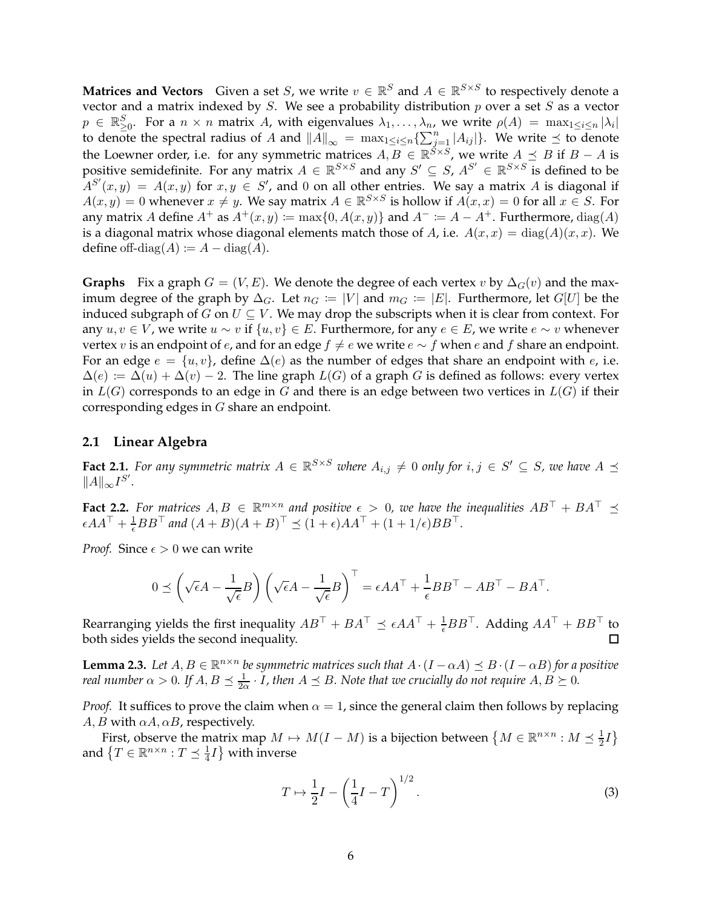**Matrices and Vectors** Given a set $S$, we write $v \in \mathbb{R}^S$ and $A \in \mathbb{R}^{S \times S}$ to respectively denote a vector and a matrix indexed by $S$. We see a probability distribution $p$ over a set $S$ as a vector $p \in \mathbb{R}^S_{\geq 0}$. For a $n \times n$ matrix $A$, with eigenvalues $\lambda_1, \ldots, \lambda_n$, we write $\rho(A) = \max_{1 \leq i \leq n} |\lambda_i|$ to denote the spectral radius of $A$ and $\|A\|_\infty = \max_{1 \leq i \leq n}\{\sum_{j=1}^n |A_{ij}|\}$. We write $\preceq$ to denote the Loewner order, i.e. for any symmetric matrices $A, B \in \mathbb{R}^{S \times S}$, we write $A \preceq B$ if $B - A$ is positive semidefinite. For any matrix $A \in \mathbb{R}^{S \times S}$ and any $S' \subseteq S$, $A^{S'} \in \mathbb{R}^{S \times S}$ is defined to be $A^{S'}(x, y) = A(x, y)$ for $x, y \in S'$, and 0 on all other entries. We say a matrix $A$ is diagonal if $A(x, y) = 0$ whenever $x \neq y$. We say matrix $A \in \mathbb{R}^{S \times S}$ is hollow if $A(x, x) = 0$ for all $x \in S$. For any matrix $A$ define $A^+$ as $A^+(x, y) := \max\{0, A(x, y)\}$ and $A^- := A - A^+$. Furthermore, $\mathrm{diag}(A)$ is a diagonal matrix whose diagonal elements match those of $A$, i.e. $A(x, x) = \mathrm{diag}(A)(x, x)$. We define $\text{off-diag}(A) := A - \mathrm{diag}(A)$.

**Graphs** Fix a graph $G = (V, E)$. We denote the degree of each vertex $v$ by $\Delta_G(v)$ and the maximum degree of the graph by $\Delta_G$. Let $n_G := |V|$ and $m_G := |E|$. Furthermore, let $G[U]$ be the induced subgraph of $G$ on $U \subseteq V$. We may drop the subscripts when it is clear from context. For any $u, v \in V$, we write $u \sim v$ if $\{u, v\} \in E$. Furthermore, for any $e \in E$, we write $e \sim v$ whenever vertex $v$ is an endpoint of $e$, and for an edge $f \neq e$ we write $e \sim f$ when $e$ and $f$ share an endpoint. For an edge $e = \{u, v\}$, define $\Delta(e)$ as the number of edges that share an endpoint with $e$, i.e. $\Delta(e) := \Delta(u) + \Delta(v) - 2$. The line graph $L(G)$ of a graph $G$ is defined as follows: every vertex in $L(G)$ corresponds to an edge in $G$ and there is an edge between two vertices in $L(G)$ if their corresponding edges in $G$ share an endpoint.

## 2.1 Linear Algebra

**Fact 2.1.** *For any symmetric matrix $A \in \mathbb{R}^{S \times S}$ where $A_{i,j} \neq 0$ only for $i, j \in S' \subseteq S$, we have $A \preceq \|A\|_\infty I^{S'}$.*

**Fact 2.2.** *For matrices $A, B \in \mathbb{R}^{m \times n}$ and positive $\epsilon > 0$, we have the inequalities $AB^\top + BA^\top \preceq \epsilon AA^\top + \frac{1}{\epsilon} BB^\top$ and $(A + B)(A + B)^\top \preceq (1 + \epsilon)AA^\top + (1 + 1/\epsilon)BB^\top$.*

*Proof.* Since $\epsilon > 0$ we can write

$$0 \preceq \left(\sqrt{\epsilon}A - \frac{1}{\sqrt{\epsilon}}B\right)\left(\sqrt{\epsilon}A - \frac{1}{\sqrt{\epsilon}}B\right)^\top = \epsilon AA^\top + \frac{1}{\epsilon}BB^\top - AB^\top - BA^\top.$$

Rearranging yields the first inequality $AB^\top + BA^\top \preceq \epsilon AA^\top + \frac{1}{\epsilon}BB^\top$. Adding $AA^\top + BB^\top$ to both sides yields the second inequality. □

**Lemma 2.3.** *Let $A, B \in \mathbb{R}^{n \times n}$ be symmetric matrices such that $A \cdot (I - \alpha A) \preceq B \cdot (I - \alpha B)$ for a positive real number $\alpha > 0$. If $A, B \preceq \frac{1}{2\alpha} \cdot I$, then $A \preceq B$. Note that we crucially do not require $A, B \succeq 0$.*

*Proof.* It suffices to prove the claim when $\alpha = 1$, since the general claim then follows by replacing $A, B$ with $\alpha A, \alpha B$, respectively.

First, observe the matrix map $M \mapsto M(I - M)$ is a bijection between $\left\{M \in \mathbb{R}^{n \times n} : M \preceq \frac{1}{2}I\right\}$ and $\left\{T \in \mathbb{R}^{n \times n} : T \preceq \frac{1}{4}I\right\}$ with inverse

$$T \mapsto \frac{1}{2}I - \left(\frac{1}{4}I - T\right)^{1/2}. \tag{3}$$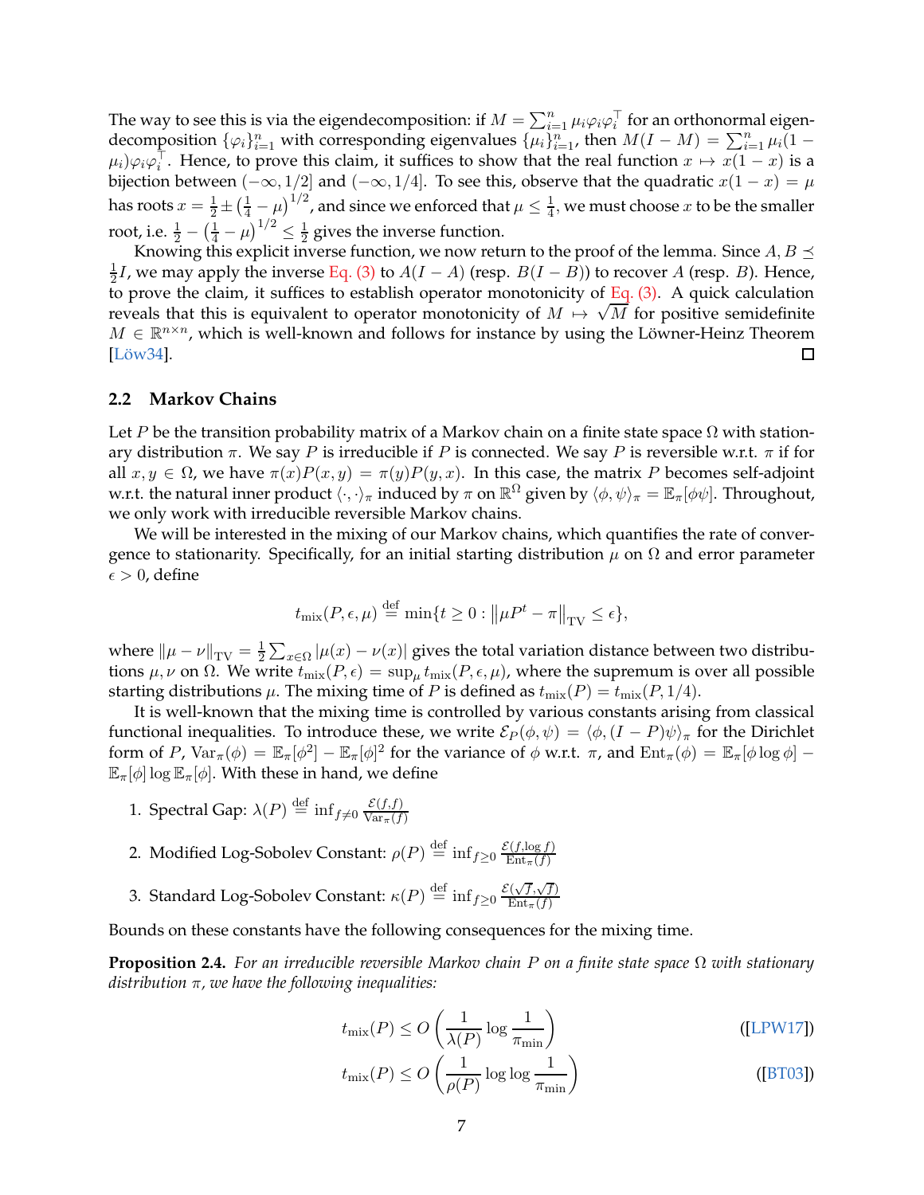The way to see this is via the eigendecomposition: if $M = \sum_{i=1}^n \mu_i \varphi_i \varphi_i^\top$ for an orthonormal eigendecomposition $\{\varphi_i\}_{i=1}^n$ with corresponding eigenvalues $\{\mu_i\}_{i=1}^n$, then $M(I-M) = \sum_{i=1}^n \mu_i(1-\mu_i)\varphi_i\varphi_i^\top$. Hence, to prove this claim, it suffices to show that the real function $x \mapsto x(1-x)$ is a bijection between $(-\infty, 1/2]$ and $(-\infty, 1/4]$. To see this, observe that the quadratic $x(1-x) = \mu$ has roots $x = \frac{1}{2} \pm \left(\frac{1}{4} - \mu\right)^{1/2}$, and since we enforced that $\mu \leq \frac{1}{4}$, we must choose $x$ to be the smaller root, i.e. $\frac{1}{2} - \left(\frac{1}{4} - \mu\right)^{1/2} \leq \frac{1}{2}$ gives the inverse function.

Knowing this explicit inverse function, we now return to the proof of the lemma. Since $A, B \preceq \frac{1}{2}I$, we may apply the inverse Eq. (3) to $A(I-A)$ (resp. $B(I-B)$) to recover $A$ (resp. $B$). Hence, to prove the claim, it suffices to establish operator monotonicity of Eq. (3). A quick calculation reveals that this is equivalent to operator monotonicity of $M \mapsto \sqrt{M}$ for positive semidefinite $M \in \mathbb{R}^{n \times n}$, which is well-known and follows for instance by using the Löwner-Heinz Theorem [Löw34]. □

### 2.2 Markov Chains

Let $P$ be the transition probability matrix of a Markov chain on a finite state space $\Omega$ with stationary distribution $\pi$. We say $P$ is irreducible if $P$ is connected. We say $P$ is reversible w.r.t. $\pi$ if for all $x, y \in \Omega$, we have $\pi(x)P(x,y) = \pi(y)P(y,x)$. In this case, the matrix $P$ becomes self-adjoint w.r.t. the natural inner product $\langle \cdot, \cdot \rangle_\pi$ induced by $\pi$ on $\mathbb{R}^\Omega$ given by $\langle \phi, \psi \rangle_\pi = \mathbb{E}_\pi[\phi\psi]$. Throughout, we only work with irreducible reversible Markov chains.

We will be interested in the mixing of our Markov chains, which quantifies the rate of convergence to stationarity. Specifically, for an initial starting distribution $\mu$ on $\Omega$ and error parameter $\epsilon > 0$, define

$$t_{\text{mix}}(P, \epsilon, \mu) \overset{\text{def}}{=} \min\{t \geq 0 : \left\|\mu P^t - \pi\right\|_{\text{TV}} \leq \epsilon\},$$

where $\|\mu - \nu\|_{\text{TV}} = \frac{1}{2}\sum_{x \in \Omega} |\mu(x) - \nu(x)|$ gives the total variation distance between two distributions $\mu, \nu$ on $\Omega$. We write $t_{\text{mix}}(P, \epsilon) = \sup_\mu t_{\text{mix}}(P, \epsilon, \mu)$, where the supremum is over all possible starting distributions $\mu$. The mixing time of $P$ is defined as $t_{\text{mix}}(P) = t_{\text{mix}}(P, 1/4)$.

It is well-known that the mixing time is controlled by various constants arising from classical functional inequalities. To introduce these, we write $\mathcal{E}_P(\phi, \psi) = \langle \phi, (I-P)\psi \rangle_\pi$ for the Dirichlet form of $P$, $\text{Var}_\pi(\phi) = \mathbb{E}_\pi[\phi^2] - \mathbb{E}_\pi[\phi]^2$ for the variance of $\phi$ w.r.t. $\pi$, and $\text{Ent}_\pi(\phi) = \mathbb{E}_\pi[\phi \log \phi] - \mathbb{E}_\pi[\phi] \log \mathbb{E}_\pi[\phi]$. With these in hand, we define

1. Spectral Gap: $\lambda(P) \overset{\text{def}}{=} \inf_{f \neq 0} \frac{\mathcal{E}(f,f)}{\text{Var}_\pi(f)}$
2. Modified Log-Sobolev Constant: $\rho(P) \overset{\text{def}}{=} \inf_{f \geq 0} \frac{\mathcal{E}(f, \log f)}{\text{Ent}_\pi(f)}$
3. Standard Log-Sobolev Constant: $\kappa(P) \overset{\text{def}}{=} \inf_{f \geq 0} \frac{\mathcal{E}(\sqrt{f}, \sqrt{f})}{\text{Ent}_\pi(f)}$

Bounds on these constants have the following consequences for the mixing time.

**Proposition 2.4.** *For an irreducible reversible Markov chain $P$ on a finite state space $\Omega$ with stationary distribution $\pi$, we have the following inequalities:*

$$t_{\text{mix}}(P) \leq O\left(\frac{1}{\lambda(P)} \log \frac{1}{\pi_{\min}}\right) \qquad \text{([LPW17])}$$

$$t_{\text{mix}}(P) \leq O\left(\frac{1}{\rho(P)} \log \log \frac{1}{\pi_{\min}}\right) \qquad \text{([BT03])}$$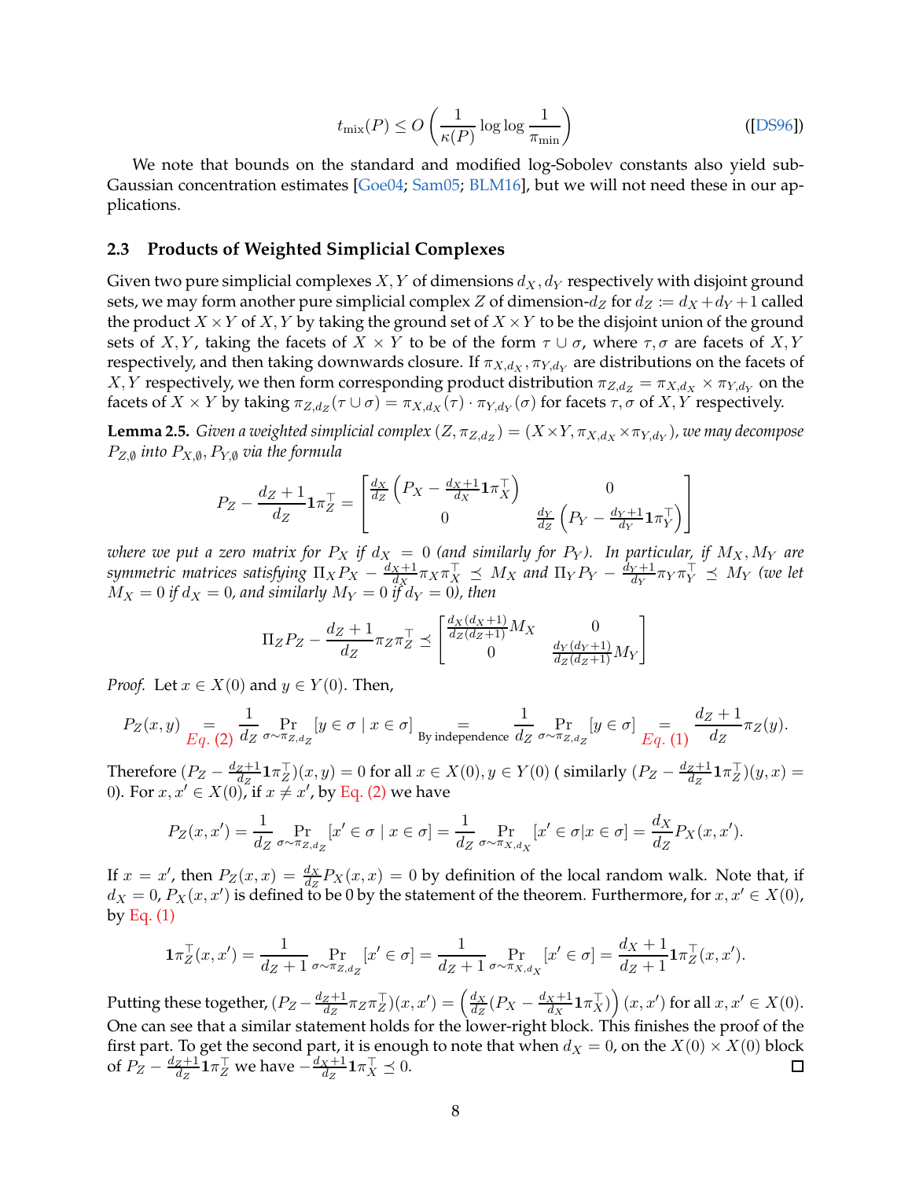$$t_{\text{mix}}(P) \leq O\left(\frac{1}{\kappa(P)} \log\log \frac{1}{\pi_{\min}}\right) \qquad \text{([DS96])}$$

We note that bounds on the standard and modified log-Sobolev constants also yield sub-Gaussian concentration estimates [Goe04; Sam05; BLM16], but we will not need these in our applications.

### 2.3 Products of Weighted Simplicial Complexes

Given two pure simplicial complexes $X, Y$ of dimensions $d_X, d_Y$ respectively with disjoint ground sets, we may form another pure simplicial complex $Z$ of dimension-$d_Z$ for $d_Z := d_X + d_Y + 1$ called the product $X \times Y$ of $X, Y$ by taking the ground set of $X \times Y$ to be the disjoint union of the ground sets of $X, Y$, taking the facets of $X \times Y$ to be of the form $\tau \cup \sigma$, where $\tau, \sigma$ are facets of $X, Y$ respectively, and then taking downwards closure. If $\pi_{X,d_X}, \pi_{Y,d_Y}$ are distributions on the facets of $X, Y$ respectively, we then form corresponding product distribution $\pi_{Z,d_Z} = \pi_{X,d_X} \times \pi_{Y,d_Y}$ on the facets of $X \times Y$ by taking $\pi_{Z,d_Z}(\tau \cup \sigma) = \pi_{X,d_X}(\tau) \cdot \pi_{Y,d_Y}(\sigma)$ for facets $\tau, \sigma$ of $X, Y$ respectively.

**Lemma 2.5.** *Given a weighted simplicial complex $(Z, \pi_{Z,d_Z}) = (X \times Y, \pi_{X,d_X} \times \pi_{Y,d_Y})$, we may decompose $P_{Z,\emptyset}$ into $P_{X,\emptyset}, P_{Y,\emptyset}$ via the formula*

$$P_Z - \frac{d_Z+1}{d_Z}\mathbf{1}\pi_Z^\top = \begin{bmatrix} \frac{d_X}{d_Z}\left(P_X - \frac{d_X+1}{d_X}\mathbf{1}\pi_X^\top\right) & 0 \\ 0 & \frac{d_Y}{d_Z}\left(P_Y - \frac{d_Y+1}{d_Y}\mathbf{1}\pi_Y^\top\right) \end{bmatrix}$$

*where we put a zero matrix for $P_X$ if $d_X = 0$ (and similarly for $P_Y$). In particular, if $M_X, M_Y$ are symmetric matrices satisfying $\Pi_X P_X - \frac{d_X+1}{d_X}\pi_X\pi_X^\top \preceq M_X$ and $\Pi_Y P_Y - \frac{d_Y+1}{d_Y}\pi_Y\pi_Y^\top \preceq M_Y$ (we let $M_X = 0$ if $d_X = 0$, and similarly $M_Y = 0$ if $d_Y = 0$), then*

$$\Pi_Z P_Z - \frac{d_Z+1}{d_Z}\pi_Z\pi_Z^\top \preceq \begin{bmatrix} \frac{d_X(d_X+1)}{d_Z(d_Z+1)}M_X & 0 \\ 0 & \frac{d_Y(d_Y+1)}{d_Z(d_Z+1)}M_Y \end{bmatrix}$$

*Proof.* Let $x \in X(0)$ and $y \in Y(0)$. Then,

$$P_Z(x,y) \underset{\text{Eq. (2)}}{=} \frac{1}{d_Z}\Pr_{\sigma\sim\pi_{Z,d_Z}}[y \in \sigma \mid x \in \sigma] \underset{\text{By independence}}{=} \frac{1}{d_Z}\Pr_{\sigma\sim\pi_{Z,d_Z}}[y \in \sigma] \underset{\text{Eq. (1)}}{=} \frac{d_Z+1}{d_Z}\pi_Z(y).$$

Therefore $(P_Z - \frac{d_Z+1}{d_Z}\mathbf{1}\pi_Z^\top)(x,y) = 0$ for all $x \in X(0), y \in Y(0)$ ( similarly $(P_Z - \frac{d_Z+1}{d_Z}\mathbf{1}\pi_Z^\top)(y,x) = 0$). For $x, x' \in X(0)$, if $x \neq x'$, by Eq. (2) we have

$$P_Z(x,x') = \frac{1}{d_Z}\Pr_{\sigma\sim\pi_{Z,d_Z}}[x' \in \sigma \mid x \in \sigma] = \frac{1}{d_Z}\Pr_{\sigma\sim\pi_{X,d_X}}[x' \in \sigma | x \in \sigma] = \frac{d_X}{d_Z}P_X(x,x').$$

If $x = x'$, then $P_Z(x,x) = \frac{d_X}{d_Z}P_X(x,x) = 0$ by definition of the local random walk. Note that, if $d_X = 0$, $P_X(x,x')$ is defined to be 0 by the statement of the theorem. Furthermore, for $x, x' \in X(0)$, by Eq. (1)

$$\mathbf{1}\pi_Z^\top(x,x') = \frac{1}{d_Z+1}\Pr_{\sigma\sim\pi_{Z,d_Z}}[x' \in \sigma] = \frac{1}{d_Z+1}\Pr_{\sigma\sim\pi_{X,d_X}}[x' \in \sigma] = \frac{d_X+1}{d_Z+1}\mathbf{1}\pi_Z^\top(x,x').$$

Putting these together, $(P_Z - \frac{d_Z+1}{d_Z}\pi_Z\pi_Z^\top)(x,x') = \left(\frac{d_X}{d_Z}(P_X - \frac{d_X+1}{d_X}\mathbf{1}\pi_X^\top)\right)(x,x')$ for all $x, x' \in X(0)$. One can see that a similar statement holds for the lower-right block. This finishes the proof of the first part. To get the second part, it is enough to note that when $d_X = 0$, on the $X(0) \times X(0)$ block of $P_Z - \frac{d_Z+1}{d_Z}\mathbf{1}\pi_Z^\top$ we have $-\frac{d_X+1}{d_Z}\mathbf{1}\pi_X^\top \preceq 0$. $\square$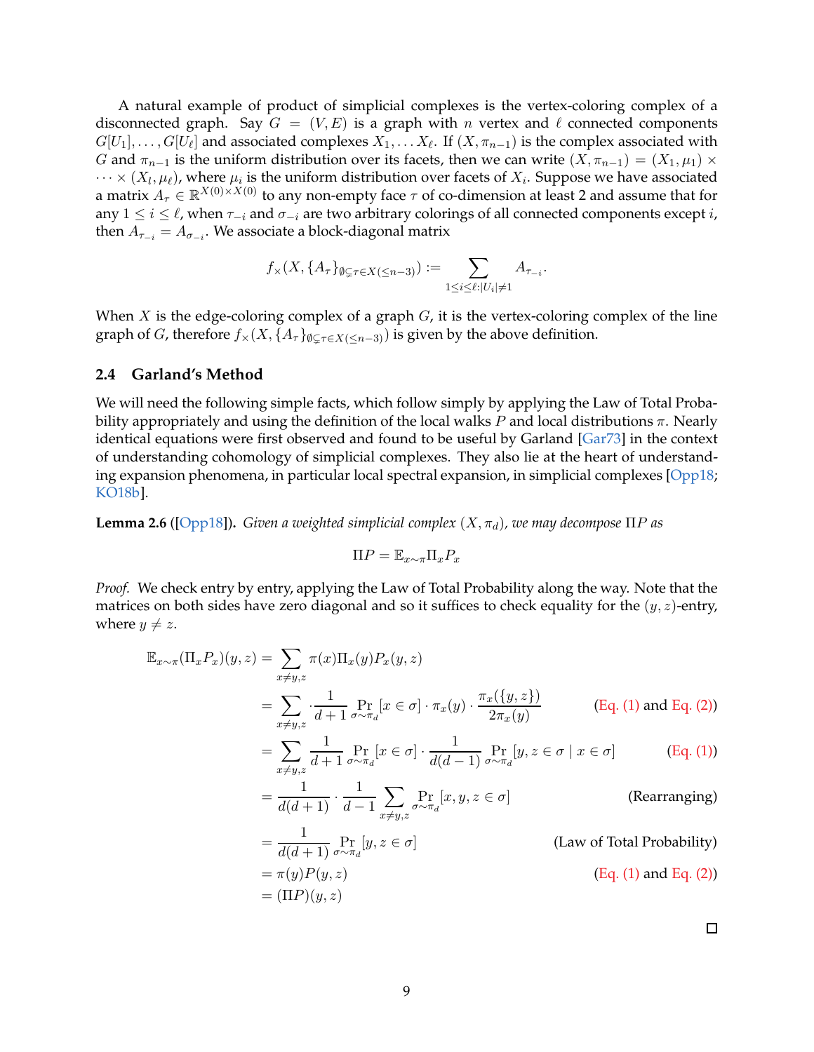A natural example of product of simplicial complexes is the vertex-coloring complex of a disconnected graph. Say $G = (V, E)$ is a graph with $n$ vertex and $\ell$ connected components $G[U_1], \ldots, G[U_\ell]$ and associated complexes $X_1, \ldots X_\ell$. If $(X, \pi_{n-1})$ is the complex associated with $G$ and $\pi_{n-1}$ is the uniform distribution over its facets, then we can write $(X, \pi_{n-1}) = (X_1, \mu_1) \times \cdots \times (X_l, \mu_\ell)$, where $\mu_i$ is the uniform distribution over facets of $X_i$. Suppose we have associated a matrix $A_\tau \in \mathbb{R}^{X(0)\times X(0)}$ to any non-empty face $\tau$ of co-dimension at least 2 and assume that for any $1 \leq i \leq \ell$, when $\tau_{-i}$ and $\sigma_{-i}$ are two arbitrary colorings of all connected components except $i$, then $A_{\tau_{-i}} = A_{\sigma_{-i}}$. We associate a block-diagonal matrix

$$f_\times(X, \{A_\tau\}_{\emptyset \subsetneq \tau \in X(\leq n-3)}) := \sum_{1\leq i\leq \ell: |U_i|\neq 1} A_{\tau_{-i}}.$$

When $X$ is the edge-coloring complex of a graph $G$, it is the vertex-coloring complex of the line graph of $G$, therefore $f_\times(X, \{A_\tau\}_{\emptyset \subsetneq \tau \in X(\leq n-3)})$ is given by the above definition.

## 2.4 Garland's Method

We will need the following simple facts, which follow simply by applying the Law of Total Probability appropriately and using the definition of the local walks $P$ and local distributions $\pi$. Nearly identical equations were first observed and found to be useful by Garland [Gar73] in the context of understanding cohomology of simplicial complexes. They also lie at the heart of understanding expansion phenomena, in particular local spectral expansion, in simplicial complexes [Opp18; KO18b].

**Lemma 2.6** ([Opp18])**.** *Given a weighted simplicial complex $(X, \pi_d)$, we may decompose $\Pi P$ as*

$$\Pi P = \mathbb{E}_{x\sim\pi} \Pi_x P_x$$

*Proof.* We check entry by entry, applying the Law of Total Probability along the way. Note that the matrices on both sides have zero diagonal and so it suffices to check equality for the $(y, z)$-entry, where $y \neq z$.

$$\begin{aligned}
\mathbb{E}_{x\sim\pi}(\Pi_x P_x)(y,z) &= \sum_{x\neq y,z} \pi(x)\Pi_x(y)P_x(y,z) \\
&= \sum_{x\neq y,z} \cdot \frac{1}{d+1} \Pr_{\sigma\sim\pi_d}[x\in\sigma] \cdot \pi_x(y) \cdot \frac{\pi_x(\{y,z\})}{2\pi_x(y)} && \text{(Eq. (1) and Eq. (2))} \\
&= \sum_{x\neq y,z} \frac{1}{d+1} \Pr_{\sigma\sim\pi_d}[x\in\sigma] \cdot \frac{1}{d(d-1)} \Pr_{\sigma\sim\pi_d}[y,z\in\sigma \mid x\in\sigma] && \text{(Eq. (1))} \\
&= \frac{1}{d(d+1)} \cdot \frac{1}{d-1} \sum_{x\neq y,z} \Pr_{\sigma\sim\pi_d}[x,y,z\in\sigma] && \text{(Rearranging)} \\
&= \frac{1}{d(d+1)} \Pr_{\sigma\sim\pi_d}[y,z\in\sigma] && \text{(Law of Total Probability)} \\
&= \pi(y)P(y,z) && \text{(Eq. (1) and Eq. (2))} \\
&= (\Pi P)(y,z)
\end{aligned}$$

$\square$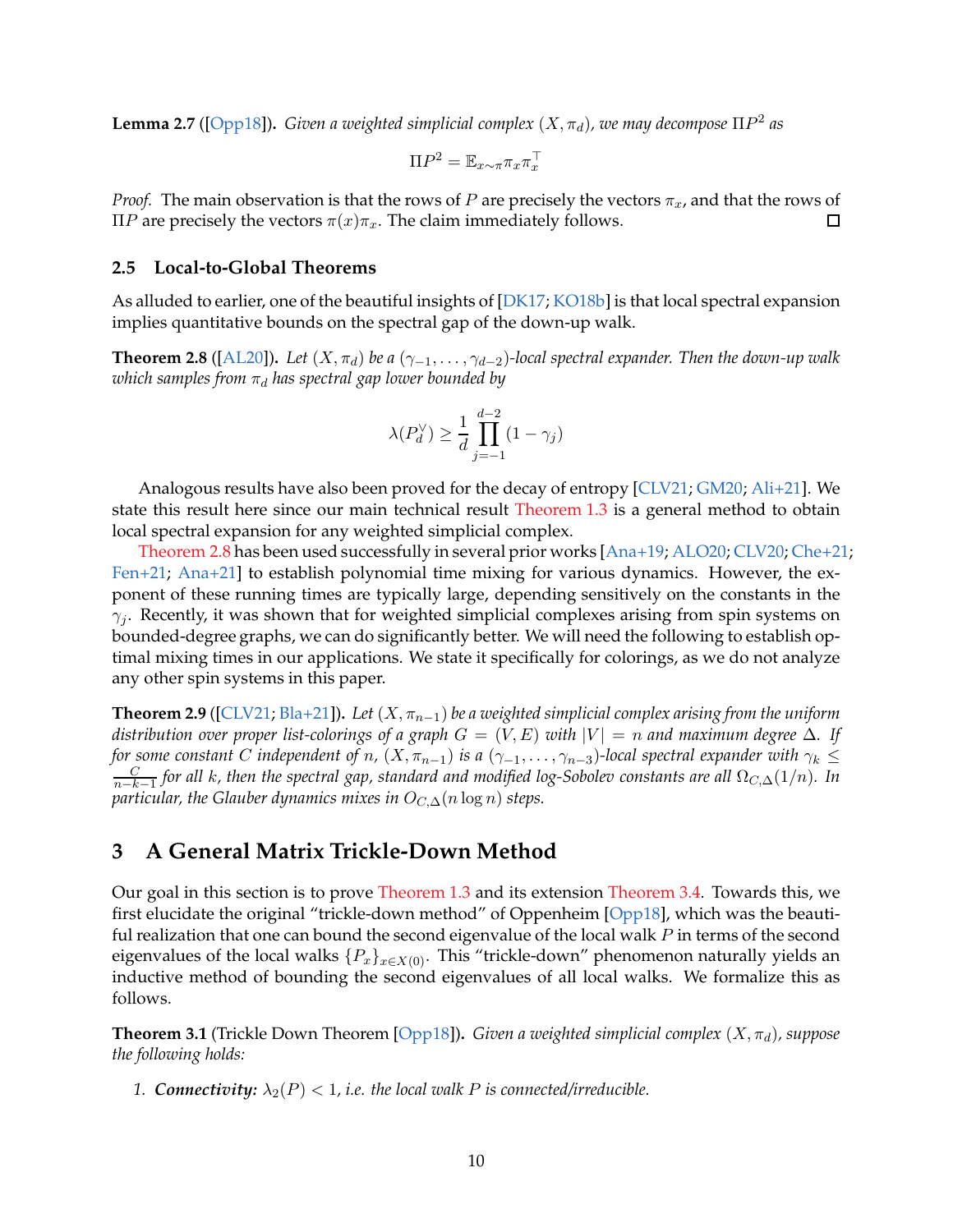**Lemma 2.7** ([Opp18]). *Given a weighted simplicial complex $(X, \pi_d)$, we may decompose $\Pi P^2$ as*

$$\Pi P^2 = \mathbb{E}_{x \sim \pi} \pi_x \pi_x^\top$$

*Proof.* The main observation is that the rows of $P$ are precisely the vectors $\pi_x$, and that the rows of $\Pi P$ are precisely the vectors $\pi(x)\pi_x$. The claim immediately follows. □

### 2.5 Local-to-Global Theorems

As alluded to earlier, one of the beautiful insights of [DK17; KO18b] is that local spectral expansion implies quantitative bounds on the spectral gap of the down-up walk.

**Theorem 2.8** ([AL20]). *Let $(X, \pi_d)$ be a $(\gamma_{-1}, \ldots, \gamma_{d-2})$-local spectral expander. Then the down-up walk which samples from $\pi_d$ has spectral gap lower bounded by*

$$\lambda(P_d^\vee) \geq \frac{1}{d} \prod_{j=-1}^{d-2} (1 - \gamma_j)$$

Analogous results have also been proved for the decay of entropy [CLV21; GM20; Ali+21]. We state this result here since our main technical result Theorem 1.3 is a general method to obtain local spectral expansion for any weighted simplicial complex.

Theorem 2.8 has been used successfully in several prior works [Ana+19; ALO20; CLV20; Che+21; Fen+21; Ana+21] to establish polynomial time mixing for various dynamics. However, the exponent of these running times are typically large, depending sensitively on the constants in the $\gamma_j$. Recently, it was shown that for weighted simplicial complexes arising from spin systems on bounded-degree graphs, we can do significantly better. We will need the following to establish optimal mixing times in our applications. We state it specifically for colorings, as we do not analyze any other spin systems in this paper.

**Theorem 2.9** ([CLV21; Bla+21]). *Let $(X, \pi_{n-1})$ be a weighted simplicial complex arising from the uniform distribution over proper list-colorings of a graph $G = (V, E)$ with $|V| = n$ and maximum degree $\Delta$. If for some constant $C$ independent of $n$, $(X, \pi_{n-1})$ is a $(\gamma_{-1}, \ldots, \gamma_{n-3})$-local spectral expander with $\gamma_k \leq \frac{C}{n-k-1}$ for all $k$, then the spectral gap, standard and modified log-Sobolev constants are all $\Omega_{C,\Delta}(1/n)$. In particular, the Glauber dynamics mixes in $O_{C,\Delta}(n \log n)$ steps.*

## 3 A General Matrix Trickle-Down Method

Our goal in this section is to prove Theorem 1.3 and its extension Theorem 3.4. Towards this, we first elucidate the original "trickle-down method" of Oppenheim [Opp18], which was the beautiful realization that one can bound the second eigenvalue of the local walk $P$ in terms of the second eigenvalues of the local walks $\{P_x\}_{x \in X(0)}$. This "trickle-down" phenomenon naturally yields an inductive method of bounding the second eigenvalues of all local walks. We formalize this as follows.

**Theorem 3.1** (Trickle Down Theorem [Opp18]). *Given a weighted simplicial complex $(X, \pi_d)$, suppose the following holds:*

1. ***Connectivity:*** *$\lambda_2(P) < 1$, i.e. the local walk $P$ is connected/irreducible.*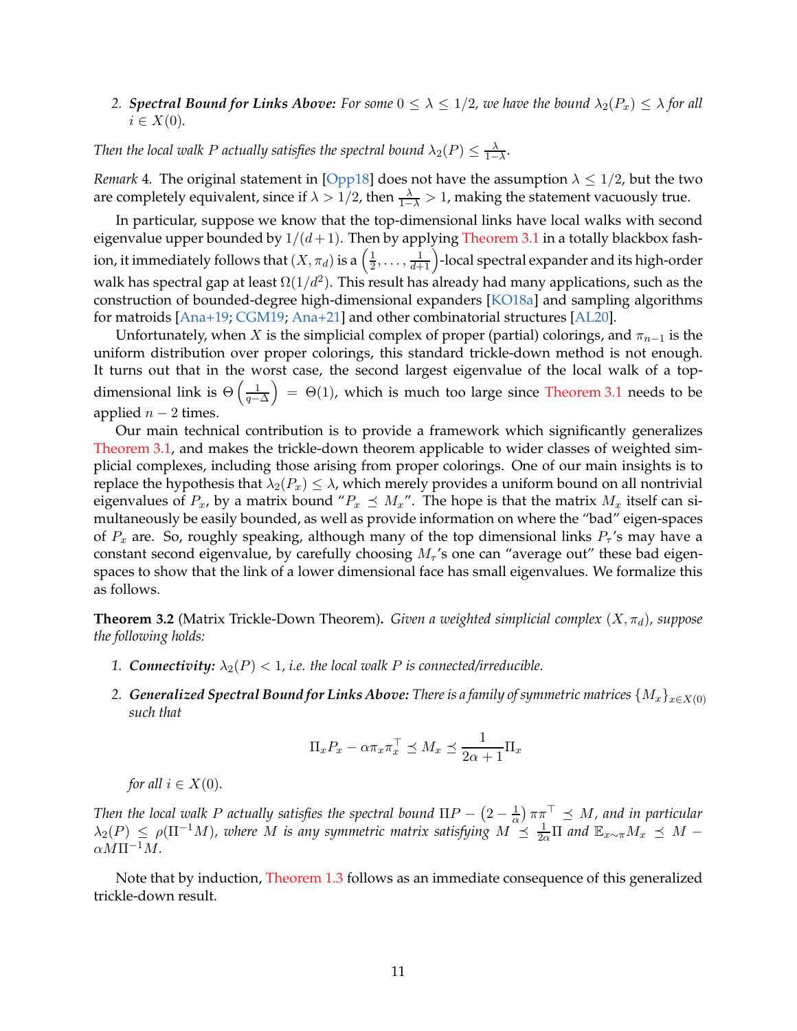2. ***Spectral Bound for Links Above:*** *For some $0 \le \lambda \le 1/2$, we have the bound $\lambda_2(P_x) \le \lambda$ for all $i \in X(0)$.*

*Then the local walk $P$ actually satisfies the spectral bound $\lambda_2(P) \le \frac{\lambda}{1-\lambda}$.*

*Remark* 4. The original statement in [Opp18] does not have the assumption $\lambda \le 1/2$, but the two are completely equivalent, since if $\lambda > 1/2$, then $\frac{\lambda}{1-\lambda} > 1$, making the statement vacuously true.

In particular, suppose we know that the top-dimensional links have local walks with second eigenvalue upper bounded by $1/(d+1)$. Then by applying Theorem 3.1 in a totally blackbox fashion, it immediately follows that $(X, \pi_d)$ is a $\left(\frac{1}{2}, \ldots, \frac{1}{d+1}\right)$-local spectral expander and its high-order walk has spectral gap at least $\Omega(1/d^2)$. This result has already had many applications, such as the construction of bounded-degree high-dimensional expanders [KO18a] and sampling algorithms for matroids [Ana+19; CGM19; Ana+21] and other combinatorial structures [AL20].

Unfortunately, when $X$ is the simplicial complex of proper (partial) colorings, and $\pi_{n-1}$ is the uniform distribution over proper colorings, this standard trickle-down method is not enough. It turns out that in the worst case, the second largest eigenvalue of the local walk of a top-dimensional link is $\Theta\left(\frac{1}{q-\Delta}\right) = \Theta(1)$, which is much too large since Theorem 3.1 needs to be applied $n-2$ times.

Our main technical contribution is to provide a framework which significantly generalizes Theorem 3.1, and makes the trickle-down theorem applicable to wider classes of weighted simplicial complexes, including those arising from proper colorings. One of our main insights is to replace the hypothesis that $\lambda_2(P_x) \le \lambda$, which merely provides a uniform bound on all nontrivial eigenvalues of $P_x$, by a matrix bound "$P_x \preceq M_x$". The hope is that the matrix $M_x$ itself can simultaneously be easily bounded, as well as provide information on where the "bad" eigen-spaces of $P_x$ are. So, roughly speaking, although many of the top dimensional links $P_\tau$'s may have a constant second eigenvalue, by carefully choosing $M_\tau$'s one can "average out" these bad eigenspaces to show that the link of a lower dimensional face has small eigenvalues. We formalize this as follows.

**Theorem 3.2** (Matrix Trickle-Down Theorem)**.** *Given a weighted simplicial complex $(X, \pi_d)$, suppose the following holds:*

1. ***Connectivity:*** *$\lambda_2(P) < 1$, i.e. the local walk $P$ is connected/irreducible.*
2. ***Generalized Spectral Bound for Links Above:*** *There is a family of symmetric matrices $\{M_x\}_{x \in X(0)}$ such that*
$$\Pi_x P_x - \alpha \pi_x \pi_x^\top \preceq M_x \preceq \frac{1}{2\alpha + 1} \Pi_x$$
*for all $i \in X(0)$.*

*Then the local walk $P$ actually satisfies the spectral bound $\Pi P - \left(2 - \frac{1}{\alpha}\right) \pi \pi^\top \preceq M$, and in particular $\lambda_2(P) \le \rho(\Pi^{-1} M)$, where $M$ is any symmetric matrix satisfying $M \preceq \frac{1}{2\alpha} \Pi$ and $\mathbb{E}_{x \sim \pi} M_x \preceq M - \alpha M \Pi^{-1} M$.*

Note that by induction, Theorem 1.3 follows as an immediate consequence of this generalized trickle-down result.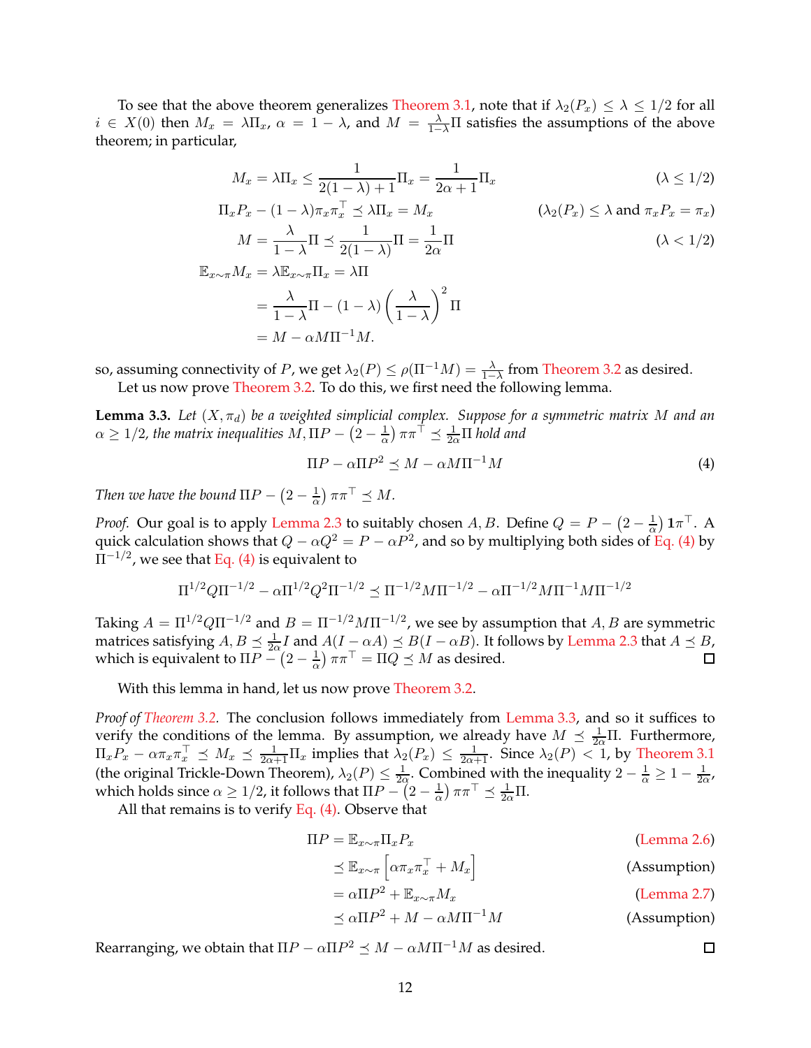To see that the above theorem generalizes Theorem 3.1, note that if $\lambda_2(P_x) \leq \lambda \leq 1/2$ for all $i \in X(0)$ then $M_x = \lambda \Pi_x$, $\alpha = 1 - \lambda$, and $M = \frac{\lambda}{1-\lambda}\Pi$ satisfies the assumptions of the above theorem; in particular,

$$
\begin{aligned}
M_x = \lambda \Pi_x &\leq \frac{1}{2(1-\lambda)+1}\Pi_x = \frac{1}{2\alpha+1}\Pi_x && (\lambda \leq 1/2) \\
\Pi_x P_x - (1-\lambda)\pi_x\pi_x^\top &\preceq \lambda \Pi_x = M_x && (\lambda_2(P_x) \leq \lambda \text{ and } \pi_x P_x = \pi_x) \\
M = \frac{\lambda}{1-\lambda}\Pi &\preceq \frac{1}{2(1-\lambda)}\Pi = \frac{1}{2\alpha}\Pi && (\lambda < 1/2) \\
\mathbb{E}_{x\sim\pi} M_x &= \lambda \mathbb{E}_{x\sim\pi}\Pi_x = \lambda \Pi \\
&= \frac{\lambda}{1-\lambda}\Pi - (1-\lambda)\left(\frac{\lambda}{1-\lambda}\right)^2 \Pi \\
&= M - \alpha M \Pi^{-1} M.
\end{aligned}
$$

so, assuming connectivity of $P$, we get $\lambda_2(P) \leq \rho(\Pi^{-1}M) = \frac{\lambda}{1-\lambda}$ from Theorem 3.2 as desired.

Let us now prove Theorem 3.2. To do this, we first need the following lemma.

**Lemma 3.3.** *Let $(X, \pi_d)$ be a weighted simplicial complex. Suppose for a symmetric matrix $M$ and an $\alpha \geq 1/2$, the matrix inequalities $M, \Pi P - \left(2 - \frac{1}{\alpha}\right)\pi\pi^\top \preceq \frac{1}{2\alpha}\Pi$ hold and*

$$
\Pi P - \alpha \Pi P^2 \preceq M - \alpha M \Pi^{-1} M \tag{4}
$$

*Then we have the bound $\Pi P - \left(2 - \frac{1}{\alpha}\right)\pi\pi^\top \preceq M$.*

*Proof.* Our goal is to apply Lemma 2.3 to suitably chosen $A, B$. Define $Q = P - \left(2 - \frac{1}{\alpha}\right)\mathbf{1}\pi^\top$. A quick calculation shows that $Q - \alpha Q^2 = P - \alpha P^2$, and so by multiplying both sides of Eq. (4) by $\Pi^{-1/2}$, we see that Eq. (4) is equivalent to

$$
\Pi^{1/2} Q \Pi^{-1/2} - \alpha \Pi^{1/2} Q^2 \Pi^{-1/2} \preceq \Pi^{-1/2} M \Pi^{-1/2} - \alpha \Pi^{-1/2} M \Pi^{-1} M \Pi^{-1/2}
$$

Taking $A = \Pi^{1/2} Q \Pi^{-1/2}$ and $B = \Pi^{-1/2} M \Pi^{-1/2}$, we see by assumption that $A, B$ are symmetric matrices satisfying $A, B \preceq \frac{1}{2\alpha} I$ and $A(I - \alpha A) \preceq B(I - \alpha B)$. It follows by Lemma 2.3 that $A \preceq B$, which is equivalent to $\Pi P - \left(2 - \frac{1}{\alpha}\right)\pi\pi^\top = \Pi Q \preceq M$ as desired. ◻

With this lemma in hand, let us now prove Theorem 3.2.

*Proof of Theorem 3.2.* The conclusion follows immediately from Lemma 3.3, and so it suffices to verify the conditions of the lemma. By assumption, we already have $M \preceq \frac{1}{2\alpha}\Pi$. Furthermore, $\Pi_x P_x - \alpha \pi_x \pi_x^\top \preceq M_x \preceq \frac{1}{2\alpha+1}\Pi_x$ implies that $\lambda_2(P_x) \leq \frac{1}{2\alpha+1}$. Since $\lambda_2(P) < 1$, by Theorem 3.1 (the original Trickle-Down Theorem), $\lambda_2(P) \leq \frac{1}{2\alpha}$. Combined with the inequality $2 - \frac{1}{\alpha} \geq 1 - \frac{1}{2\alpha}$, which holds since $\alpha \geq 1/2$, it follows that $\Pi P - \left(2 - \frac{1}{\alpha}\right)\pi\pi^\top \preceq \frac{1}{2\alpha}\Pi$.

All that remains is to verify Eq. (4). Observe that

$$
\begin{aligned}
\Pi P &= \mathbb{E}_{x\sim\pi}\Pi_x P_x && \text{(Lemma 2.6)} \\
&\preceq \mathbb{E}_{x\sim\pi}\left[\alpha \pi_x \pi_x^\top + M_x\right] && \text{(Assumption)} \\
&= \alpha \Pi P^2 + \mathbb{E}_{x\sim\pi} M_x && \text{(Lemma 2.7)} \\
&\preceq \alpha \Pi P^2 + M - \alpha M \Pi^{-1} M && \text{(Assumption)}
\end{aligned}
$$

Rearranging, we obtain that $\Pi P - \alpha \Pi P^2 \preceq M - \alpha M \Pi^{-1} M$ as desired. ◻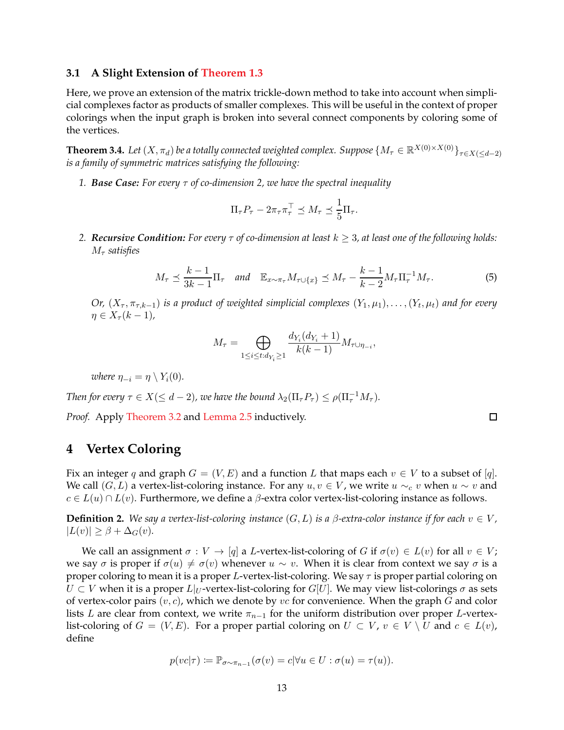### 3.1 A Slight Extension of Theorem 1.3

Here, we prove an extension of the matrix trickle-down method to take into account when simplicial complexes factor as products of smaller complexes. This will be useful in the context of proper colorings when the input graph is broken into several connect components by coloring some of the vertices.

**Theorem 3.4.** *Let $(X, \pi_d)$ be a totally connected weighted complex. Suppose $\{M_\tau \in \mathbb{R}^{X(0)\times X(0)}\}_{\tau \in X(\leq d-2)}$ is a family of symmetric matrices satisfying the following:*

1. ***Base Case:*** *For every $\tau$ of co-dimension 2, we have the spectral inequality*
$$\Pi_\tau P_\tau - 2\pi_\tau \pi_\tau^\top \preceq M_\tau \preceq \frac{1}{5}\Pi_\tau.$$

2. ***Recursive Condition:*** *For every $\tau$ of co-dimension at least $k \geq 3$, at least one of the following holds: $M_\tau$ satisfies*
$$M_\tau \preceq \frac{k-1}{3k-1}\Pi_\tau \quad \text{and} \quad \mathbb{E}_{x\sim\pi_\tau} M_{\tau\cup\{x\}} \preceq M_\tau - \frac{k-1}{k-2} M_\tau \Pi_\tau^{-1} M_\tau. \tag{5}$$
*Or, $(X_\tau, \pi_{\tau,k-1})$ is a product of weighted simplicial complexes $(Y_1, \mu_1), \ldots, (Y_t, \mu_t)$ and for every $\eta \in X_\tau(k-1)$,*
$$M_\tau = \bigoplus_{1\leq i\leq t: d_{Y_i}\geq 1} \frac{d_{Y_i}(d_{Y_i}+1)}{k(k-1)} M_{\tau\cup\eta_{-i}},$$
*where $\eta_{-i} = \eta \setminus Y_i(0)$.*

*Then for every $\tau \in X(\leq d-2)$, we have the bound $\lambda_2(\Pi_\tau P_\tau) \leq \rho(\Pi_\tau^{-1} M_\tau)$.*

*Proof.* Apply Theorem 3.2 and Lemma 2.5 inductively. □

# 4 Vertex Coloring

Fix an integer $q$ and graph $G = (V, E)$ and a function $L$ that maps each $v \in V$ to a subset of $[q]$. We call $(G, L)$ a vertex-list-coloring instance. For any $u, v \in V$, we write $u \sim_c v$ when $u \sim v$ and $c \in L(u) \cap L(v)$. Furthermore, we define a $\beta$-extra color vertex-list-coloring instance as follows.

**Definition 2.** *We say a vertex-list-coloring instance $(G, L)$ is a $\beta$-extra-color instance if for each $v \in V$, $|L(v)| \geq \beta + \Delta_G(v)$.*

We call an assignment $\sigma : V \to [q]$ a $L$-vertex-list-coloring of $G$ if $\sigma(v) \in L(v)$ for all $v \in V$; we say $\sigma$ is proper if $\sigma(u) \neq \sigma(v)$ whenever $u \sim v$. When it is clear from context we say $\sigma$ is a proper coloring to mean it is a proper $L$-vertex-list-coloring. We say $\tau$ is proper partial coloring on $U \subset V$ when it is a proper $L|_U$-vertex-list-coloring for $G[U]$. We may view list-colorings $\sigma$ as sets of vertex-color pairs $(v, c)$, which we denote by $vc$ for convenience. When the graph $G$ and color lists $L$ are clear from context, we write $\pi_{n-1}$ for the uniform distribution over proper $L$-vertex-list-coloring of $G = (V, E)$. For a proper partial coloring on $U \subset V$, $v \in V \setminus U$ and $c \in L(v)$, define

$$p(vc|\tau) := \mathbb{P}_{\sigma\sim\pi_{n-1}}(\sigma(v) = c | \forall u \in U : \sigma(u) = \tau(u)).$$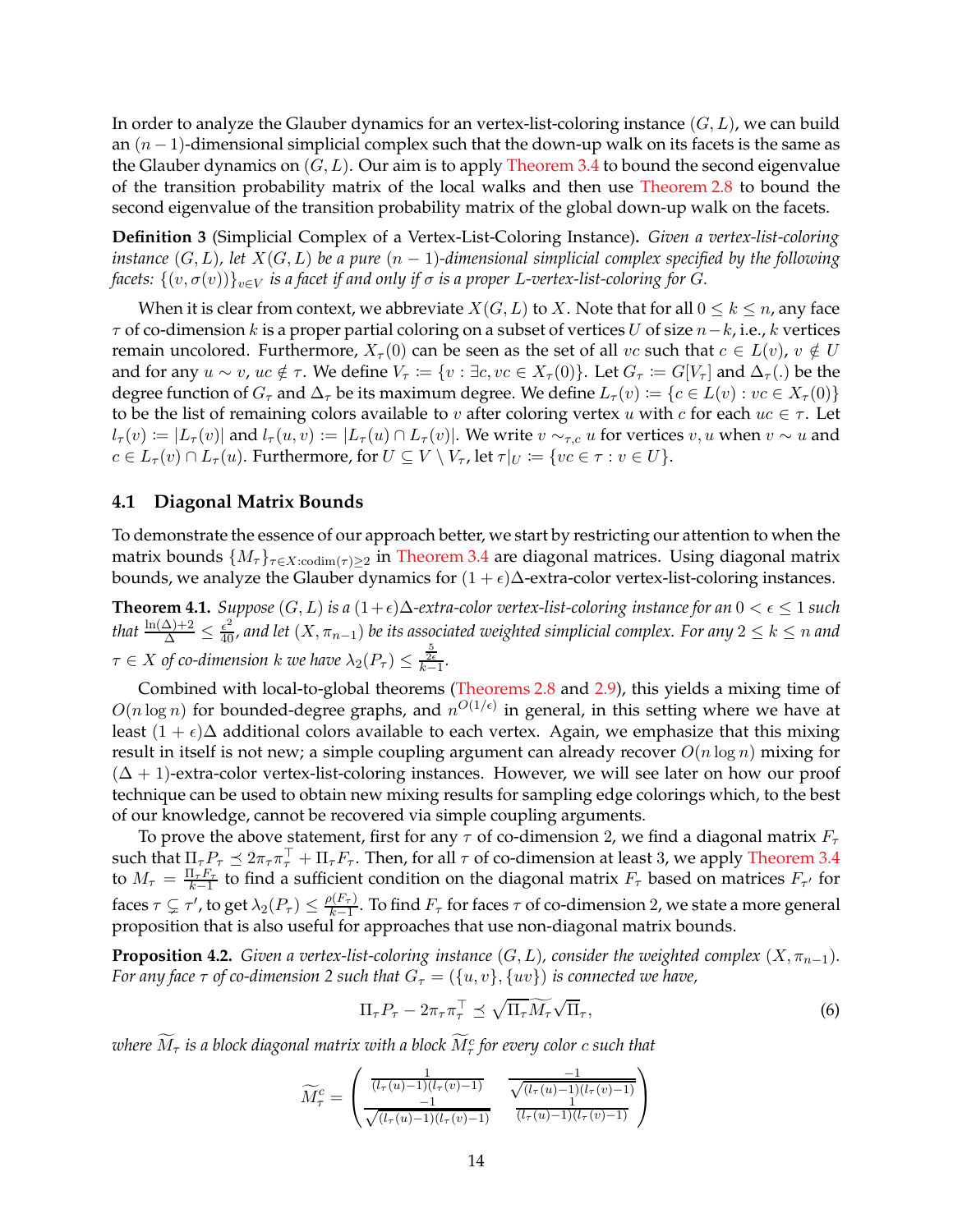In order to analyze the Glauber dynamics for an vertex-list-coloring instance $(G, L)$, we can build an $(n-1)$-dimensional simplicial complex such that the down-up walk on its facets is the same as the Glauber dynamics on $(G, L)$. Our aim is to apply Theorem 3.4 to bound the second eigenvalue of the transition probability matrix of the local walks and then use Theorem 2.8 to bound the second eigenvalue of the transition probability matrix of the global down-up walk on the facets.

**Definition 3** (Simplicial Complex of a Vertex-List-Coloring Instance)**.** *Given a vertex-list-coloring instance $(G, L)$, let $X(G, L)$ be a pure $(n-1)$-dimensional simplicial complex specified by the following facets: $\{(v, \sigma(v))\}_{v \in V}$ is a facet if and only if $\sigma$ is a proper $L$-vertex-list-coloring for $G$.*

When it is clear from context, we abbreviate $X(G, L)$ to $X$. Note that for all $0 \le k \le n$, any face $\tau$ of co-dimension $k$ is a proper partial coloring on a subset of vertices $U$ of size $n-k$, i.e., $k$ vertices remain uncolored. Furthermore, $X_\tau(0)$ can be seen as the set of all $vc$ such that $c \in L(v)$, $v \notin U$ and for any $u \sim v$, $uc \notin \tau$. We define $V_\tau := \{v : \exists c, vc \in X_\tau(0)\}$. Let $G_\tau := G[V_\tau]$ and $\Delta_\tau(.)$ be the degree function of $G_\tau$ and $\Delta_\tau$ be its maximum degree. We define $L_\tau(v) := \{c \in L(v) : vc \in X_\tau(0)\}$ to be the list of remaining colors available to $v$ after coloring vertex $u$ with $c$ for each $uc \in \tau$. Let $l_\tau(v) := |L_\tau(v)|$ and $l_\tau(u, v) := |L_\tau(u) \cap L_\tau(v)|$. We write $v \sim_{\tau,c} u$ for vertices $v, u$ when $v \sim u$ and $c \in L_\tau(v) \cap L_\tau(u)$. Furthermore, for $U \subseteq V \setminus V_\tau$, let $\tau|_U := \{vc \in \tau : v \in U\}$.

## 4.1 Diagonal Matrix Bounds

To demonstrate the essence of our approach better, we start by restricting our attention to when the matrix bounds $\{M_\tau\}_{\tau \in X : \mathrm{codim}(\tau) \ge 2}$ in Theorem 3.4 are diagonal matrices. Using diagonal matrix bounds, we analyze the Glauber dynamics for $(1+\epsilon)\Delta$-extra-color vertex-list-coloring instances.

**Theorem 4.1.** *Suppose $(G, L)$ is a $(1+\epsilon)\Delta$-extra-color vertex-list-coloring instance for an $0 < \epsilon \le 1$ such that $\frac{\ln(\Delta)+2}{\Delta} \le \frac{\epsilon^2}{40}$, and let $(X, \pi_{n-1})$ be its associated weighted simplicial complex. For any $2 \le k \le n$ and $\tau \in X$ of co-dimension $k$ we have $\lambda_2(P_\tau) \le \frac{\frac{5}{2\epsilon}}{k-1}$.*

Combined with local-to-global theorems (Theorems 2.8 and 2.9), this yields a mixing time of $O(n \log n)$ for bounded-degree graphs, and $n^{O(1/\epsilon)}$ in general, in this setting where we have at least $(1+\epsilon)\Delta$ additional colors available to each vertex. Again, we emphasize that this mixing result in itself is not new; a simple coupling argument can already recover $O(n \log n)$ mixing for $(\Delta+1)$-extra-color vertex-list-coloring instances. However, we will see later on how our proof technique can be used to obtain new mixing results for sampling edge colorings which, to the best of our knowledge, cannot be recovered via simple coupling arguments.

To prove the above statement, first for any $\tau$ of co-dimension 2, we find a diagonal matrix $F_\tau$ such that $\Pi_\tau P_\tau \preceq 2\pi_\tau \pi_\tau^\top + \Pi_\tau F_\tau$. Then, for all $\tau$ of co-dimension at least 3, we apply Theorem 3.4 to $M_\tau = \frac{\Pi_\tau F_\tau}{k-1}$ to find a sufficient condition on the diagonal matrix $F_\tau$ based on matrices $F_{\tau'}$ for faces $\tau \subsetneq \tau'$, to get $\lambda_2(P_\tau) \le \frac{\rho(F_\tau)}{k-1}$. To find $F_\tau$ for faces $\tau$ of co-dimension 2, we state a more general proposition that is also useful for approaches that use non-diagonal matrix bounds.

**Proposition 4.2.** *Given a vertex-list-coloring instance $(G, L)$, consider the weighted complex $(X, \pi_{n-1})$. For any face $\tau$ of co-dimension 2 such that $G_\tau = (\{u, v\}, \{uv\})$ is connected we have,*

$$\Pi_\tau P_\tau - 2\pi_\tau \pi_\tau^\top \preceq \sqrt{\Pi_\tau} \widetilde{M_\tau} \sqrt{\Pi_\tau}, \tag{6}$$

*where $\widetilde{M_\tau}$ is a block diagonal matrix with a block $\widetilde{M_\tau^c}$ for every color $c$ such that*

$$\widetilde{M_\tau^c} = \begin{pmatrix} \frac{1}{(l_\tau(u)-1)(l_\tau(v)-1)} & \frac{-1}{\sqrt{(l_\tau(u)-1)(l_\tau(v)-1)}} \\ \frac{-1}{\sqrt{(l_\tau(u)-1)(l_\tau(v)-1)}} & \frac{1}{(l_\tau(u)-1)(l_\tau(v)-1)} \end{pmatrix}$$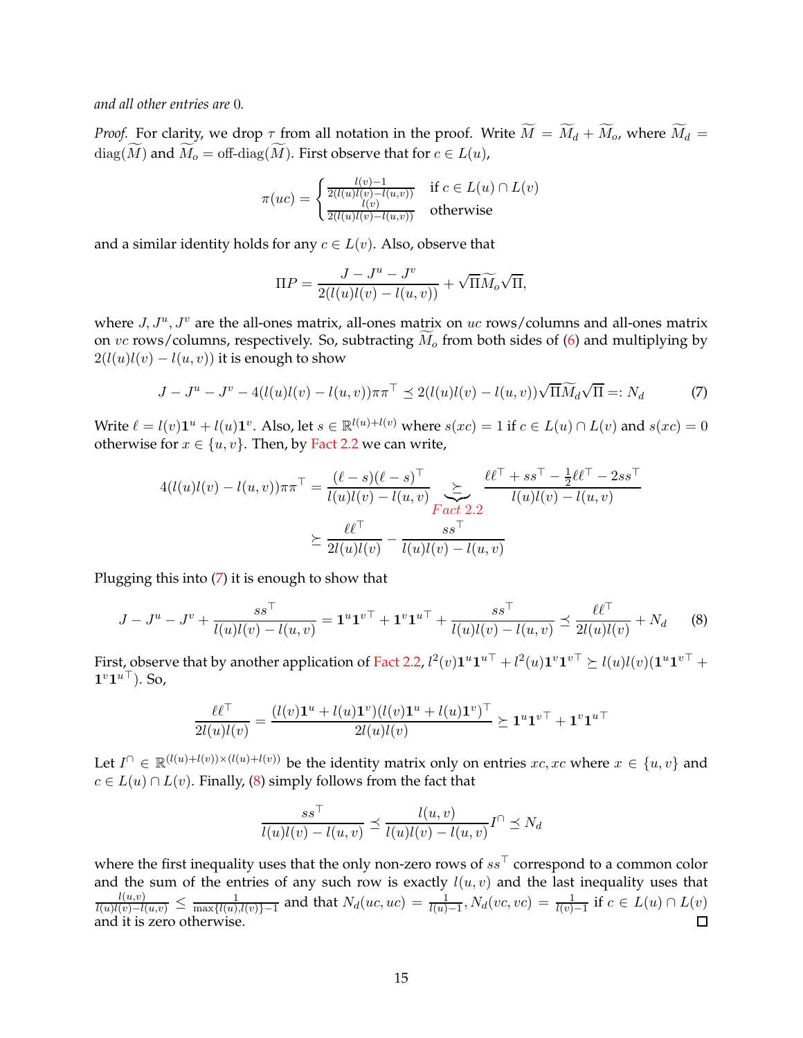*and all other entries are* 0*.*

*Proof.* For clarity, we drop $\tau$ from all notation in the proof. Write $\widetilde{M} = \widetilde{M}_d + \widetilde{M}_o$, where $\widetilde{M}_d = \text{diag}(\widetilde{M})$ and $\widetilde{M}_o = \text{off-diag}(\widetilde{M})$. First observe that for $c \in L(u)$,

$$\pi(uc) = \begin{cases} \frac{l(v)-1}{2(l(u)l(v)-l(u,v))} & \text{if } c \in L(u) \cap L(v) \\ \frac{l(v)}{2(l(u)l(v)-l(u,v))} & \text{otherwise} \end{cases}$$

and a similar identity holds for any $c \in L(v)$. Also, observe that

$$\Pi P = \frac{J - J^u - J^v}{2(l(u)l(v) - l(u,v))} + \sqrt{\Pi}\widetilde{M}_o\sqrt{\Pi},$$

where $J, J^u, J^v$ are the all-ones matrix, all-ones matrix on $uc$ rows/columns and all-ones matrix on $vc$ rows/columns, respectively. So, subtracting $\widetilde{M}_o$ from both sides of (6) and multiplying by $2(l(u)l(v) - l(u,v))$ it is enough to show

$$J - J^u - J^v - 4(l(u)l(v) - l(u,v))\pi\pi^\top \preceq 2(l(u)l(v) - l(u,v))\sqrt{\Pi}\widetilde{M}_d\sqrt{\Pi} =: N_d \tag{7}$$

Write $\ell = l(v)\mathbf{1}^u + l(u)\mathbf{1}^v$. Also, let $s \in \mathbb{R}^{l(u)+l(v)}$ where $s(xc) = 1$ if $c \in L(u) \cap L(v)$ and $s(xc) = 0$ otherwise for $x \in \{u, v\}$. Then, by Fact 2.2 we can write,

$$\begin{aligned} 4(l(u)l(v) - l(u,v))\pi\pi^\top = \frac{(\ell - s)(\ell - s)^\top}{l(u)l(v) - l(u,v)} &\underbrace{\succeq}_{\text{Fact 2.2}} \frac{\ell\ell^\top + ss^\top - \frac{1}{2}\ell\ell^\top - 2ss^\top}{l(u)l(v) - l(u,v)} \\ &\succeq \frac{\ell\ell^\top}{2l(u)l(v)} - \frac{ss^\top}{l(u)l(v) - l(u,v)} \end{aligned}$$

Plugging this into (7) it is enough to show that

$$J - J^u - J^v + \frac{ss^\top}{l(u)l(v) - l(u,v)} = \mathbf{1}^u\mathbf{1}^{v\top} + \mathbf{1}^v\mathbf{1}^{u\top} + \frac{ss^\top}{l(u)l(v) - l(u,v)} \preceq \frac{\ell\ell^\top}{2l(u)l(v)} + N_d \tag{8}$$

First, observe that by another application of Fact 2.2, $l^2(v)\mathbf{1}^u\mathbf{1}^{u\top} + l^2(u)\mathbf{1}^v\mathbf{1}^{v\top} \succeq l(u)l(v)(\mathbf{1}^u\mathbf{1}^{v\top} + \mathbf{1}^v\mathbf{1}^{u\top})$. So,

$$\frac{\ell\ell^\top}{2l(u)l(v)} = \frac{(l(v)\mathbf{1}^u + l(u)\mathbf{1}^v)(l(v)\mathbf{1}^u + l(u)\mathbf{1}^v)^\top}{2l(u)l(v)} \succeq \mathbf{1}^u\mathbf{1}^{v\top} + \mathbf{1}^v\mathbf{1}^{u\top}$$

Let $I^\cap \in \mathbb{R}^{(l(u)+l(v))\times(l(u)+l(v))}$ be the identity matrix only on entries $xc, xc$ where $x \in \{u, v\}$ and $c \in L(u) \cap L(v)$. Finally, (8) simply follows from the fact that

$$\frac{ss^\top}{l(u)l(v) - l(u,v)} \preceq \frac{l(u,v)}{l(u)l(v) - l(u,v)}I^\cap \preceq N_d$$

where the first inequality uses that the only non-zero rows of $ss^\top$ correspond to a common color and the sum of the entries of any such row is exactly $l(u,v)$ and the last inequality uses that $\frac{l(u,v)}{l(u)l(v)-l(u,v)} \leq \frac{1}{\max\{l(u),l(v)\}-1}$ and that $N_d(uc, uc) = \frac{1}{l(u)-1}, N_d(vc, vc) = \frac{1}{l(v)-1}$ if $c \in L(u) \cap L(v)$ and it is zero otherwise. $\square$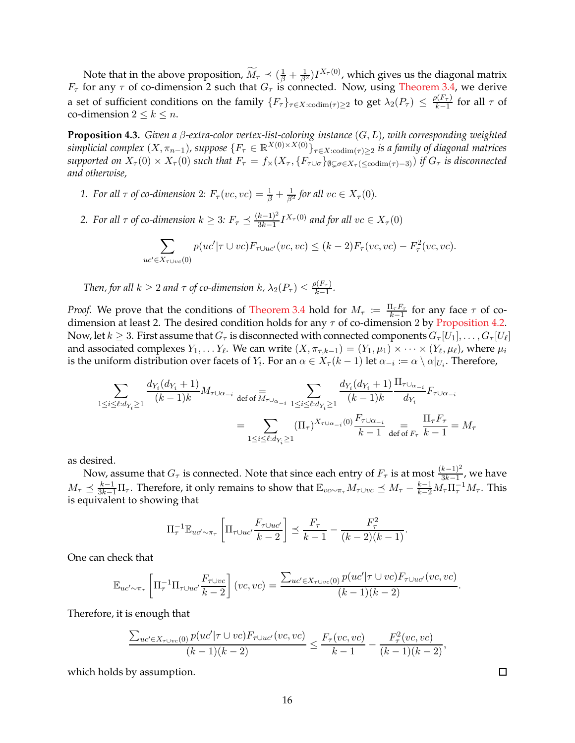Note that in the above proposition, $\widetilde{M}_\tau \preceq (\frac{1}{\beta} + \frac{1}{\beta^2}) I^{X_\tau(0)}$, which gives us the diagonal matrix $F_\tau$ for any $\tau$ of co-dimension 2 such that $G_\tau$ is connected. Now, using Theorem 3.4, we derive a set of sufficient conditions on the family $\{F_\tau\}_{\tau \in X : \mathrm{codim}(\tau) \geq 2}$ to get $\lambda_2(P_\tau) \leq \frac{\rho(F_\tau)}{k-1}$ for all $\tau$ of co-dimension $2 \leq k \leq n$.

**Proposition 4.3.** *Given a $\beta$-extra-color vertex-list-coloring instance $(G, L)$, with corresponding weighted simplicial complex $(X, \pi_{n-1})$, suppose $\{F_\tau \in \mathbb{R}^{X(0) \times X(0)}\}_{\tau \in X : \mathrm{codim}(\tau) \geq 2}$ is a family of diagonal matrices supported on $X_\tau(0) \times X_\tau(0)$ such that $F_\tau = f_\times(X_\tau, \{F_{\tau \cup \sigma}\}_{\emptyset \subsetneq \sigma \in X_\tau(\leq \mathrm{codim}(\tau) - 3)})$ if $G_\tau$ is disconnected and otherwise,*

1. *For all $\tau$ of co-dimension 2: $F_\tau(vc, vc) = \frac{1}{\beta} + \frac{1}{\beta^2}$ for all $vc \in X_\tau(0)$.*
2. *For all $\tau$ of co-dimension $k \geq 3$: $F_\tau \preceq \frac{(k-1)^2}{3k-1} I^{X_\tau(0)}$ and for all $vc \in X_\tau(0)$*

$$\sum_{uc' \in X_{\tau \cup vc}(0)} p(uc' | \tau \cup vc) F_{\tau \cup uc'}(vc, vc) \leq (k-2) F_\tau(vc, vc) - F_\tau^2(vc, vc).$$

*Then, for all $k \geq 2$ and $\tau$ of co-dimension $k$, $\lambda_2(P_\tau) \leq \frac{\rho(F_\tau)}{k-1}$.*

*Proof.* We prove that the conditions of Theorem 3.4 hold for $M_\tau := \frac{\Pi_\tau F_\tau}{k-1}$ for any face $\tau$ of co-dimension at least 2. The desired condition holds for any $\tau$ of co-dimension 2 by Proposition 4.2. Now, let $k \geq 3$. First assume that $G_\tau$ is disconnected with connected components $G_\tau[U_1], \ldots, G_\tau[U_\ell]$ and associated complexes $Y_1, \ldots Y_\ell$. We can write $(X, \pi_{\tau, k-1}) = (Y_1, \mu_1) \times \cdots \times (Y_\ell, \mu_\ell)$, where $\mu_i$ is the uniform distribution over facets of $Y_i$. For an $\alpha \in X_\tau(k-1)$ let $\alpha_{-i} := \alpha \setminus \alpha|_{U_i}$. Therefore,

$$\begin{aligned}
\sum_{1 \leq i \leq \ell : d_{Y_i} \geq 1} \frac{d_{Y_i}(d_{Y_i}+1)}{(k-1)k} M_{\tau \cup \alpha_{-i}} &\underset{\text{def of } M_{\tau \cup \alpha_{-i}}}{=} \sum_{1 \leq i \leq \ell : d_{Y_i} \geq 1} \frac{d_{Y_i}(d_{Y_i}+1)}{(k-1)k} \frac{\Pi_{\tau \cup \alpha_{-i}}}{d_{Y_i}} F_{\tau \cup \alpha_{-i}} \\
&= \sum_{1 \leq i \leq \ell : d_{Y_i} \geq 1} (\Pi_\tau)^{X_{\tau \cup \alpha_{-i}}(0)} \frac{F_{\tau \cup \alpha_{-i}}}{k-1} \underset{\text{def of } F_\tau}{=} \frac{\Pi_\tau F_\tau}{k-1} = M_\tau
\end{aligned}$$

as desired.

Now, assume that $G_\tau$ is connected. Note that since each entry of $F_\tau$ is at most $\frac{(k-1)^2}{3k-1}$, we have $M_\tau \preceq \frac{k-1}{3k-1} \Pi_\tau$. Therefore, it only remains to show that $\mathbb{E}_{vc \sim \pi_\tau} M_{\tau \cup vc} \preceq M_\tau - \frac{k-1}{k-2} M_\tau \Pi_\tau^{-1} M_\tau$. This is equivalent to showing that

$$\Pi_\tau^{-1} \mathbb{E}_{uc' \sim \pi_\tau} \left[ \Pi_{\tau \cup uc'} \frac{F_{\tau \cup uc'}}{k-2} \right] \preceq \frac{F_\tau}{k-1} - \frac{F_\tau^2}{(k-2)(k-1)}.$$

One can check that

$$\mathbb{E}_{uc' \sim \pi_\tau} \left[ \Pi_\tau^{-1} \Pi_{\tau \cup uc'} \frac{F_{\tau \cup vc}}{k-2} \right] (vc, vc) = \frac{\sum_{uc' \in X_{\tau \cup vc}(0)} p(uc' | \tau \cup vc) F_{\tau \cup uc'}(vc, vc)}{(k-1)(k-2)}.$$

Therefore, it is enough that

$$\frac{\sum_{uc' \in X_{\tau \cup vc}(0)} p(uc' | \tau \cup vc) F_{\tau \cup uc'}(vc, vc)}{(k-1)(k-2)} \leq \frac{F_\tau(vc, vc)}{k-1} - \frac{F_\tau^2(vc, vc)}{(k-1)(k-2)},$$

which holds by assumption. ☐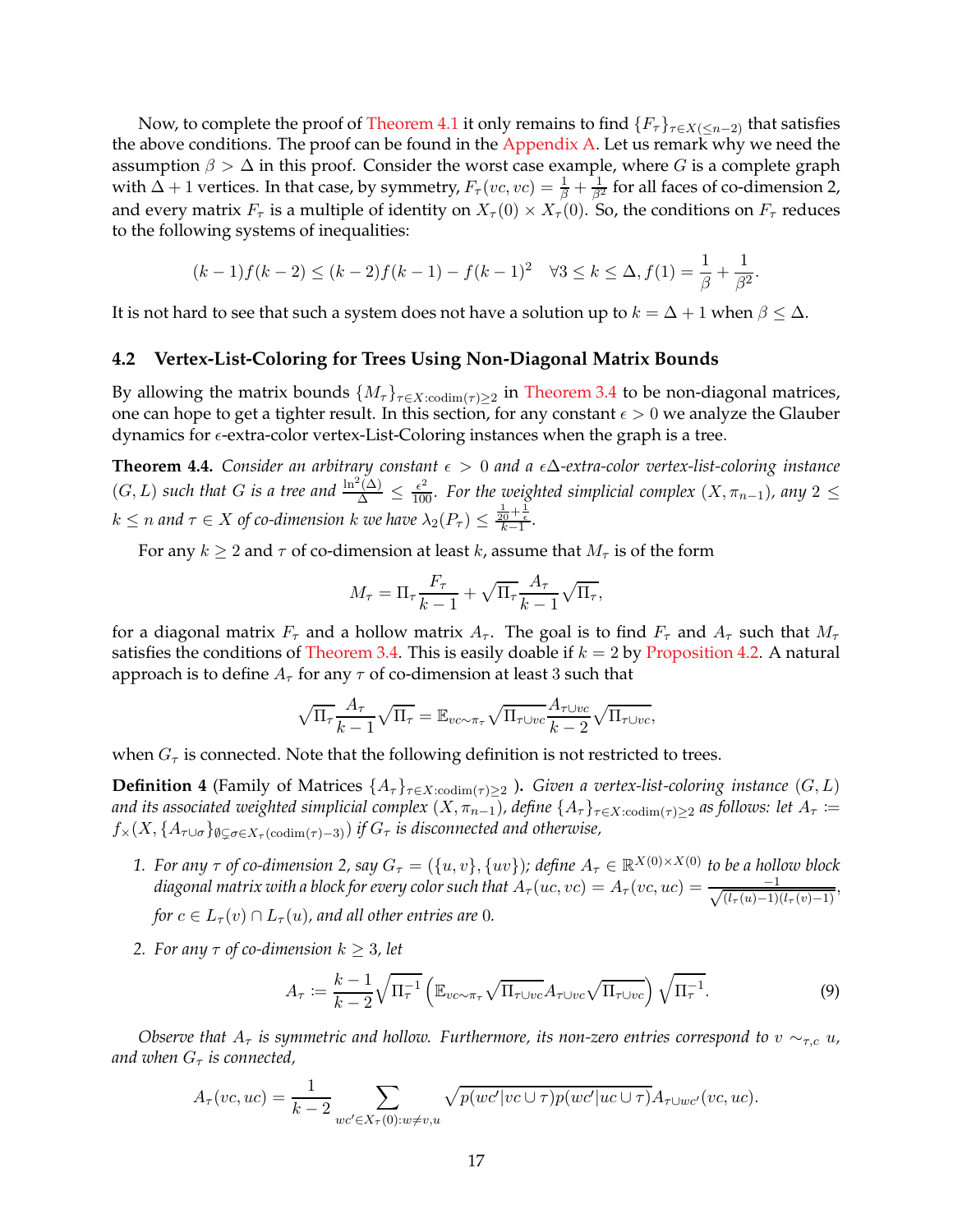Now, to complete the proof of Theorem 4.1 it only remains to find $\{F_\tau\}_{\tau \in X(\leq n-2)}$ that satisfies the above conditions. The proof can be found in the Appendix A. Let us remark why we need the assumption $\beta > \Delta$ in this proof. Consider the worst case example, where $G$ is a complete graph with $\Delta + 1$ vertices. In that case, by symmetry, $F_\tau(vc, vc) = \frac{1}{\beta} + \frac{1}{\beta^2}$ for all faces of co-dimension 2, and every matrix $F_\tau$ is a multiple of identity on $X_\tau(0) \times X_\tau(0)$. So, the conditions on $F_\tau$ reduces to the following systems of inequalities:

$$(k-1)f(k-2) \leq (k-2)f(k-1) - f(k-1)^2 \quad \forall 3 \leq k \leq \Delta, f(1) = \frac{1}{\beta} + \frac{1}{\beta^2}.$$

It is not hard to see that such a system does not have a solution up to $k = \Delta + 1$ when $\beta \leq \Delta$.

## 4.2 Vertex-List-Coloring for Trees Using Non-Diagonal Matrix Bounds

By allowing the matrix bounds $\{M_\tau\}_{\tau \in X:\text{codim}(\tau) \geq 2}$ in Theorem 3.4 to be non-diagonal matrices, one can hope to get a tighter result. In this section, for any constant $\epsilon > 0$ we analyze the Glauber dynamics for $\epsilon$-extra-color vertex-List-Coloring instances when the graph is a tree.

**Theorem 4.4.** *Consider an arbitrary constant $\epsilon > 0$ and a $\epsilon\Delta$-extra-color vertex-list-coloring instance $(G, L)$ such that $G$ is a tree and $\frac{\ln^2(\Delta)}{\Delta} \leq \frac{\epsilon^2}{100}$. For the weighted simplicial complex $(X, \pi_{n-1})$, any $2 \leq k \leq n$ and $\tau \in X$ of co-dimension $k$ we have $\lambda_2(P_\tau) \leq \frac{\frac{1}{20} + \frac{1}{\epsilon}}{k-1}$.*

For any $k \geq 2$ and $\tau$ of co-dimension at least $k$, assume that $M_\tau$ is of the form

$$M_\tau = \Pi_\tau \frac{F_\tau}{k-1} + \sqrt{\Pi_\tau} \frac{A_\tau}{k-1} \sqrt{\Pi_\tau},$$

for a diagonal matrix $F_\tau$ and a hollow matrix $A_\tau$. The goal is to find $F_\tau$ and $A_\tau$ such that $M_\tau$ satisfies the conditions of Theorem 3.4. This is easily doable if $k = 2$ by Proposition 4.2. A natural approach is to define $A_\tau$ for any $\tau$ of co-dimension at least 3 such that

$$\sqrt{\Pi_\tau} \frac{A_\tau}{k-1} \sqrt{\Pi_\tau} = \mathbb{E}_{vc \sim \pi_\tau} \sqrt{\Pi_{\tau \cup vc}} \frac{A_{\tau \cup vc}}{k-2} \sqrt{\Pi_{\tau \cup vc}},$$

when $G_\tau$ is connected. Note that the following definition is not restricted to trees.

**Definition 4** (Family of Matrices $\{A_\tau\}_{\tau \in X:\text{codim}(\tau) \geq 2}$ ). *Given a vertex-list-coloring instance $(G, L)$ and its associated weighted simplicial complex $(X, \pi_{n-1})$, define $\{A_\tau\}_{\tau \in X:\text{codim}(\tau) \geq 2}$ as follows: let $A_\tau := f_\times(X, \{A_{\tau \cup \sigma}\}_{\emptyset \subsetneq \sigma \in X_\tau(\text{codim}(\tau)-3)})$ if $G_\tau$ is disconnected and otherwise,*

1. *For any $\tau$ of co-dimension 2, say $G_\tau = (\{u, v\}, \{uv\})$; define $A_\tau \in \mathbb{R}^{X(0) \times X(0)}$ to be a hollow block diagonal matrix with a block for every color such that $A_\tau(uc, vc) = A_\tau(vc, uc) = \frac{-1}{\sqrt{(l_\tau(u)-1)(l_\tau(v)-1)}}$, for $c \in L_\tau(v) \cap L_\tau(u)$, and all other entries are 0.*

2. *For any $\tau$ of co-dimension $k \geq 3$, let*

$$A_\tau := \frac{k-1}{k-2} \sqrt{\Pi_\tau^{-1}} \left( \mathbb{E}_{vc \sim \pi_\tau} \sqrt{\Pi_{\tau \cup vc}} A_{\tau \cup vc} \sqrt{\Pi_{\tau \cup vc}} \right) \sqrt{\Pi_\tau^{-1}}. \tag{9}$$

*Observe that $A_\tau$ is symmetric and hollow. Furthermore, its non-zero entries correspond to $v \sim_{\tau,c} u$, and when $G_\tau$ is connected,*

$$A_\tau(vc, uc) = \frac{1}{k-2} \sum_{wc' \in X_\tau(0): w \neq v, u} \sqrt{p(wc'|vc \cup \tau)p(wc'|uc \cup \tau)} A_{\tau \cup wc'}(vc, uc).$$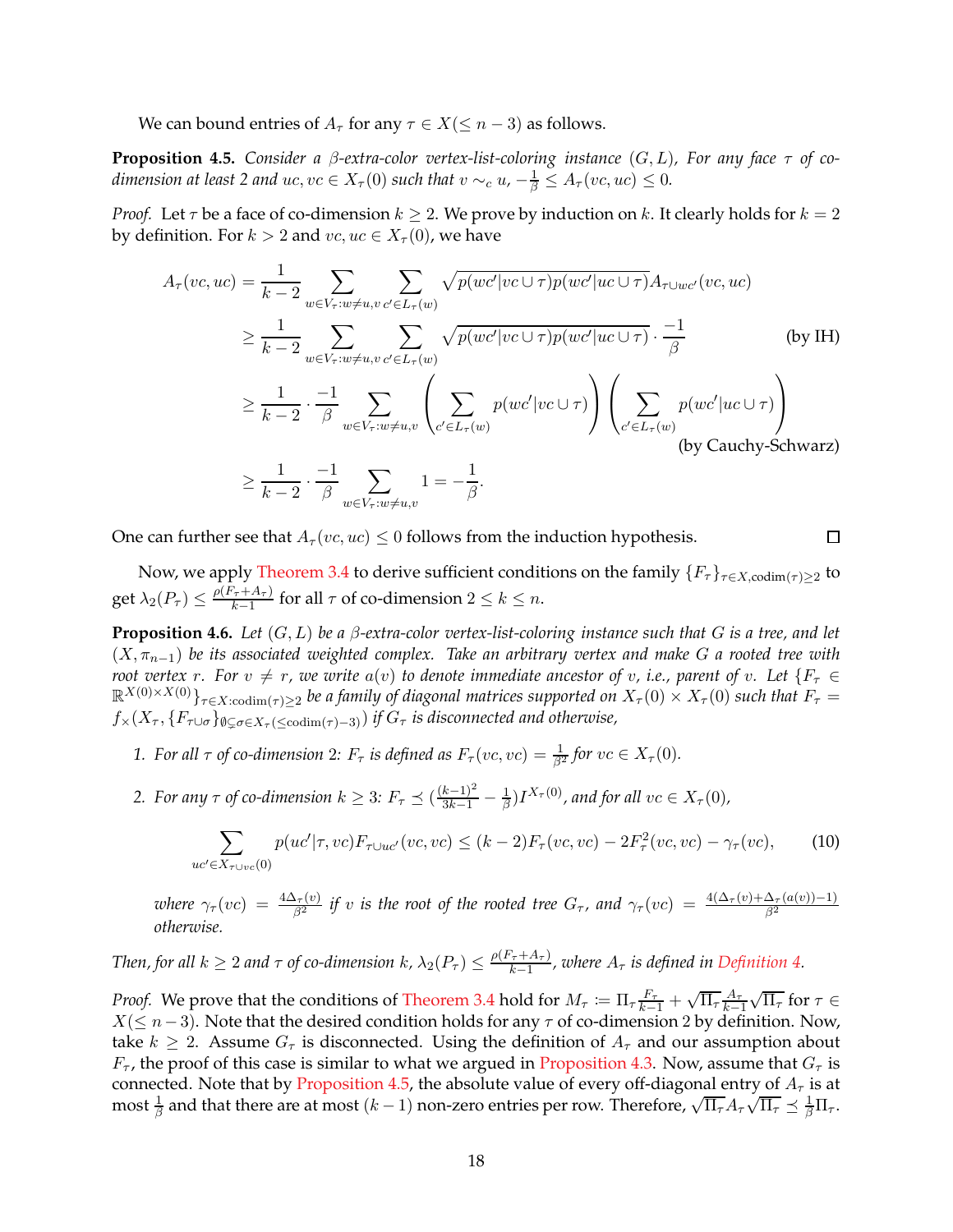We can bound entries of $A_\tau$ for any $\tau \in X(\leq n-3)$ as follows.

**Proposition 4.5.** *Consider a $\beta$-extra-color vertex-list-coloring instance $(G, L)$, For any face $\tau$ of co-dimension at least 2 and $uc, vc \in X_\tau(0)$ such that $v \sim_c u$, $-\frac{1}{\beta} \leq A_\tau(vc, uc) \leq 0$.*

*Proof.* Let $\tau$ be a face of co-dimension $k \geq 2$. We prove by induction on $k$. It clearly holds for $k = 2$ by definition. For $k > 2$ and $vc, uc \in X_\tau(0)$, we have

$$
\begin{aligned}
A_\tau(vc, uc) &= \frac{1}{k-2} \sum_{w \in V_\tau : w \neq u, v} \sum_{c' \in L_\tau(w)} \sqrt{p(wc'|vc \cup \tau) p(wc'|uc \cup \tau)} A_{\tau \cup wc'}(vc, uc) \\
&\geq \frac{1}{k-2} \sum_{w \in V_\tau : w \neq u, v} \sum_{c' \in L_\tau(w)} \sqrt{p(wc'|vc \cup \tau) p(wc'|uc \cup \tau)} \cdot \frac{-1}{\beta} && \text{(by IH)} \\
&\geq \frac{1}{k-2} \cdot \frac{-1}{\beta} \sum_{w \in V_\tau : w \neq u, v} \left( \sum_{c' \in L_\tau(w)} p(wc'|vc \cup \tau) \right) \left( \sum_{c' \in L_\tau(w)} p(wc'|uc \cup \tau) \right) && \text{(by Cauchy-Schwarz)} \\
&\geq \frac{1}{k-2} \cdot \frac{-1}{\beta} \sum_{w \in V_\tau : w \neq u, v} 1 = -\frac{1}{\beta}.
\end{aligned}
$$

One can further see that $A_\tau(vc, uc) \leq 0$ follows from the induction hypothesis. $\square$

Now, we apply Theorem 3.4 to derive sufficient conditions on the family $\{F_\tau\}_{\tau \in X, \text{codim}(\tau) \geq 2}$ to get $\lambda_2(P_\tau) \leq \frac{\rho(F_\tau + A_\tau)}{k-1}$ for all $\tau$ of co-dimension $2 \leq k \leq n$.

**Proposition 4.6.** *Let $(G, L)$ be a $\beta$-extra-color vertex-list-coloring instance such that $G$ is a tree, and let $(X, \pi_{n-1})$ be its associated weighted complex. Take an arbitrary vertex and make $G$ a rooted tree with root vertex $r$. For $v \neq r$, we write $a(v)$ to denote immediate ancestor of $v$, i.e., parent of $v$. Let $\{F_\tau \in \mathbb{R}^{X(0) \times X(0)}\}_{\tau \in X : \text{codim}(\tau) \geq 2}$ be a family of diagonal matrices supported on $X_\tau(0) \times X_\tau(0)$ such that $F_\tau = f_\times(X_\tau, \{F_{\tau \cup \sigma}\}_{\emptyset \subsetneq \sigma \in X_\tau(\leq \text{codim}(\tau)-3)})$ if $G_\tau$ is disconnected and otherwise,*

1. *For all $\tau$ of co-dimension 2: $F_\tau$ is defined as $F_\tau(vc, vc) = \frac{1}{\beta^2}$ for $vc \in X_\tau(0)$.*
2. *For any $\tau$ of co-dimension $k \geq 3$: $F_\tau \preceq (\frac{(k-1)^2}{3k-1} - \frac{1}{\beta}) I^{X_\tau(0)}$, and for all $vc \in X_\tau(0)$,*

$$
\sum_{uc' \in X_{\tau \cup vc}(0)} p(uc'|\tau, vc) F_{\tau \cup uc'}(vc, vc) \leq (k-2) F_\tau(vc, vc) - 2F_\tau^2(vc, vc) - \gamma_\tau(vc), \tag{10}
$$

*where $\gamma_\tau(vc) = \frac{4\Delta_\tau(v)}{\beta^2}$ if $v$ is the root of the rooted tree $G_\tau$, and $\gamma_\tau(vc) = \frac{4(\Delta_\tau(v) + \Delta_\tau(a(v)) - 1)}{\beta^2}$ otherwise.*

*Then, for all $k \geq 2$ and $\tau$ of co-dimension $k$, $\lambda_2(P_\tau) \leq \frac{\rho(F_\tau + A_\tau)}{k-1}$, where $A_\tau$ is defined in Definition 4.*

*Proof.* We prove that the conditions of Theorem 3.4 hold for $M_\tau := \Pi_\tau \frac{F_\tau}{k-1} + \sqrt{\Pi_\tau} \frac{A_\tau}{k-1} \sqrt{\Pi_\tau}$ for $\tau \in X(\leq n-3)$. Note that the desired condition holds for any $\tau$ of co-dimension 2 by definition. Now, take $k \geq 2$. Assume $G_\tau$ is disconnected. Using the definition of $A_\tau$ and our assumption about $F_\tau$, the proof of this case is similar to what we argued in Proposition 4.3. Now, assume that $G_\tau$ is connected. Note that by Proposition 4.5, the absolute value of every off-diagonal entry of $A_\tau$ is at most $\frac{1}{\beta}$ and that there are at most $(k-1)$ non-zero entries per row. Therefore, $\sqrt{\Pi_\tau} A_\tau \sqrt{\Pi_\tau} \preceq \frac{1}{\beta} \Pi_\tau$.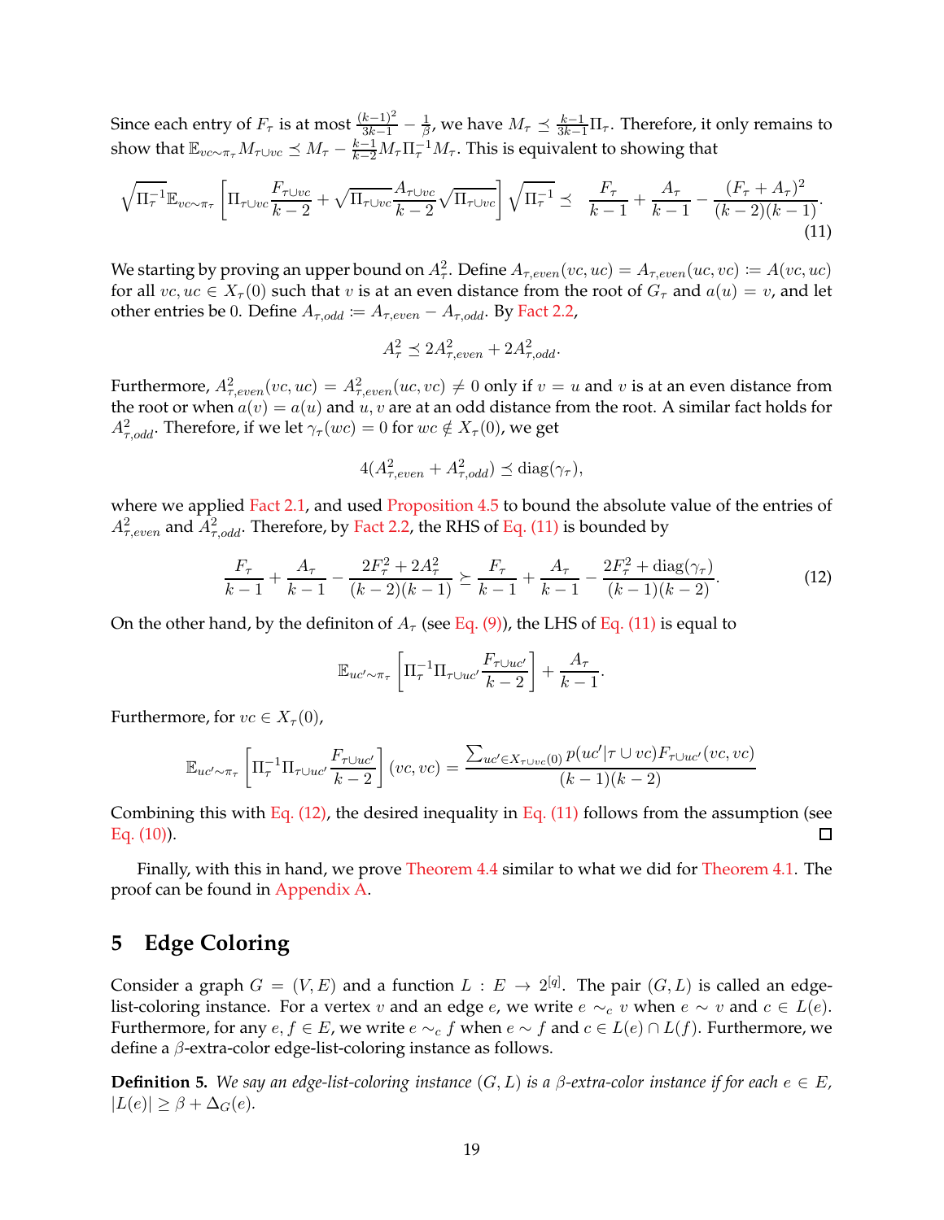Since each entry of $F_\tau$ is at most $\frac{(k-1)^2}{3k-1} - \frac{1}{\beta}$, we have $M_\tau \preceq \frac{k-1}{3k-1}\Pi_\tau$. Therefore, it only remains to show that $\mathbb{E}_{vc\sim\pi_\tau} M_{\tau\cup vc} \preceq M_\tau - \frac{k-1}{k-2} M_\tau \Pi_\tau^{-1} M_\tau$. This is equivalent to showing that

$$\sqrt{\Pi_\tau^{-1}}\,\mathbb{E}_{vc\sim\pi_\tau}\left[\Pi_{\tau\cup vc}\frac{F_{\tau\cup vc}}{k-2} + \sqrt{\Pi_{\tau\cup vc}}\frac{A_{\tau\cup vc}}{k-2}\sqrt{\Pi_{\tau\cup vc}}\right]\sqrt{\Pi_\tau^{-1}} \preceq \frac{F_\tau}{k-1} + \frac{A_\tau}{k-1} - \frac{(F_\tau + A_\tau)^2}{(k-2)(k-1)}. \tag{11}$$

We starting by proving an upper bound on $A_\tau^2$. Define $A_{\tau,even}(vc, uc) = A_{\tau,even}(uc, vc) := A(vc, uc)$ for all $vc, uc \in X_\tau(0)$ such that $v$ is at an even distance from the root of $G_\tau$ and $a(u) = v$, and let other entries be 0. Define $A_{\tau,odd} := A_{\tau,even} - A_{\tau,odd}$. By Fact 2.2,

$$A_\tau^2 \preceq 2A_{\tau,even}^2 + 2A_{\tau,odd}^2.$$

Furthermore, $A_{\tau,even}^2(vc, uc) = A_{\tau,even}^2(uc, vc) \neq 0$ only if $v = u$ and $v$ is at an even distance from the root or when $a(v) = a(u)$ and $u, v$ are at an odd distance from the root. A similar fact holds for $A_{\tau,odd}^2$. Therefore, if we let $\gamma_\tau(wc) = 0$ for $wc \notin X_\tau(0)$, we get

$$4(A_{\tau,even}^2 + A_{\tau,odd}^2) \preceq \mathrm{diag}(\gamma_\tau),$$

where we applied Fact 2.1, and used Proposition 4.5 to bound the absolute value of the entries of $A_{\tau,even}^2$ and $A_{\tau,odd}^2$. Therefore, by Fact 2.2, the RHS of Eq. (11) is bounded by

$$\frac{F_\tau}{k-1} + \frac{A_\tau}{k-1} - \frac{2F_\tau^2 + 2A_\tau^2}{(k-2)(k-1)} \succeq \frac{F_\tau}{k-1} + \frac{A_\tau}{k-1} - \frac{2F_\tau^2 + \mathrm{diag}(\gamma_\tau)}{(k-1)(k-2)}. \tag{12}$$

On the other hand, by the definiton of $A_\tau$ (see Eq. (9)), the LHS of Eq. (11) is equal to

$$\mathbb{E}_{uc'\sim\pi_\tau}\left[\Pi_\tau^{-1}\Pi_{\tau\cup uc'}\frac{F_{\tau\cup uc'}}{k-2}\right] + \frac{A_\tau}{k-1}.$$

Furthermore, for $vc \in X_\tau(0)$,

$$\mathbb{E}_{uc'\sim\pi_\tau}\left[\Pi_\tau^{-1}\Pi_{\tau\cup uc'}\frac{F_{\tau\cup uc'}}{k-2}\right](vc, vc) = \frac{\sum_{uc'\in X_{\tau\cup vc}(0)} p(uc'|\tau\cup vc)F_{\tau\cup uc'}(vc, vc)}{(k-1)(k-2)}$$

Combining this with Eq. (12), the desired inequality in Eq. (11) follows from the assumption (see Eq. (10)). ◻

Finally, with this in hand, we prove Theorem 4.4 similar to what we did for Theorem 4.1. The proof can be found in Appendix A.

## 5 Edge Coloring

Consider a graph $G = (V, E)$ and a function $L : E \to 2^{[q]}$. The pair $(G, L)$ is called an edge-list-coloring instance. For a vertex $v$ and an edge $e$, we write $e \sim_c v$ when $e \sim v$ and $c \in L(e)$. Furthermore, for any $e, f \in E$, we write $e \sim_c f$ when $e \sim f$ and $c \in L(e) \cap L(f)$. Furthermore, we define a $\beta$-extra-color edge-list-coloring instance as follows.

**Definition 5.** *We say an edge-list-coloring instance $(G, L)$ is a $\beta$-extra-color instance if for each $e \in E$, $|L(e)| \geq \beta + \Delta_G(e)$.*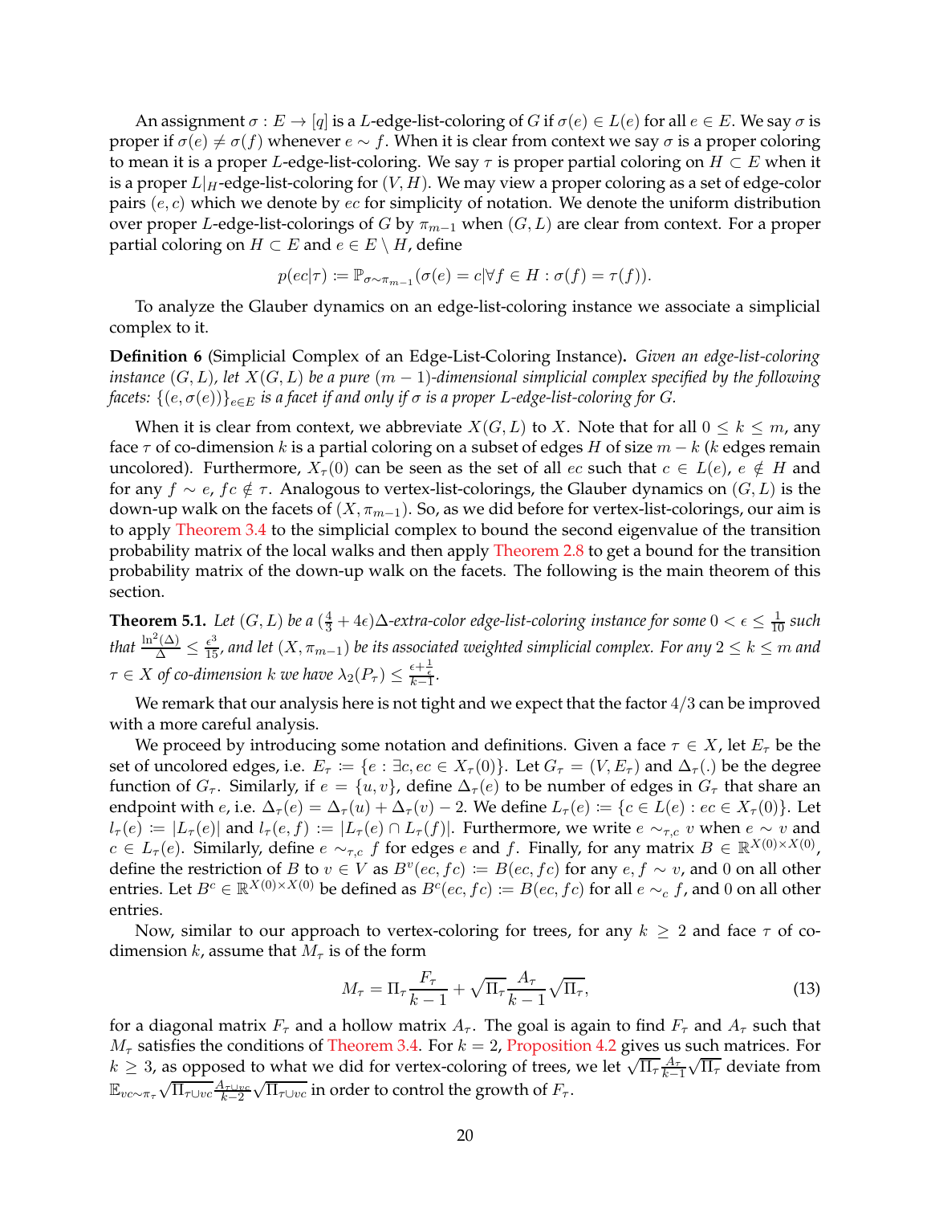An assignment $\sigma : E \to [q]$ is a $L$-edge-list-coloring of $G$ if $\sigma(e) \in L(e)$ for all $e \in E$. We say $\sigma$ is proper if $\sigma(e) \neq \sigma(f)$ whenever $e \sim f$. When it is clear from context we say $\sigma$ is a proper coloring to mean it is a proper $L$-edge-list-coloring. We say $\tau$ is proper partial coloring on $H \subset E$ when it is a proper $L|_H$-edge-list-coloring for $(V, H)$. We may view a proper coloring as a set of edge-color pairs $(e, c)$ which we denote by $ec$ for simplicity of notation. We denote the uniform distribution over proper $L$-edge-list-colorings of $G$ by $\pi_{m-1}$ when $(G, L)$ are clear from context. For a proper partial coloring on $H \subset E$ and $e \in E \setminus H$, define

$$p(ec|\tau) := \mathbb{P}_{\sigma \sim \pi_{m-1}}(\sigma(e) = c | \forall f \in H : \sigma(f) = \tau(f)).$$

To analyze the Glauber dynamics on an edge-list-coloring instance we associate a simplicial complex to it.

**Definition 6** (Simplicial Complex of an Edge-List-Coloring Instance)**.** *Given an edge-list-coloring instance $(G, L)$, let $X(G, L)$ be a pure $(m-1)$-dimensional simplicial complex specified by the following facets: $\{(e, \sigma(e))\}_{e \in E}$ is a facet if and only if $\sigma$ is a proper $L$-edge-list-coloring for $G$.*

When it is clear from context, we abbreviate $X(G, L)$ to $X$. Note that for all $0 \leq k \leq m$, any face $\tau$ of co-dimension $k$ is a partial coloring on a subset of edges $H$ of size $m - k$ ($k$ edges remain uncolored). Furthermore, $X_\tau(0)$ can be seen as the set of all $ec$ such that $c \in L(e)$, $e \notin H$ and for any $f \sim e$, $fc \notin \tau$. Analogous to vertex-list-colorings, the Glauber dynamics on $(G, L)$ is the down-up walk on the facets of $(X, \pi_{m-1})$. So, as we did before for vertex-list-colorings, our aim is to apply Theorem 3.4 to the simplicial complex to bound the second eigenvalue of the transition probability matrix of the local walks and then apply Theorem 2.8 to get a bound for the transition probability matrix of the down-up walk on the facets. The following is the main theorem of this section.

**Theorem 5.1.** *Let $(G, L)$ be a $(\frac{4}{3} + 4\epsilon)\Delta$-extra-color edge-list-coloring instance for some $0 < \epsilon \leq \frac{1}{10}$ such that $\frac{\ln^2(\Delta)}{\Delta} \leq \frac{\epsilon^3}{15}$, and let $(X, \pi_{m-1})$ be its associated weighted simplicial complex. For any $2 \leq k \leq m$ and $\tau \in X$ of co-dimension $k$ we have $\lambda_2(P_\tau) \leq \frac{\epsilon + \frac{1}{\epsilon}}{k-1}$.*

We remark that our analysis here is not tight and we expect that the factor $4/3$ can be improved with a more careful analysis.

We proceed by introducing some notation and definitions. Given a face $\tau \in X$, let $E_\tau$ be the set of uncolored edges, i.e. $E_\tau := \{e : \exists c, ec \in X_\tau(0)\}$. Let $G_\tau = (V, E_\tau)$ and $\Delta_\tau(.)$ be the degree function of $G_\tau$. Similarly, if $e = \{u, v\}$, define $\Delta_\tau(e)$ to be number of edges in $G_\tau$ that share an endpoint with $e$, i.e. $\Delta_\tau(e) = \Delta_\tau(u) + \Delta_\tau(v) - 2$. We define $L_\tau(e) := \{c \in L(e) : ec \in X_\tau(0)\}$. Let $l_\tau(e) := |L_\tau(e)|$ and $l_\tau(e, f) := |L_\tau(e) \cap L_\tau(f)|$. Furthermore, we write $e \sim_{\tau,c} v$ when $e \sim v$ and $c \in L_\tau(e)$. Similarly, define $e \sim_{\tau,c} f$ for edges $e$ and $f$. Finally, for any matrix $B \in \mathbb{R}^{X(0) \times X(0)}$, define the restriction of $B$ to $v \in V$ as $B^v(ec, fc) := B(ec, fc)$ for any $e, f \sim v$, and $0$ on all other entries. Let $B^c \in \mathbb{R}^{X(0) \times X(0)}$ be defined as $B^c(ec, fc) := B(ec, fc)$ for all $e \sim_c f$, and $0$ on all other entries.

Now, similar to our approach to vertex-coloring for trees, for any $k \geq 2$ and face $\tau$ of co-dimension $k$, assume that $M_\tau$ is of the form

$$M_\tau = \Pi_\tau \frac{F_\tau}{k-1} + \sqrt{\Pi_\tau} \frac{A_\tau}{k-1} \sqrt{\Pi_\tau}, \tag{13}$$

for a diagonal matrix $F_\tau$ and a hollow matrix $A_\tau$. The goal is again to find $F_\tau$ and $A_\tau$ such that $M_\tau$ satisfies the conditions of Theorem 3.4. For $k = 2$, Proposition 4.2 gives us such matrices. For $k \geq 3$, as opposed to what we did for vertex-coloring of trees, we let $\sqrt{\Pi_\tau} \frac{A_\tau}{k-1} \sqrt{\Pi_\tau}$ deviate from $\mathbb{E}_{vc \sim \pi_\tau} \sqrt{\Pi_{\tau \cup vc}} \frac{A_{\tau \cup vc}}{k-2} \sqrt{\Pi_{\tau \cup vc}}$ in order to control the growth of $F_\tau$.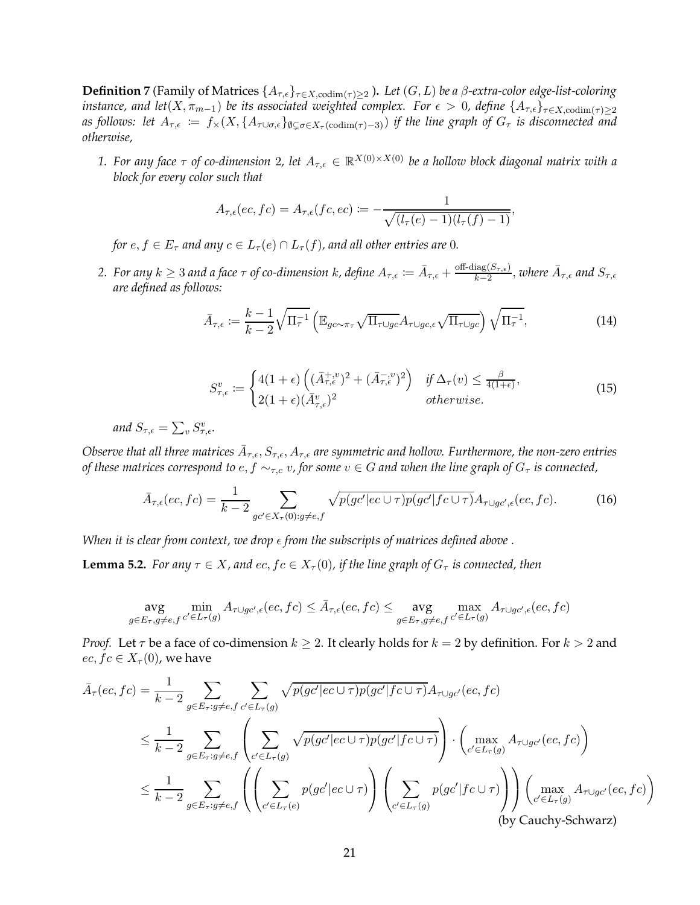**Definition 7** (Family of Matrices $\{A_{\tau,\epsilon}\}_{\tau \in X, \text{codim}(\tau)\geq 2}$ ). *Let $(G, L)$ be a $\beta$-extra-color edge-list-coloring instance, and let$(X, \pi_{m-1})$ be its associated weighted complex. For $\epsilon > 0$, define $\{A_{\tau,\epsilon}\}_{\tau \in X, \text{codim}(\tau)\geq 2}$ as follows: let $A_{\tau,\epsilon} := f_\times(X, \{A_{\tau\cup\sigma,\epsilon}\}_{\emptyset\subsetneq\sigma\in X_\tau(\text{codim}(\tau)-3)})$ if the line graph of $G_\tau$ is disconnected and otherwise,*

1. *For any face $\tau$ of co-dimension 2, let $A_{\tau,\epsilon} \in \mathbb{R}^{X(0)\times X(0)}$ be a hollow block diagonal matrix with a block for every color such that*

$$A_{\tau,\epsilon}(ec, fc) = A_{\tau,\epsilon}(fc, ec) := -\frac{1}{\sqrt{(l_\tau(e) - 1)(l_\tau(f) - 1)}},$$

*for $e, f \in E_\tau$ and any $c \in L_\tau(e) \cap L_\tau(f)$, and all other entries are 0.*

2. *For any $k \geq 3$ and a face $\tau$ of co-dimension $k$, define $A_{\tau,\epsilon} := \bar{A}_{\tau,\epsilon} + \frac{\text{off-diag}(S_{\tau,\epsilon})}{k-2}$, where $\bar{A}_{\tau,\epsilon}$ and $S_{\tau,\epsilon}$ are defined as follows:*

$$\bar{A}_{\tau,\epsilon} := \frac{k-1}{k-2}\sqrt{\Pi_\tau^{-1}}\left(\mathbb{E}_{gc\sim\pi_\tau}\sqrt{\Pi_{\tau\cup gc}}A_{\tau\cup gc,\epsilon}\sqrt{\Pi_{\tau\cup gc}}\right)\sqrt{\Pi_\tau^{-1}}, \tag{14}$$

$$S^v_{\tau,\epsilon} := \begin{cases} 4(1+\epsilon)\left((\bar{A}^{+,v}_{\tau,\epsilon})^2 + (\bar{A}^{-,v}_{\tau,\epsilon})^2\right) & \text{if } \Delta_\tau(v) \leq \frac{\beta}{4(1+\epsilon)}, \\ 2(1+\epsilon)(\bar{A}^v_{\tau,\epsilon})^2 & \text{otherwise.} \end{cases} \tag{15}$$

*and $S_{\tau,\epsilon} = \sum_v S^v_{\tau,\epsilon}$.*

*Observe that all three matrices $\bar{A}_{\tau,\epsilon}, S_{\tau,\epsilon}, A_{\tau,\epsilon}$ are symmetric and hollow. Furthermore, the non-zero entries of these matrices correspond to $e, f \sim_{\tau,c} v$, for some $v \in G$ and when the line graph of $G_\tau$ is connected,*

$$\bar{A}_{\tau,\epsilon}(ec, fc) = \frac{1}{k-2}\sum_{gc'\in X_\tau(0):g\neq e,f}\sqrt{p(gc'|ec\cup\tau)p(gc'|fc\cup\tau)}A_{\tau\cup gc',\epsilon}(ec, fc). \tag{16}$$

*When it is clear from context, we drop $\epsilon$ from the subscripts of matrices defined above .*

**Lemma 5.2.** *For any $\tau \in X$, and $ec, fc \in X_\tau(0)$, if the line graph of $G_\tau$ is connected, then*

$$\underset{g\in E_\tau, g\neq e,f}{\text{avg}}\ \min_{c'\in L_\tau(g)} A_{\tau\cup gc',\epsilon}(ec, fc) \leq \bar{A}_{\tau,\epsilon}(ec, fc) \leq \underset{g\in E_\tau, g\neq e,f}{\text{avg}}\ \max_{c'\in L_\tau(g)} A_{\tau\cup gc',\epsilon}(ec, fc)$$

*Proof.* Let $\tau$ be a face of co-dimension $k \geq 2$. It clearly holds for $k = 2$ by definition. For $k > 2$ and $ec, fc \in X_\tau(0)$, we have

$$\begin{aligned}
\bar{A}_\tau(ec, fc) &= \frac{1}{k-2}\sum_{g\in E_\tau:g\neq e,f}\ \sum_{c'\in L_\tau(g)}\sqrt{p(gc'|ec\cup\tau)p(gc'|fc\cup\tau)}A_{\tau\cup gc'}(ec, fc) \\
&\leq \frac{1}{k-2}\sum_{g\in E_\tau:g\neq e,f}\left(\sum_{c'\in L_\tau(g)}\sqrt{p(gc'|ec\cup\tau)p(gc'|fc\cup\tau)}\right)\cdot\left(\max_{c'\in L_\tau(g)}A_{\tau\cup gc'}(ec, fc)\right) \\
&\leq \frac{1}{k-2}\sum_{g\in E_\tau:g\neq e,f}\left(\left(\sum_{c'\in L_\tau(e)}p(gc'|ec\cup\tau)\right)\left(\sum_{c'\in L_\tau(g)}p(gc'|fc\cup\tau)\right)\right)\left(\max_{c'\in L_\tau(g)}A_{\tau\cup gc'}(ec, fc)\right) \\
&\qquad \text{(by Cauchy-Schwarz)}
\end{aligned}$$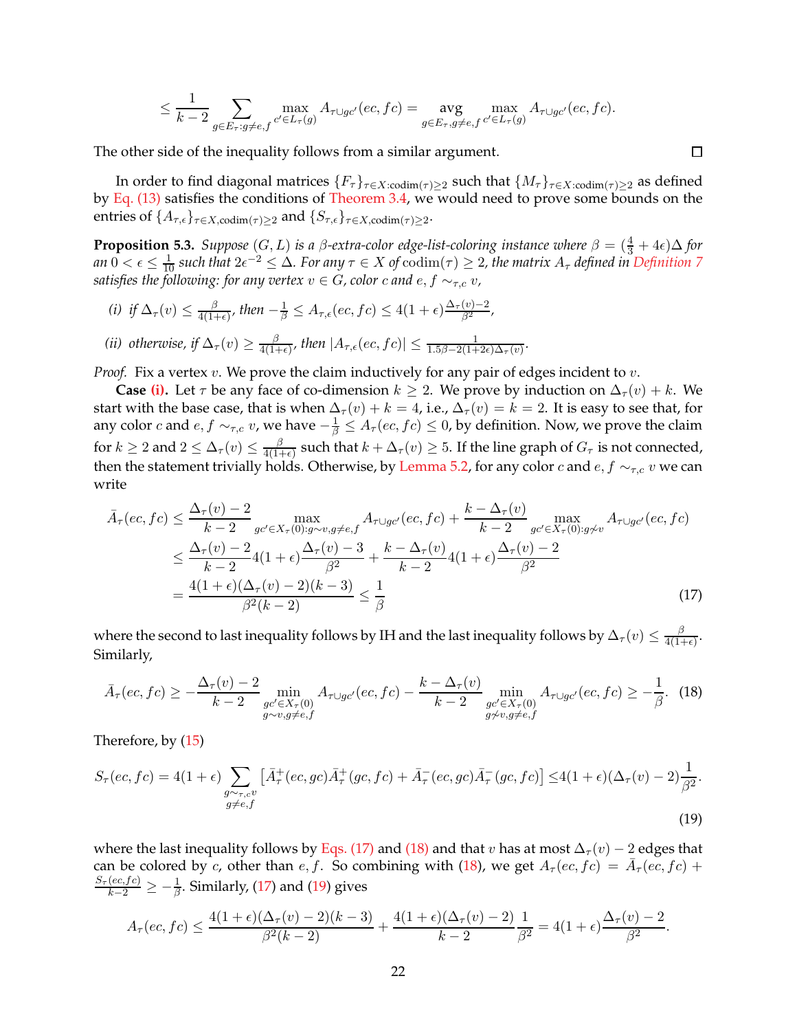$$\leq \frac{1}{k-2} \sum_{g \in E_\tau : g \neq e,f} \max_{c' \in L_\tau(g)} A_{\tau \cup gc'}(ec, fc) = \operatorname*{avg}_{g \in E_\tau, g \neq e,f} \max_{c' \in L_\tau(g)} A_{\tau \cup gc'}(ec, fc).$$

The other side of the inequality follows from a similar argument. ◻

In order to find diagonal matrices $\{F_\tau\}_{\tau \in X : \text{codim}(\tau) \geq 2}$ such that $\{M_\tau\}_{\tau \in X : \text{codim}(\tau) \geq 2}$ as defined by Eq. (13) satisfies the conditions of Theorem 3.4, we would need to prove some bounds on the entries of $\{A_{\tau,\epsilon}\}_{\tau \in X, \text{codim}(\tau) \geq 2}$ and $\{S_{\tau,\epsilon}\}_{\tau \in X, \text{codim}(\tau) \geq 2}$.

**Proposition 5.3.** *Suppose $(G, L)$ is a $\beta$-extra-color edge-list-coloring instance where $\beta = (\frac{4}{3} + 4\epsilon)\Delta$ for an $0 < \epsilon \leq \frac{1}{10}$ such that $2\epsilon^{-2} \leq \Delta$. For any $\tau \in X$ of $\text{codim}(\tau) \geq 2$, the matrix $A_\tau$ defined in Definition 7 satisfies the following: for any vertex $v \in G$, color $c$ and $e, f \sim_{\tau,c} v$,*

*(i) if $\Delta_\tau(v) \leq \frac{\beta}{4(1+\epsilon)}$, then $-\frac{1}{\beta} \leq A_{\tau,\epsilon}(ec, fc) \leq 4(1+\epsilon)\frac{\Delta_\tau(v)-2}{\beta^2}$,*

*(ii) otherwise, if $\Delta_\tau(v) \geq \frac{\beta}{4(1+\epsilon)}$, then $|A_{\tau,\epsilon}(ec, fc)| \leq \frac{1}{1.5\beta - 2(1+2\epsilon)\Delta_\tau(v)}$.*

*Proof.* Fix a vertex $v$. We prove the claim inductively for any pair of edges incident to $v$.

**Case (i).** Let $\tau$ be any face of co-dimension $k \geq 2$. We prove by induction on $\Delta_\tau(v) + k$. We start with the base case, that is when $\Delta_\tau(v) + k = 4$, i.e., $\Delta_\tau(v) = k = 2$. It is easy to see that, for any color $c$ and $e, f \sim_{\tau,c} v$, we have $-\frac{1}{\beta} \leq A_\tau(ec, fc) \leq 0$, by definition. Now, we prove the claim for $k \geq 2$ and $2 \leq \Delta_\tau(v) \leq \frac{\beta}{4(1+\epsilon)}$ such that $k + \Delta_\tau(v) \geq 5$. If the line graph of $G_\tau$ is not connected, then the statement trivially holds. Otherwise, by Lemma 5.2, for any color $c$ and $e, f \sim_{\tau,c} v$ we can write

$$\begin{aligned}
\bar{A}_\tau(ec, fc) &\leq \frac{\Delta_\tau(v)-2}{k-2} \max_{gc' \in X_\tau(0): g \sim v, g \neq e,f} A_{\tau \cup gc'}(ec, fc) + \frac{k - \Delta_\tau(v)}{k-2} \max_{gc' \in X_\tau(0): g \not\sim v} A_{\tau \cup gc'}(ec, fc) \\
&\leq \frac{\Delta_\tau(v)-2}{k-2} 4(1+\epsilon)\frac{\Delta_\tau(v)-3}{\beta^2} + \frac{k-\Delta_\tau(v)}{k-2} 4(1+\epsilon)\frac{\Delta_\tau(v)-2}{\beta^2} \\
&= \frac{4(1+\epsilon)(\Delta_\tau(v)-2)(k-3)}{\beta^2(k-2)} \leq \frac{1}{\beta}
\end{aligned} \tag{17}$$

where the second to last inequality follows by IH and the last inequality follows by $\Delta_\tau(v) \leq \frac{\beta}{4(1+\epsilon)}$. Similarly,

$$\bar{A}_\tau(ec, fc) \geq -\frac{\Delta_\tau(v)-2}{k-2} \min_{\substack{gc' \in X_\tau(0) \\ g \sim v, g \neq e,f}} A_{\tau \cup gc'}(ec, fc) - \frac{k-\Delta_\tau(v)}{k-2} \min_{\substack{gc' \in X_\tau(0) \\ g \not\sim v, g \neq e,f}} A_{\tau \cup gc'}(ec, fc) \geq -\frac{1}{\beta}. \tag{18}$$

Therefore, by (15)

$$S_\tau(ec, fc) = 4(1+\epsilon) \sum_{\substack{g \sim_{\tau,c} v \\ g \neq e,f}} \left[\bar{A}^+_\tau(ec, gc)\bar{A}^+_\tau(gc, fc) + \bar{A}^-_\tau(ec, gc)\bar{A}^-_\tau(gc, fc)\right] \leq 4(1+\epsilon)(\Delta_\tau(v)-2)\frac{1}{\beta^2}. \tag{19}$$

where the last inequality follows by Eqs. (17) and (18) and that $v$ has at most $\Delta_\tau(v) - 2$ edges that can be colored by $c$, other than $e, f$. So combining with (18), we get $A_\tau(ec, fc) = \bar{A}_\tau(ec, fc) + \frac{S_\tau(ec, fc)}{k-2} \geq -\frac{1}{\beta}$. Similarly, (17) and (19) gives

$$A_\tau(ec, fc) \leq \frac{4(1+\epsilon)(\Delta_\tau(v)-2)(k-3)}{\beta^2(k-2)} + \frac{4(1+\epsilon)(\Delta_\tau(v)-2)}{k-2}\frac{1}{\beta^2} = 4(1+\epsilon)\frac{\Delta_\tau(v)-2}{\beta^2}.$$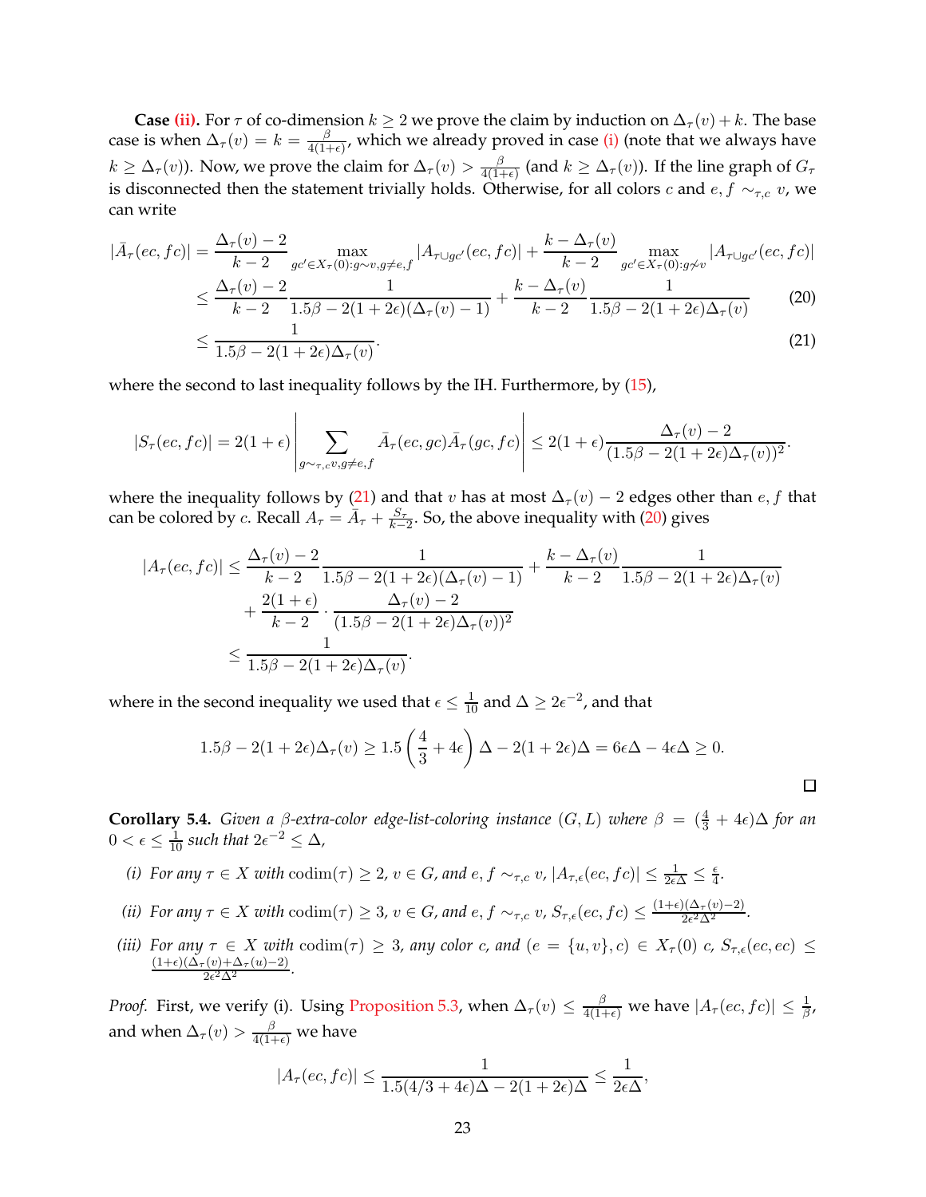**Case (ii).** For $\tau$ of co-dimension $k \geq 2$ we prove the claim by induction on $\Delta_\tau(v) + k$. The base case is when $\Delta_\tau(v) = k = \frac{\beta}{4(1+\epsilon)}$, which we already proved in case (i) (note that we always have $k \geq \Delta_\tau(v)$). Now, we prove the claim for $\Delta_\tau(v) > \frac{\beta}{4(1+\epsilon)}$ (and $k \geq \Delta_\tau(v)$). If the line graph of $G_\tau$ is disconnected then the statement trivially holds. Otherwise, for all colors $c$ and $e, f \sim_{\tau,c} v$, we can write

$$
\begin{aligned}
|\bar{A}_\tau(ec, fc)| &= \frac{\Delta_\tau(v) - 2}{k-2} \max_{gc' \in X_\tau(0): g \sim v, g \neq e,f} |A_{\tau \cup gc'}(ec, fc)| + \frac{k - \Delta_\tau(v)}{k-2} \max_{gc' \in X_\tau(0): g \not\sim v} |A_{\tau \cup gc'}(ec, fc)| \\
&\leq \frac{\Delta_\tau(v) - 2}{k-2} \frac{1}{1.5\beta - 2(1+2\epsilon)(\Delta_\tau(v) - 1)} + \frac{k - \Delta_\tau(v)}{k-2} \frac{1}{1.5\beta - 2(1+2\epsilon)\Delta_\tau(v)} \qquad (20) \\
&\leq \frac{1}{1.5\beta - 2(1+2\epsilon)\Delta_\tau(v)}. \qquad (21)
\end{aligned}
$$

where the second to last inequality follows by the IH. Furthermore, by (15),

$$
|S_\tau(ec, fc)| = 2(1+\epsilon) \left| \sum_{g \sim_{\tau,c} v, g \neq e,f} \bar{A}_\tau(ec, gc) \bar{A}_\tau(gc, fc) \right| \leq 2(1+\epsilon) \frac{\Delta_\tau(v) - 2}{(1.5\beta - 2(1+2\epsilon)\Delta_\tau(v))^2}.
$$

where the inequality follows by (21) and that $v$ has at most $\Delta_\tau(v) - 2$ edges other than $e, f$ that can be colored by $c$. Recall $A_\tau = \bar{A}_\tau + \frac{S_\tau}{k-2}$. So, the above inequality with (20) gives

$$
\begin{aligned}
|A_\tau(ec, fc)| &\leq \frac{\Delta_\tau(v) - 2}{k-2} \frac{1}{1.5\beta - 2(1+2\epsilon)(\Delta_\tau(v) - 1)} + \frac{k - \Delta_\tau(v)}{k-2} \frac{1}{1.5\beta - 2(1+2\epsilon)\Delta_\tau(v)} \\
&\quad + \frac{2(1+\epsilon)}{k-2} \cdot \frac{\Delta_\tau(v) - 2}{(1.5\beta - 2(1+2\epsilon)\Delta_\tau(v))^2} \\
&\leq \frac{1}{1.5\beta - 2(1+2\epsilon)\Delta_\tau(v)}.
\end{aligned}
$$

where in the second inequality we used that $\epsilon \leq \frac{1}{10}$ and $\Delta \geq 2\epsilon^{-2}$, and that

$$
1.5\beta - 2(1+2\epsilon)\Delta_\tau(v) \geq 1.5\left(\frac{4}{3} + 4\epsilon\right)\Delta - 2(1+2\epsilon)\Delta = 6\epsilon\Delta - 4\epsilon\Delta \geq 0.
$$

□

**Corollary 5.4.** *Given a $\beta$-extra-color edge-list-coloring instance $(G, L)$ where $\beta = (\frac{4}{3} + 4\epsilon)\Delta$ for an $0 < \epsilon \leq \frac{1}{10}$ such that $2\epsilon^{-2} \leq \Delta$,*

*(i) For any $\tau \in X$ with $\operatorname{codim}(\tau) \geq 2$, $v \in G$, and $e, f \sim_{\tau,c} v$, $|A_{\tau,\epsilon}(ec, fc)| \leq \frac{1}{2\epsilon\Delta} \leq \frac{\epsilon}{4}$.*

*(ii) For any $\tau \in X$ with $\operatorname{codim}(\tau) \geq 3$, $v \in G$, and $e, f \sim_{\tau,c} v$, $S_{\tau,\epsilon}(ec, fc) \leq \frac{(1+\epsilon)(\Delta_\tau(v) - 2)}{2\epsilon^2\Delta^2}$.*

*(iii) For any $\tau \in X$ with $\operatorname{codim}(\tau) \geq 3$, any color $c$, and $(e = \{u, v\}, c) \in X_\tau(0)$ $c$, $S_{\tau,\epsilon}(ec, ec) \leq \frac{(1+\epsilon)(\Delta_\tau(v) + \Delta_\tau(u) - 2)}{2\epsilon^2\Delta^2}$.*

*Proof.* First, we verify (i). Using Proposition 5.3, when $\Delta_\tau(v) \leq \frac{\beta}{4(1+\epsilon)}$ we have $|A_\tau(ec, fc)| \leq \frac{1}{\beta}$, and when $\Delta_\tau(v) > \frac{\beta}{4(1+\epsilon)}$ we have

$$
|A_\tau(ec, fc)| \leq \frac{1}{1.5(4/3 + 4\epsilon)\Delta - 2(1+2\epsilon)\Delta} \leq \frac{1}{2\epsilon\Delta},
$$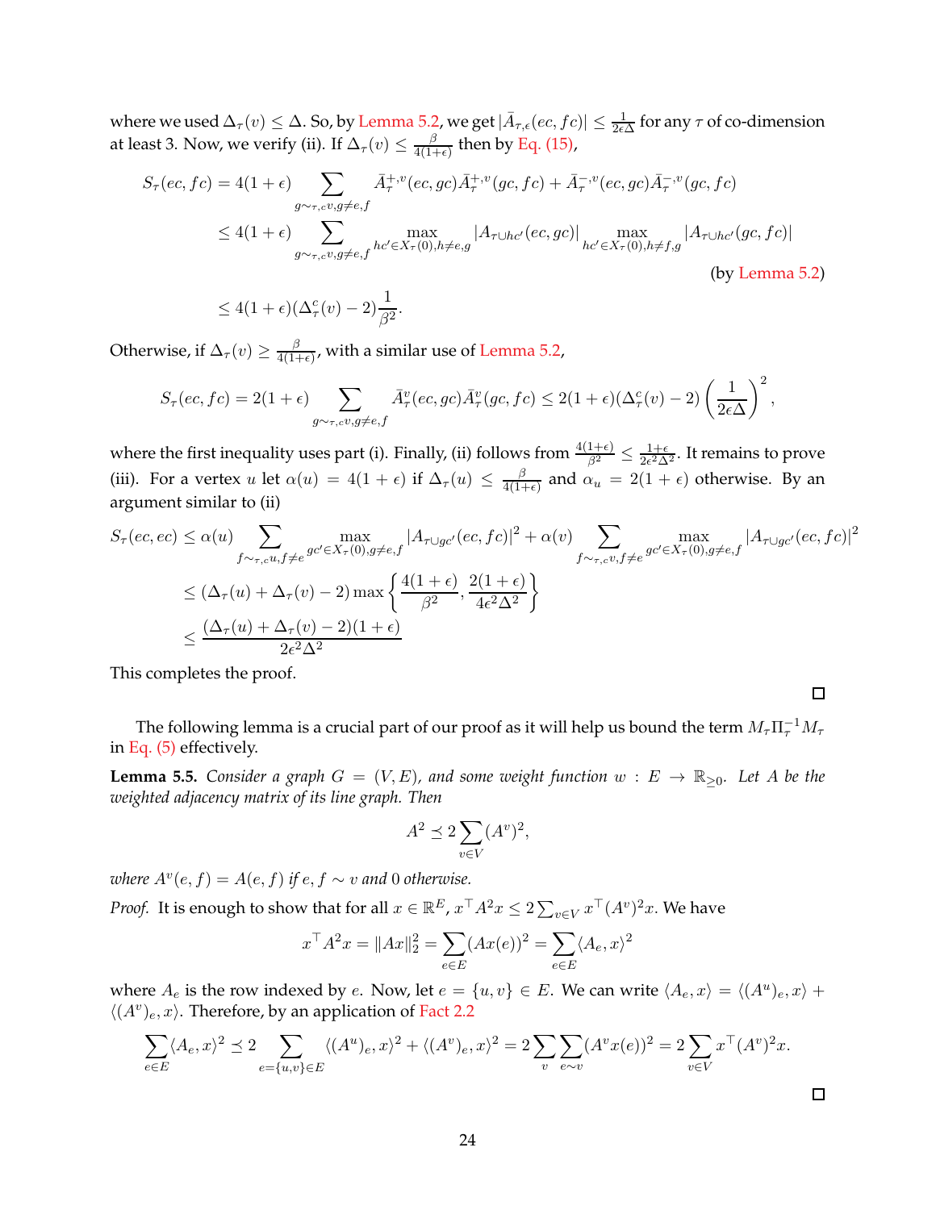where we used $\Delta_\tau(v) \le \Delta$. So, by Lemma 5.2, we get $|\bar{A}_{\tau,\epsilon}(ec, fc)| \le \frac{1}{2\epsilon\Delta}$ for any $\tau$ of co-dimension at least 3. Now, we verify (ii). If $\Delta_\tau(v) \le \frac{\beta}{4(1+\epsilon)}$ then by Eq. (15),

$$
\begin{aligned}
S_\tau(ec, fc) &= 4(1+\epsilon) \sum_{g \sim_{\tau,c} v, g \ne e,f} \bar{A}_\tau^{+,v}(ec, gc)\bar{A}_\tau^{+,v}(gc, fc) + \bar{A}_\tau^{-,v}(ec, gc)\bar{A}_\tau^{-,v}(gc, fc) \\
&\le 4(1+\epsilon) \sum_{g \sim_{\tau,c} v, g \ne e,f} \max_{hc' \in X_\tau(0), h \ne e,g} |A_{\tau \cup hc'}(ec, gc)| \max_{hc' \in X_\tau(0), h \ne f,g} |A_{\tau \cup hc'}(gc, fc)| \\
&\hspace{30em} \text{(by Lemma 5.2)} \\
&\le 4(1+\epsilon)(\Delta_\tau^c(v) - 2)\frac{1}{\beta^2}.
\end{aligned}
$$

Otherwise, if $\Delta_\tau(v) \ge \frac{\beta}{4(1+\epsilon)}$, with a similar use of Lemma 5.2,

$$
S_\tau(ec, fc) = 2(1+\epsilon) \sum_{g \sim_{\tau,c} v, g \ne e,f} \bar{A}_\tau^v(ec, gc)\bar{A}_\tau^v(gc, fc) \le 2(1+\epsilon)(\Delta_\tau^c(v) - 2)\left(\frac{1}{2\epsilon\Delta}\right)^2,
$$

where the first inequality uses part (i). Finally, (ii) follows from $\frac{4(1+\epsilon)}{\beta^2} \le \frac{1+\epsilon}{2\epsilon^2\Delta^2}$. It remains to prove (iii). For a vertex $u$ let $\alpha(u) = 4(1+\epsilon)$ if $\Delta_\tau(u) \le \frac{\beta}{4(1+\epsilon)}$ and $\alpha_u = 2(1+\epsilon)$ otherwise. By an argument similar to (ii)

$$
\begin{aligned}
S_\tau(ec, ec) &\le \alpha(u) \sum_{f \sim_{\tau,c} u, f \ne e} \max_{gc' \in X_\tau(0), g \ne e,f} |A_{\tau \cup gc'}(ec, fc)|^2 + \alpha(v) \sum_{f \sim_{\tau,c} v, f \ne e} \max_{gc' \in X_\tau(0), g \ne e,f} |A_{\tau \cup gc'}(ec, fc)|^2 \\
&\le (\Delta_\tau(u) + \Delta_\tau(v) - 2) \max\left\{\frac{4(1+\epsilon)}{\beta^2}, \frac{2(1+\epsilon)}{4\epsilon^2\Delta^2}\right\} \\
&\le \frac{(\Delta_\tau(u) + \Delta_\tau(v) - 2)(1+\epsilon)}{2\epsilon^2\Delta^2}
\end{aligned}
$$

This completes the proof. ∎

The following lemma is a crucial part of our proof as it will help us bound the term $M_\tau \Pi_\tau^{-1} M_\tau$ in Eq. (5) effectively.

**Lemma 5.5.** *Consider a graph $G = (V, E)$, and some weight function $w : E \to \mathbb{R}_{\ge 0}$. Let $A$ be the weighted adjacency matrix of its line graph. Then*

$$
A^2 \preceq 2 \sum_{v \in V} (A^v)^2,
$$

*where $A^v(e, f) = A(e, f)$ if $e, f \sim v$ and 0 otherwise.*

*Proof.* It is enough to show that for all $x \in \mathbb{R}^E$, $x^\top A^2 x \le 2 \sum_{v \in V} x^\top (A^v)^2 x$. We have

$$
x^\top A^2 x = \|Ax\|_2^2 = \sum_{e \in E} (Ax(e))^2 = \sum_{e \in E} \langle A_e, x \rangle^2
$$

where $A_e$ is the row indexed by $e$. Now, let $e = \{u, v\} \in E$. We can write $\langle A_e, x \rangle = \langle (A^u)_e, x \rangle + \langle (A^v)_e, x \rangle$. Therefore, by an application of Fact 2.2

$$
\sum_{e \in E} \langle A_e, x \rangle^2 \preceq 2 \sum_{e = \{u,v\} \in E} \langle (A^u)_e, x \rangle^2 + \langle (A^v)_e, x \rangle^2 = 2 \sum_v \sum_{e \sim v} (A^v x(e))^2 = 2 \sum_{v \in V} x^\top (A^v)^2 x.
$$

∎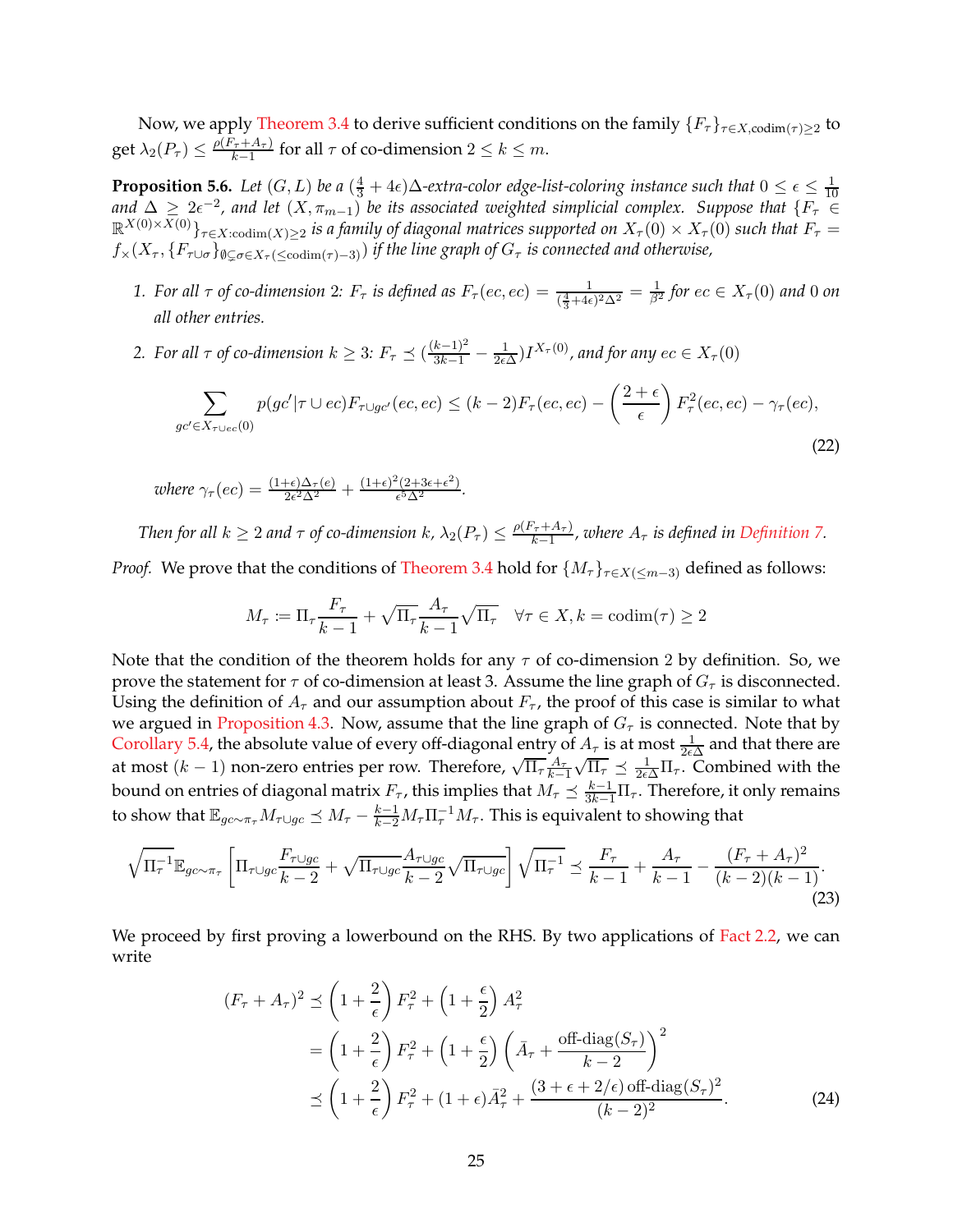Now, we apply Theorem 3.4 to derive sufficient conditions on the family $\{F_\tau\}_{\tau\in X,\text{codim}(\tau)\geq 2}$ to get $\lambda_2(P_\tau) \leq \frac{\rho(F_\tau + A_\tau)}{k-1}$ for all $\tau$ of co-dimension $2 \leq k \leq m$.

**Proposition 5.6.** *Let $(G, L)$ be a $(\frac{4}{3}+4\epsilon)\Delta$-extra-color edge-list-coloring instance such that $0 \leq \epsilon \leq \frac{1}{10}$ and $\Delta \geq 2\epsilon^{-2}$, and let $(X, \pi_{m-1})$ be its associated weighted simplicial complex. Suppose that $\{F_\tau \in \mathbb{R}^{X(0)\times X(0)}\}_{\tau\in X:\text{codim}(X)\geq 2}$ is a family of diagonal matrices supported on $X_\tau(0)\times X_\tau(0)$ such that $F_\tau = f_\times(X_\tau, \{F_{\tau\cup\sigma}\}_{\emptyset\subsetneq\sigma\in X_\tau(\leq\text{codim}(\tau)-3)})$ if the line graph of $G_\tau$ is connected and otherwise,*

1. *For all $\tau$ of co-dimension 2: $F_\tau$ is defined as $F_\tau(ec, ec) = \frac{1}{(\frac{4}{3}+4\epsilon)^2\Delta^2} = \frac{1}{\beta^2}$ for $ec \in X_\tau(0)$ and 0 on all other entries.*
2. *For all $\tau$ of co-dimension $k \geq 3$: $F_\tau \preceq (\frac{(k-1)^2}{3k-1} - \frac{1}{2\epsilon\Delta})I^{X_\tau(0)}$, and for any $ec \in X_\tau(0)$*

$$\sum_{gc'\in X_{\tau\cup ec}(0)} p(gc'|\tau\cup ec)F_{\tau\cup gc'}(ec, ec) \leq (k-2)F_\tau(ec, ec) - \left(\frac{2+\epsilon}{\epsilon}\right)F_\tau^2(ec, ec) - \gamma_\tau(ec), \tag{22}$$

*where $\gamma_\tau(ec) = \frac{(1+\epsilon)\Delta_\tau(e)}{2\epsilon^2\Delta^2} + \frac{(1+\epsilon)^2(2+3\epsilon+\epsilon^2)}{\epsilon^5\Delta^2}$.*

*Then for all $k \geq 2$ and $\tau$ of co-dimension $k$, $\lambda_2(P_\tau) \leq \frac{\rho(F_\tau+A_\tau)}{k-1}$, where $A_\tau$ is defined in Definition 7.*

*Proof.* We prove that the conditions of Theorem 3.4 hold for $\{M_\tau\}_{\tau\in X(\leq m-3)}$ defined as follows:

$$M_\tau := \Pi_\tau \frac{F_\tau}{k-1} + \sqrt{\Pi_\tau}\frac{A_\tau}{k-1}\sqrt{\Pi_\tau} \quad \forall \tau \in X, k = \text{codim}(\tau) \geq 2$$

Note that the condition of the theorem holds for any $\tau$ of co-dimension 2 by definition. So, we prove the statement for $\tau$ of co-dimension at least 3. Assume the line graph of $G_\tau$ is disconnected. Using the definition of $A_\tau$ and our assumption about $F_\tau$, the proof of this case is similar to what we argued in Proposition 4.3. Now, assume that the line graph of $G_\tau$ is connected. Note that by Corollary 5.4, the absolute value of every off-diagonal entry of $A_\tau$ is at most $\frac{1}{2\epsilon\Delta}$ and that there are at most $(k-1)$ non-zero entries per row. Therefore, $\sqrt{\Pi_\tau}\frac{A_\tau}{k-1}\sqrt{\Pi_\tau} \preceq \frac{1}{2\epsilon\Delta}\Pi_\tau$. Combined with the bound on entries of diagonal matrix $F_\tau$, this implies that $M_\tau \preceq \frac{k-1}{3k-1}\Pi_\tau$. Therefore, it only remains to show that $\mathbb{E}_{gc\sim\pi_\tau} M_{\tau\cup gc} \preceq M_\tau - \frac{k-1}{k-2}M_\tau\Pi_\tau^{-1}M_\tau$. This is equivalent to showing that

$$\sqrt{\Pi_\tau^{-1}}\mathbb{E}_{gc\sim\pi_\tau}\left[\Pi_{\tau\cup gc}\frac{F_{\tau\cup gc}}{k-2} + \sqrt{\Pi_{\tau\cup gc}}\frac{A_{\tau\cup gc}}{k-2}\sqrt{\Pi_{\tau\cup gc}}\right]\sqrt{\Pi_\tau^{-1}} \preceq \frac{F_\tau}{k-1} + \frac{A_\tau}{k-1} - \frac{(F_\tau + A_\tau)^2}{(k-2)(k-1)}. \tag{23}$$

We proceed by first proving a lowerbound on the RHS. By two applications of Fact 2.2, we can write

$$\begin{aligned}
(F_\tau + A_\tau)^2 &\preceq \left(1+\frac{2}{\epsilon}\right)F_\tau^2 + \left(1+\frac{\epsilon}{2}\right)A_\tau^2 \\
&= \left(1+\frac{2}{\epsilon}\right)F_\tau^2 + \left(1+\frac{\epsilon}{2}\right)\left(\bar{A}_\tau + \frac{\text{off-diag}(S_\tau)}{k-2}\right)^2 \\
&\preceq \left(1+\frac{2}{\epsilon}\right)F_\tau^2 + (1+\epsilon)\bar{A}_\tau^2 + \frac{(3+\epsilon+2/\epsilon)\,\text{off-diag}(S_\tau)^2}{(k-2)^2}.
\end{aligned} \tag{24}$$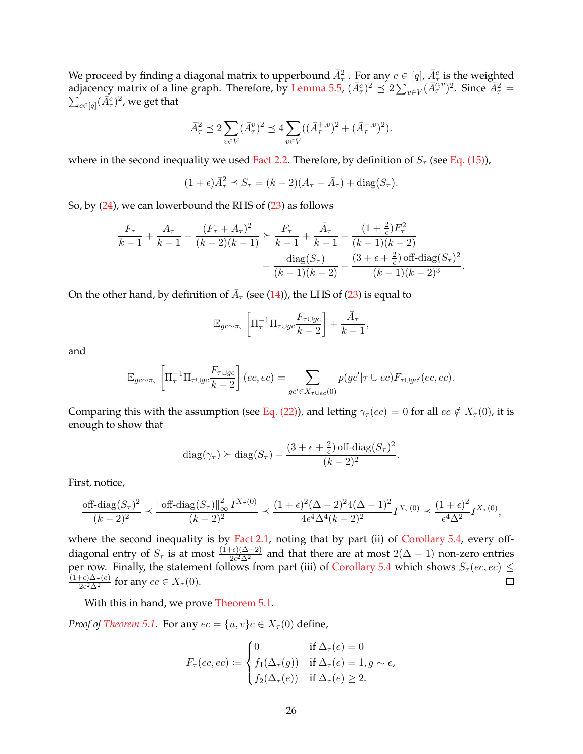We proceed by finding a diagonal matrix to upperbound $\bar{A}_\tau^2$ . For any $c \in [q]$, $\bar{A}_\tau^c$ is the weighted adjacency matrix of a line graph. Therefore, by Lemma 5.5, $(\bar{A}_\tau^c)^2 \preceq 2\sum_{v\in V}(\bar{A}_\tau^{c,v})^2$. Since $\bar{A}_\tau^2 = \sum_{c\in[q]}(\bar{A}_\tau^c)^2$, we get that

$$\bar{A}_\tau^2 \preceq 2\sum_{v\in V}(\bar{A}_\tau^v)^2 \preceq 4\sum_{v\in V}((\bar{A}_\tau^{+,v})^2 + (\bar{A}_\tau^{-,v})^2).$$

where in the second inequality we used Fact 2.2. Therefore, by definition of $S_\tau$ (see Eq. (15)),

$$(1+\epsilon)\bar{A}_\tau^2 \preceq S_\tau = (k-2)(A_\tau - \bar{A}_\tau) + \operatorname{diag}(S_\tau).$$

So, by (24), we can lowerbound the RHS of (23) as follows

$$\begin{aligned}\frac{F_\tau}{k-1} + \frac{A_\tau}{k-1} - \frac{(F_\tau + A_\tau)^2}{(k-2)(k-1)} \succeq \frac{F_\tau}{k-1} + \frac{\bar{A}_\tau}{k-1} - \frac{(1+\frac{2}{\epsilon})F_\tau^2}{(k-1)(k-2)} \\ - \frac{\operatorname{diag}(S_\tau)}{(k-1)(k-2)} - \frac{(3+\epsilon+\frac{2}{\epsilon})\operatorname{off-diag}(S_\tau)^2}{(k-1)(k-2)^3}.\end{aligned}$$

On the other hand, by definition of $\bar{A}_\tau$ (see (14)), the LHS of (23) is equal to

$$\mathbb{E}_{gc\sim\pi_\tau}\left[\Pi_\tau^{-1}\Pi_{\tau\cup gc}\frac{F_{\tau\cup gc}}{k-2}\right] + \frac{\bar{A}_\tau}{k-1},$$

and

$$\mathbb{E}_{gc\sim\pi_\tau}\left[\Pi_\tau^{-1}\Pi_{\tau\cup gc}\frac{F_{\tau\cup gc}}{k-2}\right](ec,ec) = \sum_{gc'\in X_{\tau\cup ec}(0)} p(gc'|\tau\cup ec)F_{\tau\cup gc'}(ec,ec).$$

Comparing this with the assumption (see Eq. (22)), and letting $\gamma_\tau(ec) = 0$ for all $ec \notin X_\tau(0)$, it is enough to show that

$$\operatorname{diag}(\gamma_\tau) \succeq \operatorname{diag}(S_\tau) + \frac{(3+\epsilon+\frac{2}{\epsilon})\operatorname{off-diag}(S_\tau)^2}{(k-2)^2}.$$

First, notice,

$$\frac{\operatorname{off-diag}(S_\tau)^2}{(k-2)^2} \preceq \frac{\|\operatorname{off-diag}(S_\tau)\|_\infty^2 I^{X_\tau(0)}}{(k-2)^2} \preceq \frac{(1+\epsilon)^2(\Delta-2)^2 4(\Delta-1)^2}{4\epsilon^4\Delta^4(k-2)^2}I^{X_\tau(0)} \preceq \frac{(1+\epsilon)^2}{\epsilon^4\Delta^2}I^{X_\tau(0)},$$

where the second inequality is by Fact 2.1, noting that by part (ii) of Corollary 5.4, every off-diagonal entry of $S_\tau$ is at most $\frac{(1+\epsilon)(\Delta-2)}{2\epsilon^2\Delta^2}$ and that there are at most $2(\Delta-1)$ non-zero entries per row. Finally, the statement follows from part (iii) of Corollary 5.4 which shows $S_\tau(ec,ec) \leq \frac{(1+\epsilon)\Delta_\tau(e)}{2\epsilon^2\Delta^2}$ for any $ec \in X_\tau(0)$. ◻

With this in hand, we prove Theorem 5.1.

*Proof of Theorem 5.1.* For any $ec = \{u,v\}c \in X_\tau(0)$ define,

$$F_\tau(ec,ec) := \begin{cases} 0 & \text{if } \Delta_\tau(e) = 0 \\ f_1(\Delta_\tau(g)) & \text{if } \Delta_\tau(e) = 1, g\sim e, \\ f_2(\Delta_\tau(e)) & \text{if } \Delta_\tau(e) \geq 2. \end{cases}$$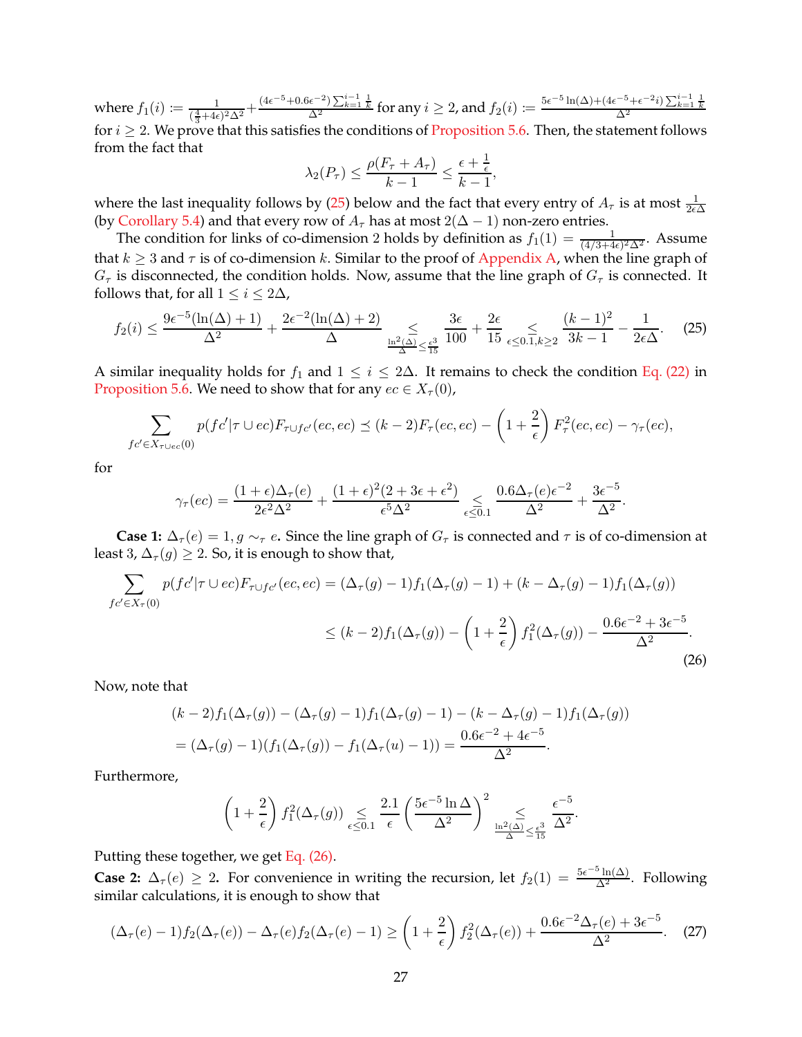where $f_1(i) := \frac{1}{(\frac{4}{3}+4\epsilon)^2\Delta^2} + \frac{(4\epsilon^{-5}+0.6\epsilon^{-2})\sum_{k=1}^{i-1}\frac{1}{k}}{\Delta^2}$ for any $i \geq 2$, and $f_2(i) := \frac{5\epsilon^{-5}\ln(\Delta)+(4\epsilon^{-5}+\epsilon^{-2}i)\sum_{k=1}^{i-1}\frac{1}{k}}{\Delta^2}$ for $i \geq 2$. We prove that this satisfies the conditions of Proposition 5.6. Then, the statement follows from the fact that

$$\lambda_2(P_\tau) \leq \frac{\rho(F_\tau + A_\tau)}{k-1} \leq \frac{\epsilon + \frac{1}{\epsilon}}{k-1},$$

where the last inequality follows by (25) below and the fact that every entry of $A_\tau$ is at most $\frac{1}{2\epsilon\Delta}$ (by Corollary 5.4) and that every row of $A_\tau$ has at most $2(\Delta-1)$ non-zero entries.

The condition for links of co-dimension 2 holds by definition as $f_1(1) = \frac{1}{(4/3+4\epsilon)^2\Delta^2}$. Assume that $k \geq 3$ and $\tau$ is of co-dimension $k$. Similar to the proof of Appendix A, when the line graph of $G_\tau$ is disconnected, the condition holds. Now, assume that the line graph of $G_\tau$ is connected. It follows that, for all $1 \leq i \leq 2\Delta$,

$$f_2(i) \leq \frac{9\epsilon^{-5}(\ln(\Delta)+1)}{\Delta^2} + \frac{2\epsilon^{-2}(\ln(\Delta)+2)}{\Delta} \underset{\frac{\ln^2(\Delta)}{\Delta}\leq\frac{\epsilon^3}{15}}{\leq} \frac{3\epsilon}{100} + \frac{2\epsilon}{15} \underset{\epsilon\leq 0.1, k\geq 2}{\leq} \frac{(k-1)^2}{3k-1} - \frac{1}{2\epsilon\Delta}. \tag{25}$$

A similar inequality holds for $f_1$ and $1 \leq i \leq 2\Delta$. It remains to check the condition Eq. (22) in Proposition 5.6. We need to show that for any $ec \in X_\tau(0)$,

$$\sum_{fc' \in X_{\tau\cup ec}(0)} p(fc'|\tau \cup ec) F_{\tau\cup fc'}(ec, ec) \preceq (k-2)F_\tau(ec, ec) - \left(1 + \frac{2}{\epsilon}\right) F_\tau^2(ec, ec) - \gamma_\tau(ec),$$

for

$$\gamma_\tau(ec) = \frac{(1+\epsilon)\Delta_\tau(e)}{2\epsilon^2\Delta^2} + \frac{(1+\epsilon)^2(2+3\epsilon+\epsilon^2)}{\epsilon^5\Delta^2} \underset{\epsilon\leq 0.1}{\leq} \frac{0.6\Delta_\tau(e)\epsilon^{-2}}{\Delta^2} + \frac{3\epsilon^{-5}}{\Delta^2}.$$

**Case 1:** $\Delta_\tau(e) = 1, g \sim_\tau e$**.** Since the line graph of $G_\tau$ is connected and $\tau$ is of co-dimension at least 3, $\Delta_\tau(g) \geq 2$. So, it is enough to show that,

$$\begin{aligned}
\sum_{fc' \in X_\tau(0)} p(fc'|\tau \cup ec) F_{\tau\cup fc'}(ec, ec) &= (\Delta_\tau(g)-1)f_1(\Delta_\tau(g)-1) + (k - \Delta_\tau(g)-1)f_1(\Delta_\tau(g)) \\
&\leq (k-2)f_1(\Delta_\tau(g)) - \left(1+\frac{2}{\epsilon}\right) f_1^2(\Delta_\tau(g)) - \frac{0.6\epsilon^{-2}+3\epsilon^{-5}}{\Delta^2}.
\end{aligned} \tag{26}$$

Now, note that

$$\begin{aligned}
&(k-2)f_1(\Delta_\tau(g)) - (\Delta_\tau(g)-1)f_1(\Delta_\tau(g)-1) - (k-\Delta_\tau(g)-1)f_1(\Delta_\tau(g)) \\
&= (\Delta_\tau(g)-1)(f_1(\Delta_\tau(g)) - f_1(\Delta_\tau(u)-1)) = \frac{0.6\epsilon^{-2}+4\epsilon^{-5}}{\Delta^2}.
\end{aligned}$$

Furthermore,

$$\left(1+\frac{2}{\epsilon}\right) f_1^2(\Delta_\tau(g)) \underset{\epsilon\leq 0.1}{\leq} \frac{2.1}{\epsilon}\left(\frac{5\epsilon^{-5}\ln\Delta}{\Delta^2}\right)^2 \underset{\frac{\ln^2(\Delta)}{\Delta}\leq\frac{\epsilon^3}{15}}{\leq} \frac{\epsilon^{-5}}{\Delta^2}.$$

Putting these together, we get Eq. (26).

**Case 2:** $\Delta_\tau(e) \geq 2$**.** For convenience in writing the recursion, let $f_2(1) = \frac{5\epsilon^{-5}\ln(\Delta)}{\Delta^2}$. Following similar calculations, it is enough to show that

$$(\Delta_\tau(e)-1)f_2(\Delta_\tau(e)) - \Delta_\tau(e)f_2(\Delta_\tau(e)-1) \geq \left(1+\frac{2}{\epsilon}\right) f_2^2(\Delta_\tau(e)) + \frac{0.6\epsilon^{-2}\Delta_\tau(e)+3\epsilon^{-5}}{\Delta^2}. \tag{27}$$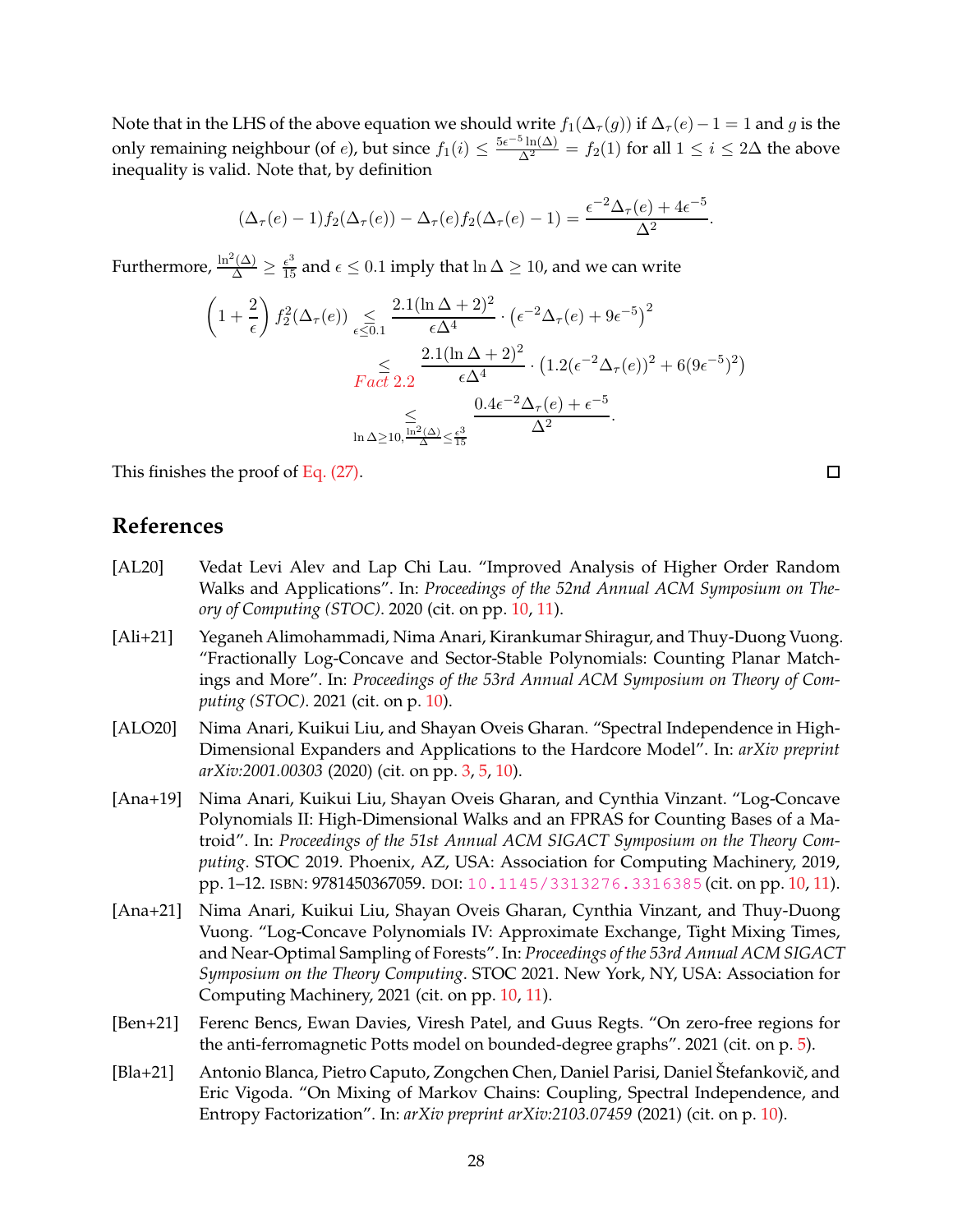Note that in the LHS of the above equation we should write $f_1(\Delta_\tau(g))$ if $\Delta_\tau(e) - 1 = 1$ and $g$ is the only remaining neighbour (of $e$), but since $f_1(i) \leq \frac{5\epsilon^{-5}\ln(\Delta)}{\Delta^2} = f_2(1)$ for all $1 \leq i \leq 2\Delta$ the above inequality is valid. Note that, by definition

$$(\Delta_\tau(e) - 1) f_2(\Delta_\tau(e)) - \Delta_\tau(e) f_2(\Delta_\tau(e) - 1) = \frac{\epsilon^{-2}\Delta_\tau(e) + 4\epsilon^{-5}}{\Delta^2}.$$

Furthermore, $\frac{\ln^2(\Delta)}{\Delta} \geq \frac{\epsilon^3}{15}$ and $\epsilon \leq 0.1$ imply that $\ln \Delta \geq 10$, and we can write

$$\begin{aligned}
\left(1 + \frac{2}{\epsilon}\right) f_2^2(\Delta_\tau(e)) &\underset{\epsilon \leq 0.1}{\leq} \frac{2.1(\ln \Delta + 2)^2}{\epsilon \Delta^4} \cdot \left(\epsilon^{-2}\Delta_\tau(e) + 9\epsilon^{-5}\right)^2 \\
&\underset{\text{Fact 2.2}}{\leq} \frac{2.1(\ln \Delta + 2)^2}{\epsilon \Delta^4} \cdot \left(1.2(\epsilon^{-2}\Delta_\tau(e))^2 + 6(9\epsilon^{-5})^2\right) \\
&\underset{\ln \Delta \geq 10, \frac{\ln^2(\Delta)}{\Delta} \leq \frac{\epsilon^3}{15}}{\leq} \frac{0.4\epsilon^{-2}\Delta_\tau(e) + \epsilon^{-5}}{\Delta^2}.
\end{aligned}$$

This finishes the proof of Eq. (27). □

## References

[AL20] Vedat Levi Alev and Lap Chi Lau. "Improved Analysis of Higher Order Random Walks and Applications". In: *Proceedings of the 52nd Annual ACM Symposium on Theory of Computing (STOC)*. 2020 (cit. on pp. 10, 11).

[Ali+21] Yeganeh Alimohammadi, Nima Anari, Kirankumar Shiragur, and Thuy-Duong Vuong. "Fractionally Log-Concave and Sector-Stable Polynomials: Counting Planar Matchings and More". In: *Proceedings of the 53rd Annual ACM Symposium on Theory of Computing (STOC)*. 2021 (cit. on p. 10).

[ALO20] Nima Anari, Kuikui Liu, and Shayan Oveis Gharan. "Spectral Independence in High-Dimensional Expanders and Applications to the Hardcore Model". In: *arXiv preprint arXiv:2001.00303* (2020) (cit. on pp. 3, 5, 10).

[Ana+19] Nima Anari, Kuikui Liu, Shayan Oveis Gharan, and Cynthia Vinzant. "Log-Concave Polynomials II: High-Dimensional Walks and an FPRAS for Counting Bases of a Matroid". In: *Proceedings of the 51st Annual ACM SIGACT Symposium on the Theory Computing*. STOC 2019. Phoenix, AZ, USA: Association for Computing Machinery, 2019, pp. 1–12. ISBN: 9781450367059. DOI: 10.1145/3313276.3316385 (cit. on pp. 10, 11).

[Ana+21] Nima Anari, Kuikui Liu, Shayan Oveis Gharan, Cynthia Vinzant, and Thuy-Duong Vuong. "Log-Concave Polynomials IV: Approximate Exchange, Tight Mixing Times, and Near-Optimal Sampling of Forests". In: *Proceedings of the 53rd Annual ACM SIGACT Symposium on the Theory Computing*. STOC 2021. New York, NY, USA: Association for Computing Machinery, 2021 (cit. on pp. 10, 11).

[Ben+21] Ferenc Bencs, Ewan Davies, Viresh Patel, and Guus Regts. "On zero-free regions for the anti-ferromagnetic Potts model on bounded-degree graphs". 2021 (cit. on p. 5).

[Bla+21] Antonio Blanca, Pietro Caputo, Zongchen Chen, Daniel Parisi, Daniel Štefankovič, and Eric Vigoda. "On Mixing of Markov Chains: Coupling, Spectral Independence, and Entropy Factorization". In: *arXiv preprint arXiv:2103.07459* (2021) (cit. on p. 10).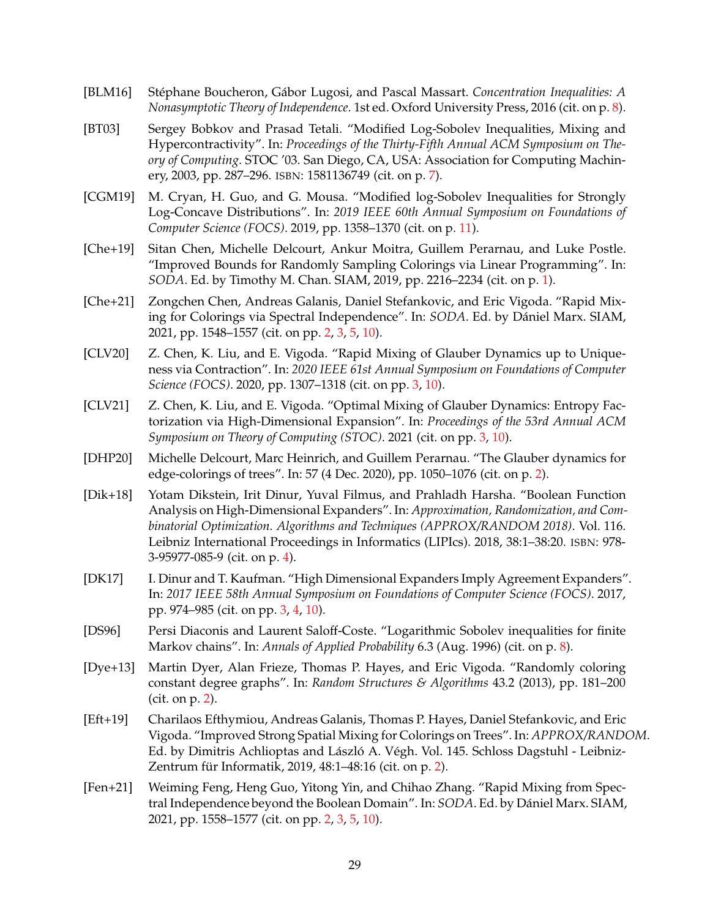[BLM16] Stéphane Boucheron, Gábor Lugosi, and Pascal Massart. *Concentration Inequalities: A Nonasymptotic Theory of Independence*. 1st ed. Oxford University Press, 2016 (cit. on p. 8).

[BT03] Sergey Bobkov and Prasad Tetali. "Modified Log-Sobolev Inequalities, Mixing and Hypercontractivity". In: *Proceedings of the Thirty-Fifth Annual ACM Symposium on Theory of Computing*. STOC '03. San Diego, CA, USA: Association for Computing Machinery, 2003, pp. 287–296. ISBN: 1581136749 (cit. on p. 7).

[CGM19] M. Cryan, H. Guo, and G. Mousa. "Modified log-Sobolev Inequalities for Strongly Log-Concave Distributions". In: *2019 IEEE 60th Annual Symposium on Foundations of Computer Science (FOCS)*. 2019, pp. 1358–1370 (cit. on p. 11).

[Che+19] Sitan Chen, Michelle Delcourt, Ankur Moitra, Guillem Perarnau, and Luke Postle. "Improved Bounds for Randomly Sampling Colorings via Linear Programming". In: *SODA*. Ed. by Timothy M. Chan. SIAM, 2019, pp. 2216–2234 (cit. on p. 1).

[Che+21] Zongchen Chen, Andreas Galanis, Daniel Stefankovic, and Eric Vigoda. "Rapid Mixing for Colorings via Spectral Independence". In: *SODA*. Ed. by Dániel Marx. SIAM, 2021, pp. 1548–1557 (cit. on pp. 2, 3, 5, 10).

[CLV20] Z. Chen, K. Liu, and E. Vigoda. "Rapid Mixing of Glauber Dynamics up to Uniqueness via Contraction". In: *2020 IEEE 61st Annual Symposium on Foundations of Computer Science (FOCS)*. 2020, pp. 1307–1318 (cit. on pp. 3, 10).

[CLV21] Z. Chen, K. Liu, and E. Vigoda. "Optimal Mixing of Glauber Dynamics: Entropy Factorization via High-Dimensional Expansion". In: *Proceedings of the 53rd Annual ACM Symposium on Theory of Computing (STOC)*. 2021 (cit. on pp. 3, 10).

[DHP20] Michelle Delcourt, Marc Heinrich, and Guillem Perarnau. "The Glauber dynamics for edge-colorings of trees". In: 57 (4 Dec. 2020), pp. 1050–1076 (cit. on p. 2).

[Dik+18] Yotam Dikstein, Irit Dinur, Yuval Filmus, and Prahladh Harsha. "Boolean Function Analysis on High-Dimensional Expanders". In: *Approximation, Randomization, and Combinatorial Optimization. Algorithms and Techniques (APPROX/RANDOM 2018)*. Vol. 116. Leibniz International Proceedings in Informatics (LIPIcs). 2018, 38:1–38:20. ISBN: 978-3-95977-085-9 (cit. on p. 4).

[DK17] I. Dinur and T. Kaufman. "High Dimensional Expanders Imply Agreement Expanders". In: *2017 IEEE 58th Annual Symposium on Foundations of Computer Science (FOCS)*. 2017, pp. 974–985 (cit. on pp. 3, 4, 10).

[DS96] Persi Diaconis and Laurent Saloff-Coste. "Logarithmic Sobolev inequalities for finite Markov chains". In: *Annals of Applied Probability* 6.3 (Aug. 1996) (cit. on p. 8).

[Dye+13] Martin Dyer, Alan Frieze, Thomas P. Hayes, and Eric Vigoda. "Randomly coloring constant degree graphs". In: *Random Structures & Algorithms* 43.2 (2013), pp. 181–200 (cit. on p. 2).

[Eft+19] Charilaos Efthymiou, Andreas Galanis, Thomas P. Hayes, Daniel Stefankovic, and Eric Vigoda. "Improved Strong Spatial Mixing for Colorings on Trees". In: *APPROX/RANDOM*. Ed. by Dimitris Achlioptas and László A. Végh. Vol. 145. Schloss Dagstuhl - Leibniz-Zentrum für Informatik, 2019, 48:1–48:16 (cit. on p. 2).

[Fen+21] Weiming Feng, Heng Guo, Yitong Yin, and Chihao Zhang. "Rapid Mixing from Spectral Independence beyond the Boolean Domain". In: *SODA*. Ed. by Dániel Marx. SIAM, 2021, pp. 1558–1577 (cit. on pp. 2, 3, 5, 10).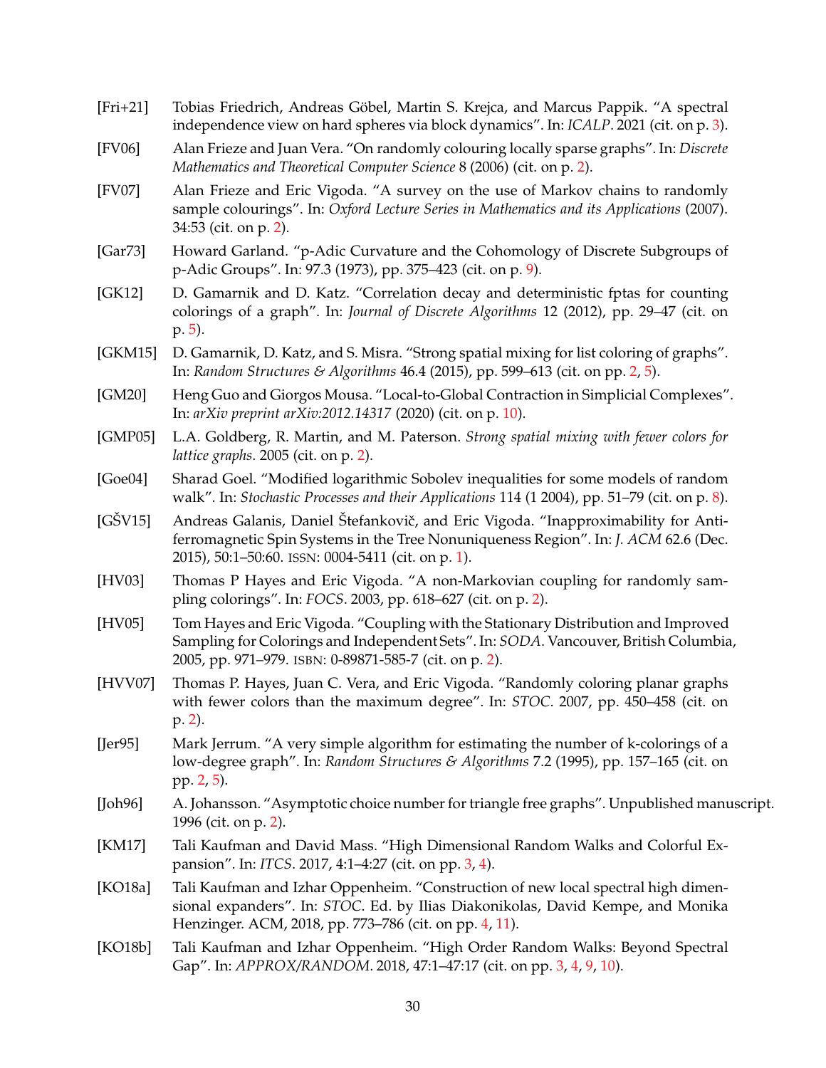[Fri+21] Tobias Friedrich, Andreas Göbel, Martin S. Krejca, and Marcus Pappik. "A spectral independence view on hard spheres via block dynamics". In: *ICALP*. 2021 (cit. on p. 3).

[FV06] Alan Frieze and Juan Vera. "On randomly colouring locally sparse graphs". In: *Discrete Mathematics and Theoretical Computer Science* 8 (2006) (cit. on p. 2).

[FV07] Alan Frieze and Eric Vigoda. "A survey on the use of Markov chains to randomly sample colourings". In: *Oxford Lecture Series in Mathematics and its Applications* (2007). 34:53 (cit. on p. 2).

[Gar73] Howard Garland. "p-Adic Curvature and the Cohomology of Discrete Subgroups of p-Adic Groups". In: 97.3 (1973), pp. 375–423 (cit. on p. 9).

[GK12] D. Gamarnik and D. Katz. "Correlation decay and deterministic fptas for counting colorings of a graph". In: *Journal of Discrete Algorithms* 12 (2012), pp. 29–47 (cit. on p. 5).

[GKM15] D. Gamarnik, D. Katz, and S. Misra. "Strong spatial mixing for list coloring of graphs". In: *Random Structures & Algorithms* 46.4 (2015), pp. 599–613 (cit. on pp. 2, 5).

[GM20] Heng Guo and Giorgos Mousa. "Local-to-Global Contraction in Simplicial Complexes". In: *arXiv preprint arXiv:2012.14317* (2020) (cit. on p. 10).

[GMP05] L.A. Goldberg, R. Martin, and M. Paterson. *Strong spatial mixing with fewer colors for lattice graphs*. 2005 (cit. on p. 2).

[Goe04] Sharad Goel. "Modified logarithmic Sobolev inequalities for some models of random walk". In: *Stochastic Processes and their Applications* 114 (1 2004), pp. 51–79 (cit. on p. 8).

[GŠV15] Andreas Galanis, Daniel Štefankovič, and Eric Vigoda. "Inapproximability for Antiferromagnetic Spin Systems in the Tree Nonuniqueness Region". In: *J. ACM* 62.6 (Dec. 2015), 50:1–50:60. ISSN: 0004-5411 (cit. on p. 1).

[HV03] Thomas P Hayes and Eric Vigoda. "A non-Markovian coupling for randomly sampling colorings". In: *FOCS*. 2003, pp. 618–627 (cit. on p. 2).

[HV05] Tom Hayes and Eric Vigoda. "Coupling with the Stationary Distribution and Improved Sampling for Colorings and Independent Sets". In: *SODA*. Vancouver, British Columbia, 2005, pp. 971–979. ISBN: 0-89871-585-7 (cit. on p. 2).

[HVV07] Thomas P. Hayes, Juan C. Vera, and Eric Vigoda. "Randomly coloring planar graphs with fewer colors than the maximum degree". In: *STOC*. 2007, pp. 450–458 (cit. on p. 2).

[Jer95] Mark Jerrum. "A very simple algorithm for estimating the number of k-colorings of a low-degree graph". In: *Random Structures & Algorithms* 7.2 (1995), pp. 157–165 (cit. on pp. 2, 5).

[Joh96] A. Johansson. "Asymptotic choice number for triangle free graphs". Unpublished manuscript. 1996 (cit. on p. 2).

[KM17] Tali Kaufman and David Mass. "High Dimensional Random Walks and Colorful Expansion". In: *ITCS*. 2017, 4:1–4:27 (cit. on pp. 3, 4).

[KO18a] Tali Kaufman and Izhar Oppenheim. "Construction of new local spectral high dimensional expanders". In: *STOC*. Ed. by Ilias Diakonikolas, David Kempe, and Monika Henzinger. ACM, 2018, pp. 773–786 (cit. on pp. 4, 11).

[KO18b] Tali Kaufman and Izhar Oppenheim. "High Order Random Walks: Beyond Spectral Gap". In: *APPROX/RANDOM*. 2018, 47:1–47:17 (cit. on pp. 3, 4, 9, 10).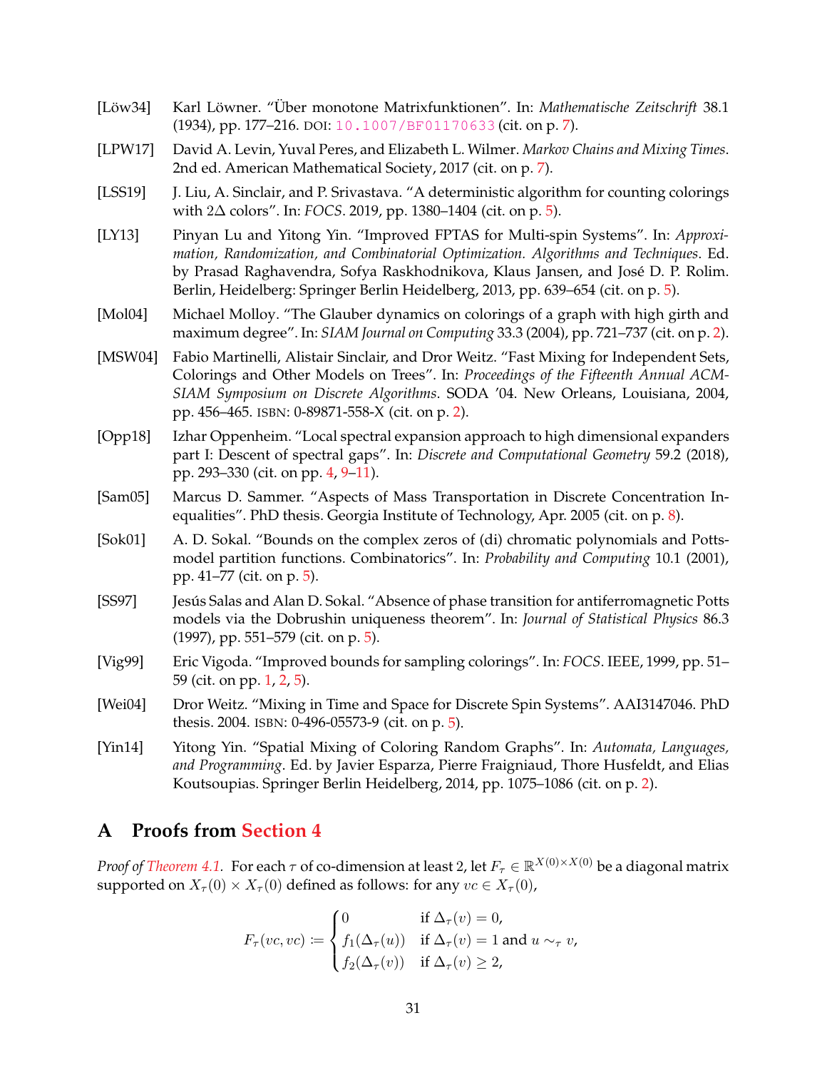[Löw34] Karl Löwner. "Über monotone Matrixfunktionen". In: *Mathematische Zeitschrift* 38.1 (1934), pp. 177–216. DOI: 10.1007/BF01170633 (cit. on p. 7).

[LPW17] David A. Levin, Yuval Peres, and Elizabeth L. Wilmer. *Markov Chains and Mixing Times*. 2nd ed. American Mathematical Society, 2017 (cit. on p. 7).

[LSS19] J. Liu, A. Sinclair, and P. Srivastava. "A deterministic algorithm for counting colorings with 2Δ colors". In: *FOCS*. 2019, pp. 1380–1404 (cit. on p. 5).

[LY13] Pinyan Lu and Yitong Yin. "Improved FPTAS for Multi-spin Systems". In: *Approximation, Randomization, and Combinatorial Optimization. Algorithms and Techniques*. Ed. by Prasad Raghavendra, Sofya Raskhodnikova, Klaus Jansen, and José D. P. Rolim. Berlin, Heidelberg: Springer Berlin Heidelberg, 2013, pp. 639–654 (cit. on p. 5).

[Mol04] Michael Molloy. "The Glauber dynamics on colorings of a graph with high girth and maximum degree". In: *SIAM Journal on Computing* 33.3 (2004), pp. 721–737 (cit. on p. 2).

[MSW04] Fabio Martinelli, Alistair Sinclair, and Dror Weitz. "Fast Mixing for Independent Sets, Colorings and Other Models on Trees". In: *Proceedings of the Fifteenth Annual ACM-SIAM Symposium on Discrete Algorithms*. SODA '04. New Orleans, Louisiana, 2004, pp. 456–465. ISBN: 0-89871-558-X (cit. on p. 2).

[Opp18] Izhar Oppenheim. "Local spectral expansion approach to high dimensional expanders part I: Descent of spectral gaps". In: *Discrete and Computational Geometry* 59.2 (2018), pp. 293–330 (cit. on pp. 4, 9–11).

[Sam05] Marcus D. Sammer. "Aspects of Mass Transportation in Discrete Concentration Inequalities". PhD thesis. Georgia Institute of Technology, Apr. 2005 (cit. on p. 8).

[Sok01] A. D. Sokal. "Bounds on the complex zeros of (di) chromatic polynomials and Potts-model partition functions. Combinatorics". In: *Probability and Computing* 10.1 (2001), pp. 41–77 (cit. on p. 5).

[SS97] Jesús Salas and Alan D. Sokal. "Absence of phase transition for antiferromagnetic Potts models via the Dobrushin uniqueness theorem". In: *Journal of Statistical Physics* 86.3 (1997), pp. 551–579 (cit. on p. 5).

[Vig99] Eric Vigoda. "Improved bounds for sampling colorings". In: *FOCS*. IEEE, 1999, pp. 51–59 (cit. on pp. 1, 2, 5).

[Wei04] Dror Weitz. "Mixing in Time and Space for Discrete Spin Systems". AAI3147046. PhD thesis. 2004. ISBN: 0-496-05573-9 (cit. on p. 5).

[Yin14] Yitong Yin. "Spatial Mixing of Coloring Random Graphs". In: *Automata, Languages, and Programming*. Ed. by Javier Esparza, Pierre Fraigniaud, Thore Husfeldt, and Elias Koutsoupias. Springer Berlin Heidelberg, 2014, pp. 1075–1086 (cit. on p. 2).

# A Proofs from Section 4

*Proof of Theorem 4.1.* For each $\tau$ of co-dimension at least 2, let $F_\tau \in \mathbb{R}^{X(0)\times X(0)}$ be a diagonal matrix supported on $X_\tau(0) \times X_\tau(0)$ defined as follows: for any $vc \in X_\tau(0)$,

$$F_\tau(vc, vc) \coloneqq \begin{cases} 0 & \text{if } \Delta_\tau(v) = 0, \\ f_1(\Delta_\tau(u)) & \text{if } \Delta_\tau(v) = 1 \text{ and } u \sim_\tau v, \\ f_2(\Delta_\tau(v)) & \text{if } \Delta_\tau(v) \geq 2, \end{cases}$$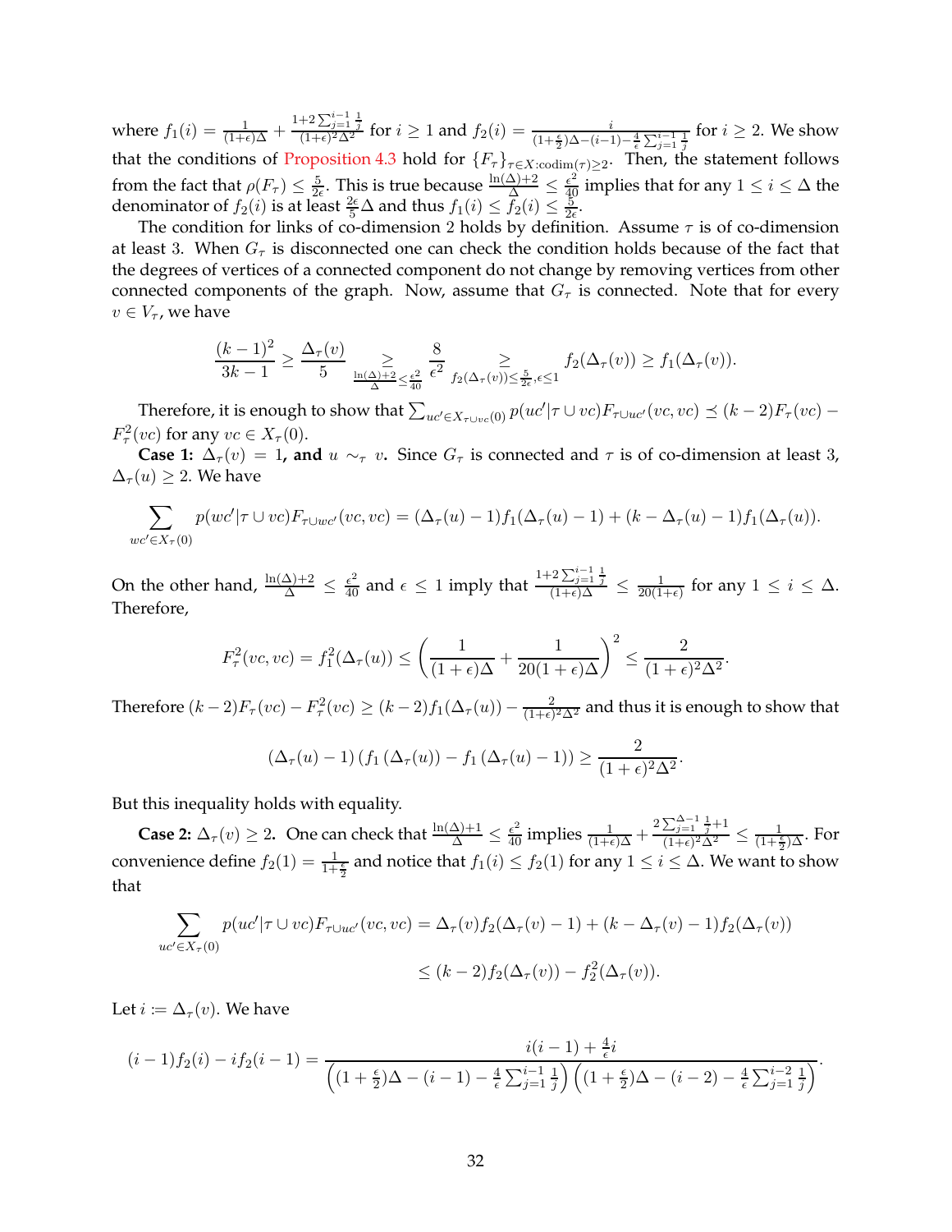where $f_1(i) = \frac{1}{(1+\epsilon)\Delta} + \frac{1+2\sum_{j=1}^{i-1}\frac{1}{j}}{(1+\epsilon)^2\Delta^2}$ for $i \geq 1$ and $f_2(i) = \frac{i}{(1+\frac{\epsilon}{2})\Delta - (i-1) - \frac{4}{\epsilon}\sum_{j=1}^{i-1}\frac{1}{j}}$ for $i \geq 2$. We show that the conditions of Proposition 4.3 hold for $\{F_\tau\}_{\tau \in X:\text{codim}(\tau)\geq 2}$. Then, the statement follows from the fact that $\rho(F_\tau) \leq \frac{5}{2\epsilon}$. This is true because $\frac{\ln(\Delta)+2}{\Delta} \leq \frac{\epsilon^2}{40}$ implies that for any $1 \leq i \leq \Delta$ the denominator of $f_2(i)$ is at least $\frac{2\epsilon}{5}\Delta$ and thus $f_1(i) \leq f_2(i) \leq \frac{5}{2\epsilon}$.

The condition for links of co-dimension 2 holds by definition. Assume $\tau$ is of co-dimension at least 3. When $G_\tau$ is disconnected one can check the condition holds because of the fact that the degrees of vertices of a connected component do not change by removing vertices from other connected components of the graph. Now, assume that $G_\tau$ is connected. Note that for every $v \in V_\tau$, we have

$$\frac{(k-1)^2}{3k-1} \geq \frac{\Delta_\tau(v)}{5} \underset{\frac{\ln(\Delta)+2}{\Delta}\leq\frac{\epsilon^2}{40}}{\geq} \frac{8}{\epsilon^2} \underset{f_2(\Delta_\tau(v))\leq\frac{5}{2\epsilon},\epsilon\leq 1}{\geq} f_2(\Delta_\tau(v)) \geq f_1(\Delta_\tau(v)).$$

Therefore, it is enough to show that $\sum_{uc' \in X_{\tau\cup vc}(0)} p(uc'|\tau \cup vc) F_{\tau\cup uc'}(vc, vc) \preceq (k-2)F_\tau(vc) - F_\tau^2(vc)$ for any $vc \in X_\tau(0)$.

**Case 1:** $\Delta_\tau(v) = 1$**, and** $u \sim_\tau v$**.** Since $G_\tau$ is connected and $\tau$ is of co-dimension at least 3, $\Delta_\tau(u) \geq 2$. We have

$$\sum_{wc' \in X_\tau(0)} p(wc'|\tau \cup vc) F_{\tau\cup wc'}(vc, vc) = (\Delta_\tau(u) - 1) f_1(\Delta_\tau(u) - 1) + (k - \Delta_\tau(u) - 1) f_1(\Delta_\tau(u)).$$

On the other hand, $\frac{\ln(\Delta)+2}{\Delta} \leq \frac{\epsilon^2}{40}$ and $\epsilon \leq 1$ imply that $\frac{1+2\sum_{j=1}^{i-1}\frac{1}{j}}{(1+\epsilon)\Delta} \leq \frac{1}{20(1+\epsilon)}$ for any $1 \leq i \leq \Delta$. Therefore,

$$F_\tau^2(vc, vc) = f_1^2(\Delta_\tau(u)) \leq \left(\frac{1}{(1+\epsilon)\Delta} + \frac{1}{20(1+\epsilon)\Delta}\right)^2 \leq \frac{2}{(1+\epsilon)^2\Delta^2}.$$

Therefore $(k-2)F_\tau(vc) - F_\tau^2(vc) \geq (k-2)f_1(\Delta_\tau(u)) - \frac{2}{(1+\epsilon)^2\Delta^2}$ and thus it is enough to show that

$$(\Delta_\tau(u) - 1)\left(f_1\left(\Delta_\tau(u)\right) - f_1\left(\Delta_\tau(u) - 1\right)\right) \geq \frac{2}{(1+\epsilon)^2\Delta^2}.$$

But this inequality holds with equality.

**Case 2:** $\Delta_\tau(v) \geq 2$**.** One can check that $\frac{\ln(\Delta)+1}{\Delta} \leq \frac{\epsilon^2}{40}$ implies $\frac{1}{(1+\epsilon)\Delta} + \frac{2\sum_{j=1}^{\Delta-1}\frac{1}{j}+1}{(1+\epsilon)^2\Delta^2} \leq \frac{1}{(1+\frac{\epsilon}{2})\Delta}$. For convenience define $f_2(1) = \frac{1}{1+\frac{\epsilon}{2}}$ and notice that $f_1(i) \leq f_2(1)$ for any $1 \leq i \leq \Delta$. We want to show that

$$\begin{aligned}\sum_{uc' \in X_\tau(0)} p(uc'|\tau \cup vc) F_{\tau\cup uc'}(vc, vc) &= \Delta_\tau(v) f_2(\Delta_\tau(v) - 1) + (k - \Delta_\tau(v) - 1) f_2(\Delta_\tau(v)) \\ &\leq (k-2) f_2(\Delta_\tau(v)) - f_2^2(\Delta_\tau(v)).\end{aligned}$$

Let $i := \Delta_\tau(v)$. We have

$$(i-1)f_2(i) - i f_2(i-1) = \frac{i(i-1) + \frac{4}{\epsilon}i}{\left((1+\frac{\epsilon}{2})\Delta - (i-1) - \frac{4}{\epsilon}\sum_{j=1}^{i-1}\frac{1}{j}\right)\left((1+\frac{\epsilon}{2})\Delta - (i-2) - \frac{4}{\epsilon}\sum_{j=1}^{i-2}\frac{1}{j}\right)}.$$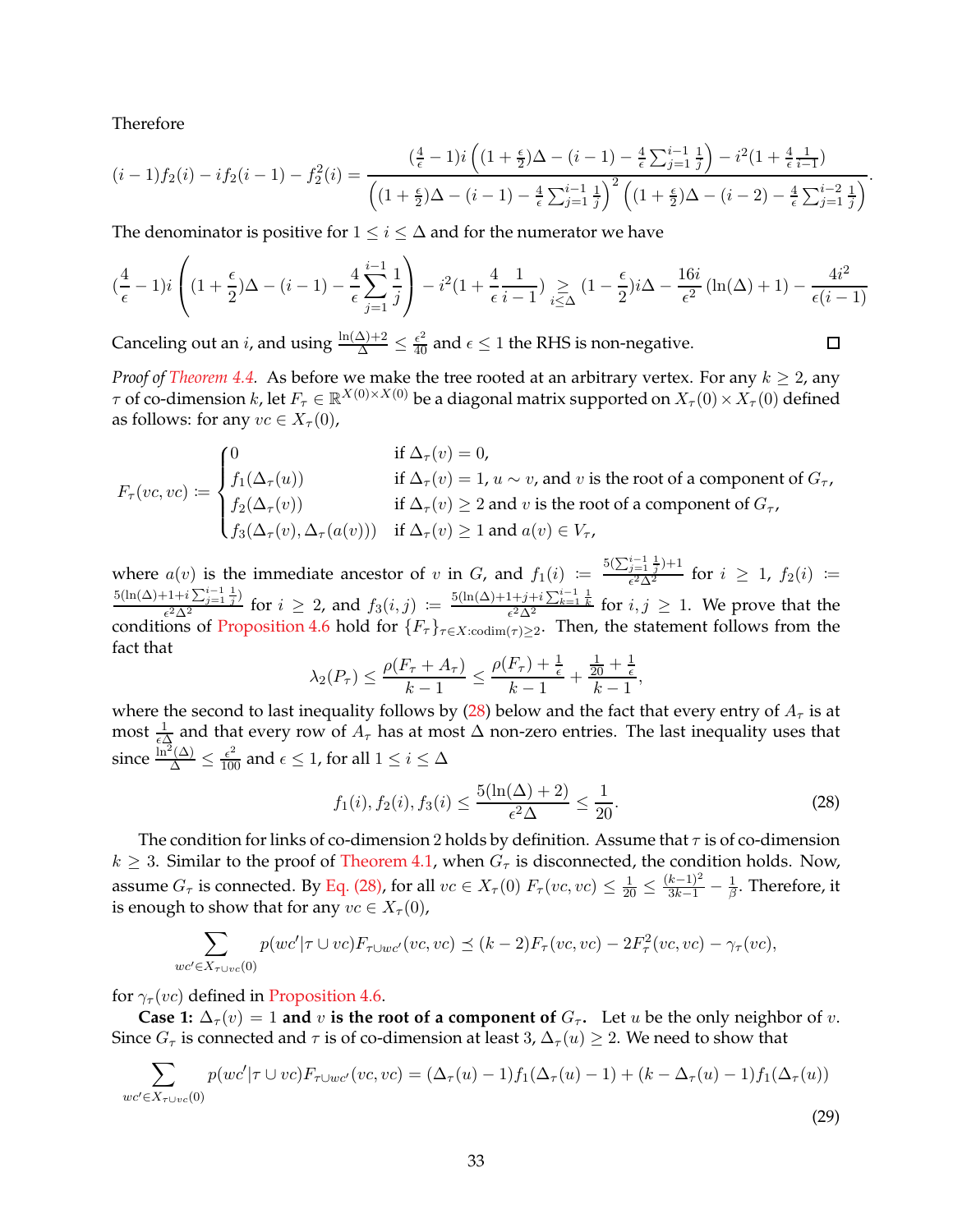Therefore

$$(i-1)f_2(i) - if_2(i-1) - f_2^2(i) = \frac{(\frac{4}{\epsilon}-1)i\left((1+\frac{\epsilon}{2})\Delta - (i-1) - \frac{4}{\epsilon}\sum_{j=1}^{i-1}\frac{1}{j}\right) - i^2(1+\frac{4}{\epsilon}\frac{1}{i-1})}{\left((1+\frac{\epsilon}{2})\Delta - (i-1) - \frac{4}{\epsilon}\sum_{j=1}^{i-1}\frac{1}{j}\right)^2\left((1+\frac{\epsilon}{2})\Delta - (i-2) - \frac{4}{\epsilon}\sum_{j=1}^{i-2}\frac{1}{j}\right)}.$$

The denominator is positive for $1 \le i \le \Delta$ and for the numerator we have

$$(\frac{4}{\epsilon}-1)i\left((1+\frac{\epsilon}{2})\Delta - (i-1) - \frac{4}{\epsilon}\sum_{j=1}^{i-1}\frac{1}{j}\right) - i^2(1+\frac{4}{\epsilon}\frac{1}{i-1}) \underset{i\le\Delta}{\ge} (1-\frac{\epsilon}{2})i\Delta - \frac{16i}{\epsilon^2}(\ln(\Delta)+1) - \frac{4i^2}{\epsilon(i-1)}$$

Canceling out an $i$, and using $\frac{\ln(\Delta)+2}{\Delta} \le \frac{\epsilon^2}{40}$ and $\epsilon \le 1$ the RHS is non-negative. □

*Proof of Theorem 4.4.* As before we make the tree rooted at an arbitrary vertex. For any $k \ge 2$, any $\tau$ of co-dimension $k$, let $F_\tau \in \mathbb{R}^{X(0)\times X(0)}$ be a diagonal matrix supported on $X_\tau(0) \times X_\tau(0)$ defined as follows: for any $vc \in X_\tau(0)$,

$$F_\tau(vc, vc) := \begin{cases} 0 & \text{if } \Delta_\tau(v) = 0, \\ f_1(\Delta_\tau(u)) & \text{if } \Delta_\tau(v) = 1,\ u \sim v, \text{ and } v \text{ is the root of a component of } G_\tau, \\ f_2(\Delta_\tau(v)) & \text{if } \Delta_\tau(v) \ge 2 \text{ and } v \text{ is the root of a component of } G_\tau, \\ f_3(\Delta_\tau(v), \Delta_\tau(a(v))) & \text{if } \Delta_\tau(v) \ge 1 \text{ and } a(v) \in V_\tau, \end{cases}$$

where $a(v)$ is the immediate ancestor of $v$ in $G$, and $f_1(i) := \frac{5(\sum_{j=1}^{i-1}\frac{1}{j})+1}{\epsilon^2\Delta^2}$ for $i \ge 1$, $f_2(i) := \frac{5(\ln(\Delta)+1+i\sum_{j=1}^{i-1}\frac{1}{j})}{\epsilon^2\Delta^2}$ for $i \ge 2$, and $f_3(i,j) := \frac{5(\ln(\Delta)+1+j+i\sum_{k=1}^{i-1}\frac{1}{k}}{\epsilon^2\Delta^2}$ for $i, j \ge 1$. We prove that the conditions of Proposition 4.6 hold for $\{F_\tau\}_{\tau\in X:\mathrm{codim}(\tau)\ge 2}$. Then, the statement follows from the fact that

$$\lambda_2(P_\tau) \le \frac{\rho(F_\tau + A_\tau)}{k-1} \le \frac{\rho(F_\tau) + \frac{1}{\epsilon}}{k-1} \le \frac{\frac{1}{20}+\frac{1}{\epsilon}}{k-1},$$

where the second to last inequality follows by (28) below and the fact that every entry of $A_\tau$ is at most $\frac{1}{\epsilon\Delta}$ and that every row of $A_\tau$ has at most $\Delta$ non-zero entries. The last inequality uses that since $\frac{\ln^2(\Delta)}{\Delta} \le \frac{\epsilon^2}{100}$ and $\epsilon \le 1$, for all $1 \le i \le \Delta$

$$f_1(i), f_2(i), f_3(i) \le \frac{5(\ln(\Delta)+2)}{\epsilon^2\Delta} \le \frac{1}{20}. \tag{28}$$

The condition for links of co-dimension 2 holds by definition. Assume that $\tau$ is of co-dimension $k \ge 3$. Similar to the proof of Theorem 4.1, when $G_\tau$ is disconnected, the condition holds. Now, assume $G_\tau$ is connected. By Eq. (28), for all $vc \in X_\tau(0)$ $F_\tau(vc,vc) \le \frac{1}{20} \le \frac{(k-1)^2}{3k-1} - \frac{1}{\beta}$. Therefore, it is enough to show that for any $vc \in X_\tau(0)$,

$$\sum_{wc' \in X_{\tau\cup vc}(0)} p(wc'|\tau \cup vc) F_{\tau\cup wc'}(vc,vc) \preceq (k-2)F_\tau(vc,vc) - 2F_\tau^2(vc,vc) - \gamma_\tau(vc),$$

for $\gamma_\tau(vc)$ defined in Proposition 4.6.

**Case 1: $\Delta_\tau(v) = 1$ and $v$ is the root of a component of $G_\tau$.** Let $u$ be the only neighbor of $v$. Since $G_\tau$ is connected and $\tau$ is of co-dimension at least 3, $\Delta_\tau(u) \ge 2$. We need to show that

$$\sum_{wc' \in X_{\tau\cup vc}(0)} p(wc'|\tau \cup vc) F_{\tau\cup wc'}(vc,vc) = (\Delta_\tau(u)-1)f_1(\Delta_\tau(u)-1) + (k-\Delta_\tau(u)-1)f_1(\Delta_\tau(u)) \tag{29}$$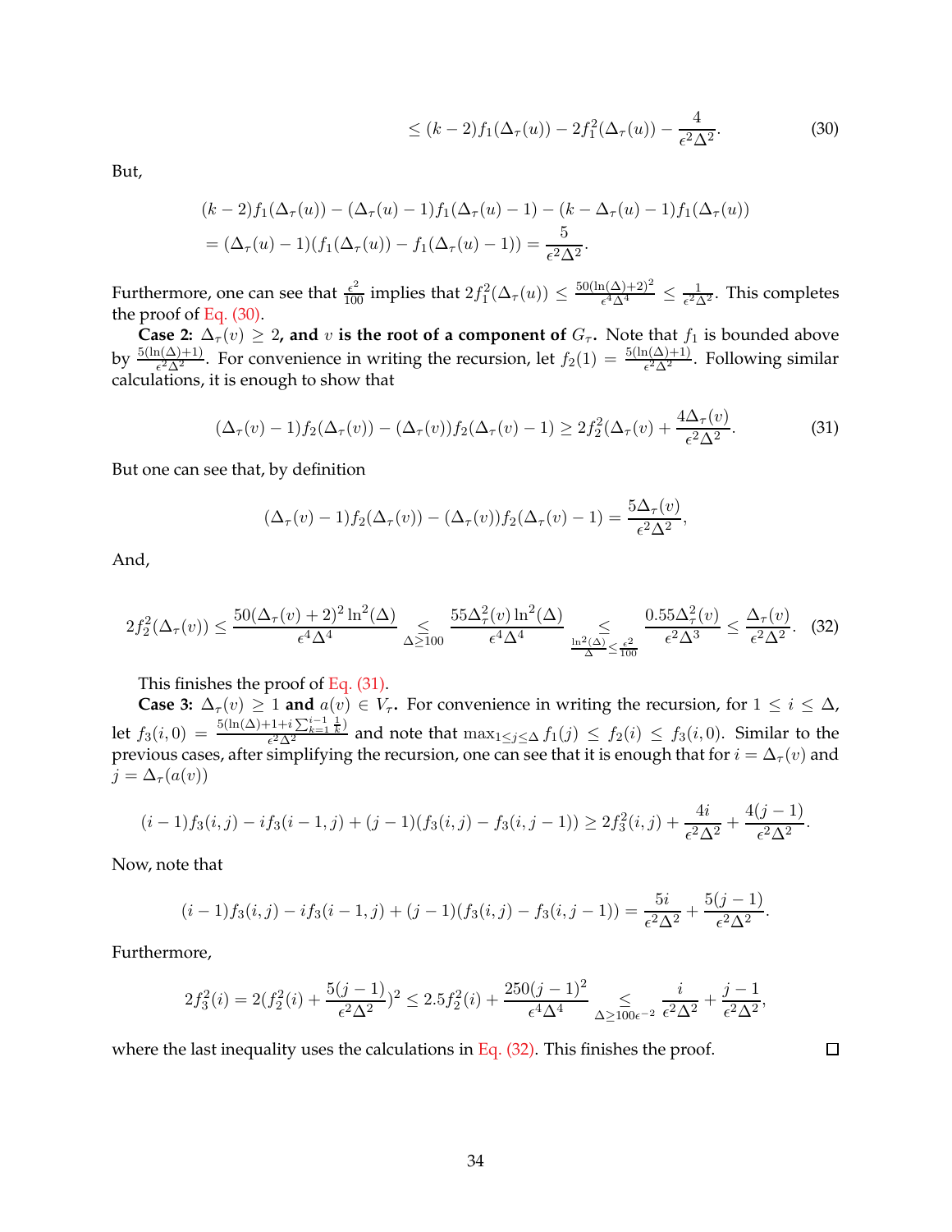$$\leq (k-2)f_1(\Delta_\tau(u)) - 2f_1^2(\Delta_\tau(u)) - \frac{4}{\epsilon^2\Delta^2}. \tag{30}$$

But,

$$(k-2)f_1(\Delta_\tau(u)) - (\Delta_\tau(u)-1)f_1(\Delta_\tau(u)-1) - (k-\Delta_\tau(u)-1)f_1(\Delta_\tau(u))$$
$$= (\Delta_\tau(u)-1)(f_1(\Delta_\tau(u)) - f_1(\Delta_\tau(u)-1)) = \frac{5}{\epsilon^2\Delta^2}.$$

Furthermore, one can see that $\frac{\epsilon^2}{100}$ implies that $2f_1^2(\Delta_\tau(u)) \leq \frac{50(\ln(\Delta)+2)^2}{\epsilon^4\Delta^4} \leq \frac{1}{\epsilon^2\Delta^2}$. This completes the proof of Eq. (30).

**Case 2: $\Delta_\tau(v) \geq 2$, and $v$ is the root of a component of $G_\tau$.** Note that $f_1$ is bounded above by $\frac{5(\ln(\Delta)+1)}{\epsilon^2\Delta^2}$. For convenience in writing the recursion, let $f_2(1) = \frac{5(\ln(\Delta)+1)}{\epsilon^2\Delta^2}$. Following similar calculations, it is enough to show that

$$(\Delta_\tau(v)-1)f_2(\Delta_\tau(v)) - (\Delta_\tau(v))f_2(\Delta_\tau(v)-1) \geq 2f_2^2(\Delta_\tau(v) + \frac{4\Delta_\tau(v)}{\epsilon^2\Delta^2}. \tag{31}$$

But one can see that, by definition

$$(\Delta_\tau(v)-1)f_2(\Delta_\tau(v)) - (\Delta_\tau(v))f_2(\Delta_\tau(v)-1) = \frac{5\Delta_\tau(v)}{\epsilon^2\Delta^2},$$

And,

$$2f_2^2(\Delta_\tau(v)) \leq \frac{50(\Delta_\tau(v)+2)^2\ln^2(\Delta)}{\epsilon^4\Delta^4} \underset{\Delta\geq 100}{\leq} \frac{55\Delta_\tau^2(v)\ln^2(\Delta)}{\epsilon^4\Delta^4} \underset{\frac{\ln^2(\Delta)}{\Delta}\leq\frac{\epsilon^2}{100}}{\leq} \frac{0.55\Delta_\tau^2(v)}{\epsilon^2\Delta^3} \leq \frac{\Delta_\tau(v)}{\epsilon^2\Delta^2}. \tag{32}$$

This finishes the proof of Eq. (31).

**Case 3: $\Delta_\tau(v) \geq 1$ and $a(v) \in V_\tau$.** For convenience in writing the recursion, for $1 \leq i \leq \Delta$, let $f_3(i,0) = \frac{5(\ln(\Delta)+1+i\sum_{k=1}^{i-1}\frac{1}{k})}{\epsilon^2\Delta^2}$ and note that $\max_{1\leq j\leq\Delta} f_1(j) \leq f_2(i) \leq f_3(i,0)$. Similar to the previous cases, after simplifying the recursion, one can see that it is enough that for $i = \Delta_\tau(v)$ and $j = \Delta_\tau(a(v))$

$$(i-1)f_3(i,j) - if_3(i-1,j) + (j-1)(f_3(i,j) - f_3(i,j-1)) \geq 2f_3^2(i,j) + \frac{4i}{\epsilon^2\Delta^2} + \frac{4(j-1)}{\epsilon^2\Delta^2}.$$

Now, note that

$$(i-1)f_3(i,j) - if_3(i-1,j) + (j-1)(f_3(i,j) - f_3(i,j-1)) = \frac{5i}{\epsilon^2\Delta^2} + \frac{5(j-1)}{\epsilon^2\Delta^2}.$$

Furthermore,

$$2f_3^2(i) = 2(f_2^2(i) + \frac{5(j-1)}{\epsilon^2\Delta^2})^2 \leq 2.5f_2^2(i) + \frac{250(j-1)^2}{\epsilon^4\Delta^4} \underset{\Delta\geq 100\epsilon^{-2}}{\leq} \frac{i}{\epsilon^2\Delta^2} + \frac{j-1}{\epsilon^2\Delta^2},$$

where the last inequality uses the calculations in Eq. (32). This finishes the proof. □